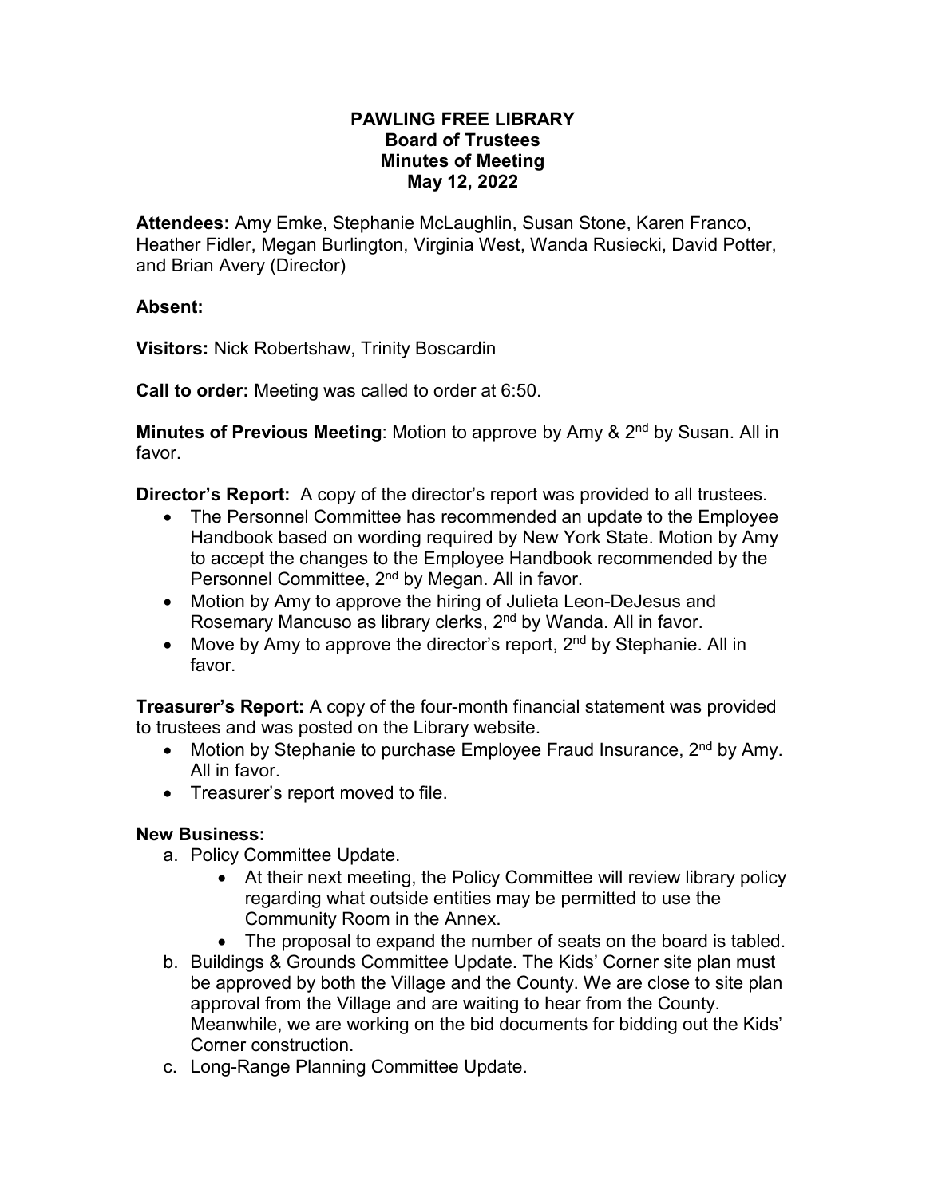# PAWLING FREE LIBRARY
## Board of Trustees
## Minutes of Meeting
## May 12, 2022

**Attendees:** Amy Emke, Stephanie McLaughlin, Susan Stone, Karen Franco, Heather Fidler, Megan Burlington, Virginia West, Wanda Rusiecki, David Potter, and Brian Avery (Director)

**Absent:**

**Visitors:** Nick Robertshaw, Trinity Boscardin

**Call to order:** Meeting was called to order at 6:50.

**Minutes of Previous Meeting**: Motion to approve by Amy & 2nd by Susan. All in favor.

**Director's Report:** A copy of the director's report was provided to all trustees.

- The Personnel Committee has recommended an update to the Employee Handbook based on wording required by New York State. Motion by Amy to accept the changes to the Employee Handbook recommended by the Personnel Committee, 2nd by Megan. All in favor.
- Motion by Amy to approve the hiring of Julieta Leon-DeJesus and Rosemary Mancuso as library clerks, 2nd by Wanda. All in favor.
- Move by Amy to approve the director's report, 2nd by Stephanie. All in favor.

**Treasurer's Report:** A copy of the four-month financial statement was provided to trustees and was posted on the Library website.

- Motion by Stephanie to purchase Employee Fraud Insurance, 2nd by Amy. All in favor.
- Treasurer's report moved to file.

**New Business:**

a. Policy Committee Update.
   - At their next meeting, the Policy Committee will review library policy regarding what outside entities may be permitted to use the Community Room in the Annex.
   - The proposal to expand the number of seats on the board is tabled.

b. Buildings & Grounds Committee Update. The Kids' Corner site plan must be approved by both the Village and the County. We are close to site plan approval from the Village and are waiting to hear from the County. Meanwhile, we are working on the bid documents for bidding out the Kids' Corner construction.

c. Long-Range Planning Committee Update.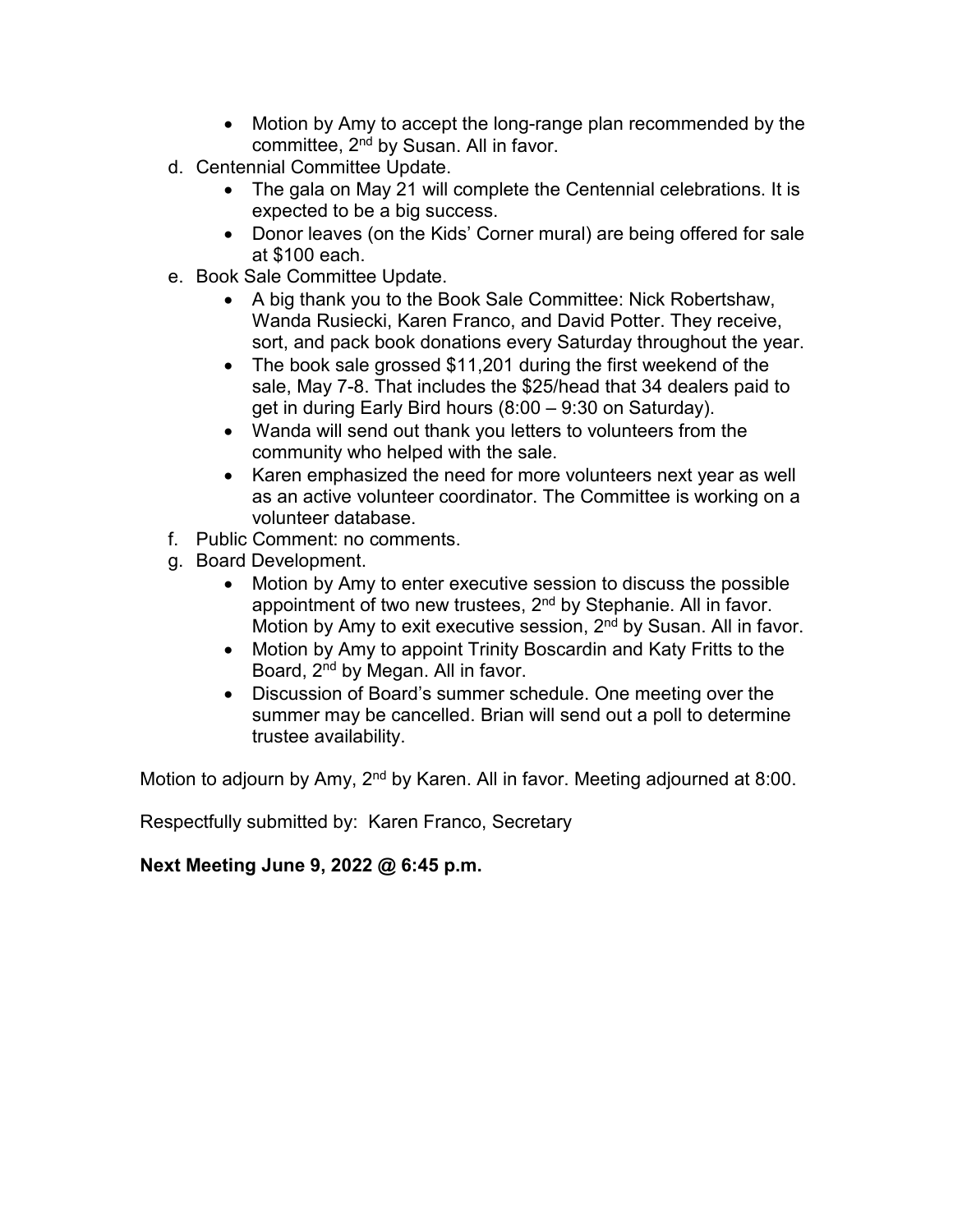- Motion by Amy to accept the long-range plan recommended by the committee, 2nd by Susan. All in favor.

d. Centennial Committee Update.
- The gala on May 21 will complete the Centennial celebrations. It is expected to be a big success.
- Donor leaves (on the Kids' Corner mural) are being offered for sale at $100 each.

e. Book Sale Committee Update.
- A big thank you to the Book Sale Committee: Nick Robertshaw, Wanda Rusiecki, Karen Franco, and David Potter. They receive, sort, and pack book donations every Saturday throughout the year.
- The book sale grossed $11,201 during the first weekend of the sale, May 7-8. That includes the $25/head that 34 dealers paid to get in during Early Bird hours (8:00 – 9:30 on Saturday).
- Wanda will send out thank you letters to volunteers from the community who helped with the sale.
- Karen emphasized the need for more volunteers next year as well as an active volunteer coordinator. The Committee is working on a volunteer database.

f. Public Comment: no comments.

g. Board Development.
- Motion by Amy to enter executive session to discuss the possible appointment of two new trustees, 2nd by Stephanie. All in favor. Motion by Amy to exit executive session, 2nd by Susan. All in favor.
- Motion by Amy to appoint Trinity Boscardin and Katy Fritts to the Board, 2nd by Megan. All in favor.
- Discussion of Board's summer schedule. One meeting over the summer may be cancelled. Brian will send out a poll to determine trustee availability.

Motion to adjourn by Amy, 2nd by Karen. All in favor. Meeting adjourned at 8:00.

Respectfully submitted by: Karen Franco, Secretary

**Next Meeting June 9, 2022 @ 6:45 p.m.**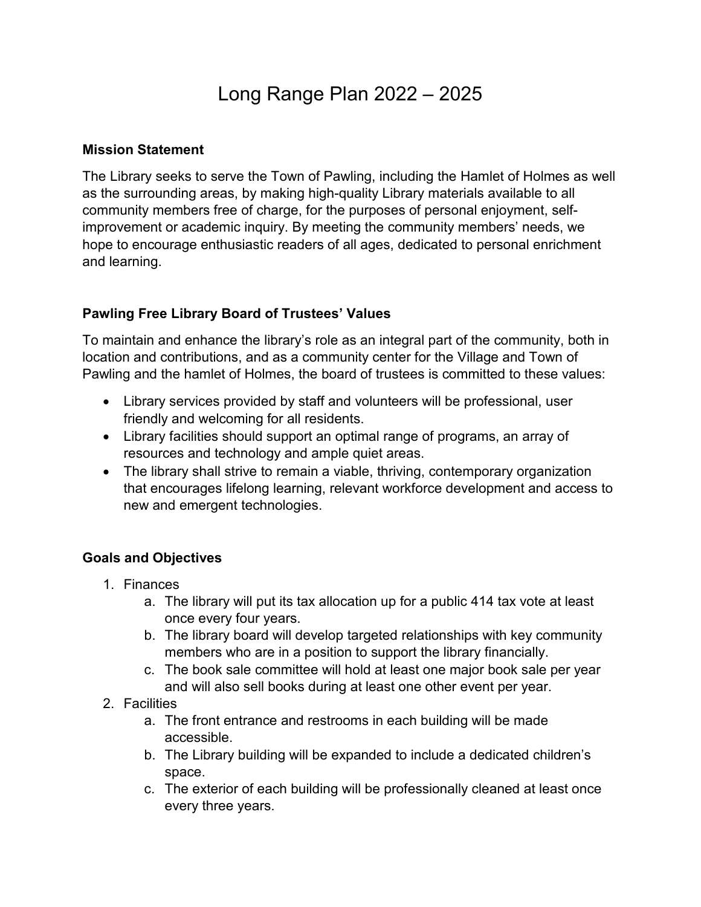# Long Range Plan 2022 – 2025

**Mission Statement**

The Library seeks to serve the Town of Pawling, including the Hamlet of Holmes as well as the surrounding areas, by making high-quality Library materials available to all community members free of charge, for the purposes of personal enjoyment, self-improvement or academic inquiry. By meeting the community members' needs, we hope to encourage enthusiastic readers of all ages, dedicated to personal enrichment and learning.

**Pawling Free Library Board of Trustees' Values**

To maintain and enhance the library's role as an integral part of the community, both in location and contributions, and as a community center for the Village and Town of Pawling and the hamlet of Holmes, the board of trustees is committed to these values:

- Library services provided by staff and volunteers will be professional, user friendly and welcoming for all residents.
- Library facilities should support an optimal range of programs, an array of resources and technology and ample quiet areas.
- The library shall strive to remain a viable, thriving, contemporary organization that encourages lifelong learning, relevant workforce development and access to new and emergent technologies.

**Goals and Objectives**

1. Finances
    a. The library will put its tax allocation up for a public 414 tax vote at least once every four years.
    b. The library board will develop targeted relationships with key community members who are in a position to support the library financially.
    c. The book sale committee will hold at least one major book sale per year and will also sell books during at least one other event per year.
2. Facilities
    a. The front entrance and restrooms in each building will be made accessible.
    b. The Library building will be expanded to include a dedicated children's space.
    c. The exterior of each building will be professionally cleaned at least once every three years.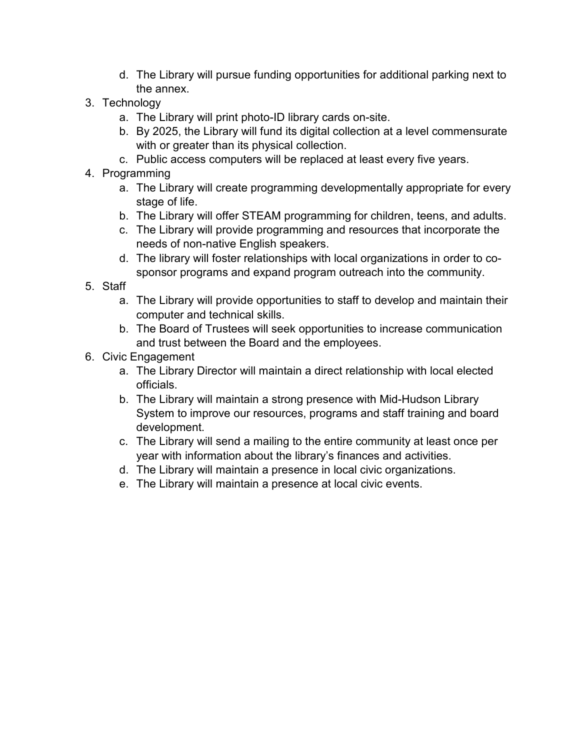d. The Library will pursue funding opportunities for additional parking next to the annex.

3. Technology
    a. The Library will print photo-ID library cards on-site.
    b. By 2025, the Library will fund its digital collection at a level commensurate with or greater than its physical collection.
    c. Public access computers will be replaced at least every five years.
4. Programming
    a. The Library will create programming developmentally appropriate for every stage of life.
    b. The Library will offer STEAM programming for children, teens, and adults.
    c. The Library will provide programming and resources that incorporate the needs of non-native English speakers.
    d. The library will foster relationships with local organizations in order to co-sponsor programs and expand program outreach into the community.
5. Staff
    a. The Library will provide opportunities to staff to develop and maintain their computer and technical skills.
    b. The Board of Trustees will seek opportunities to increase communication and trust between the Board and the employees.
6. Civic Engagement
    a. The Library Director will maintain a direct relationship with local elected officials.
    b. The Library will maintain a strong presence with Mid-Hudson Library System to improve our resources, programs and staff training and board development.
    c. The Library will send a mailing to the entire community at least once per year with information about the library's finances and activities.
    d. The Library will maintain a presence in local civic organizations.
    e. The Library will maintain a presence at local civic events.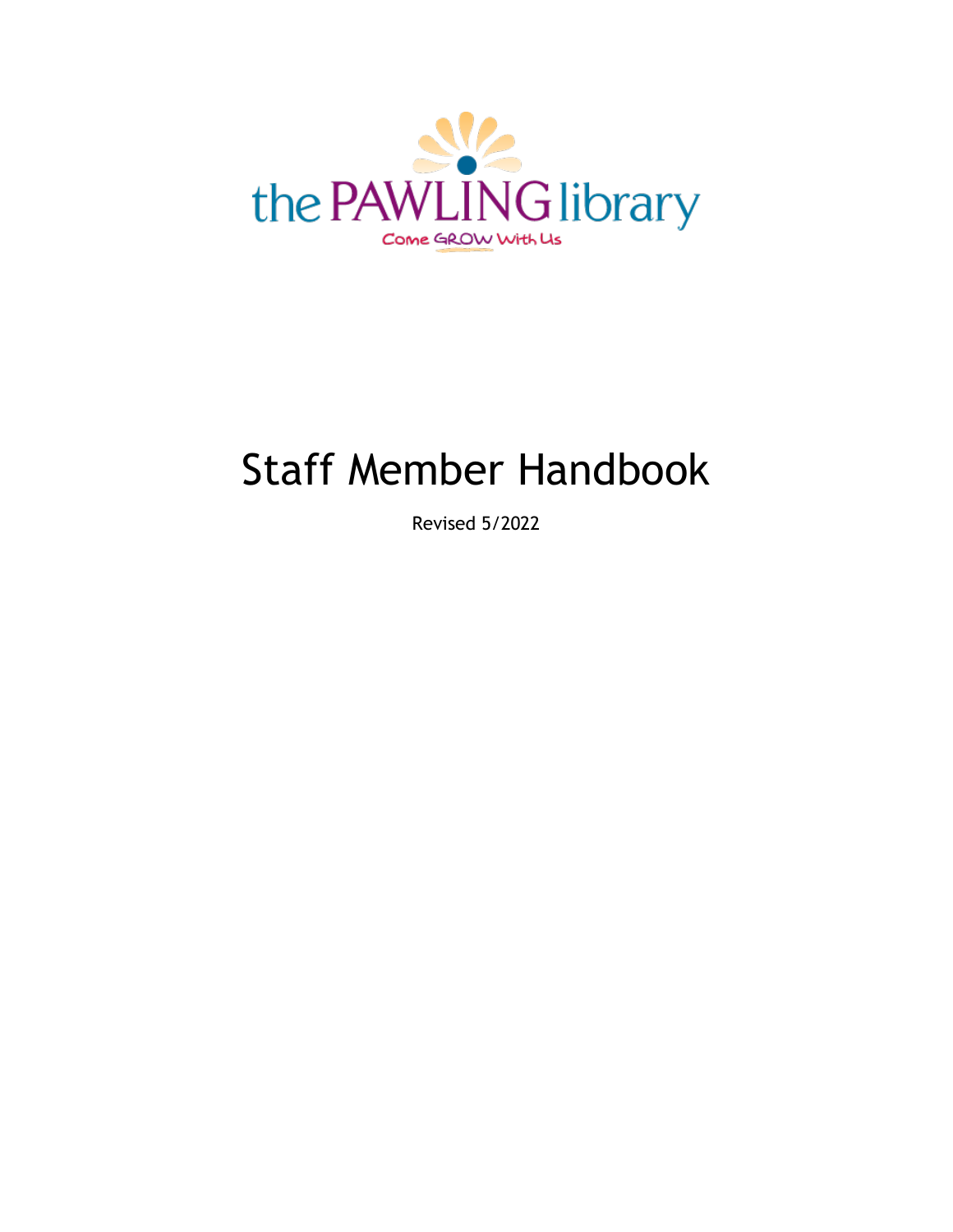the PAWLING library

Come GROW With Us

# Staff Member Handbook

Revised 5/2022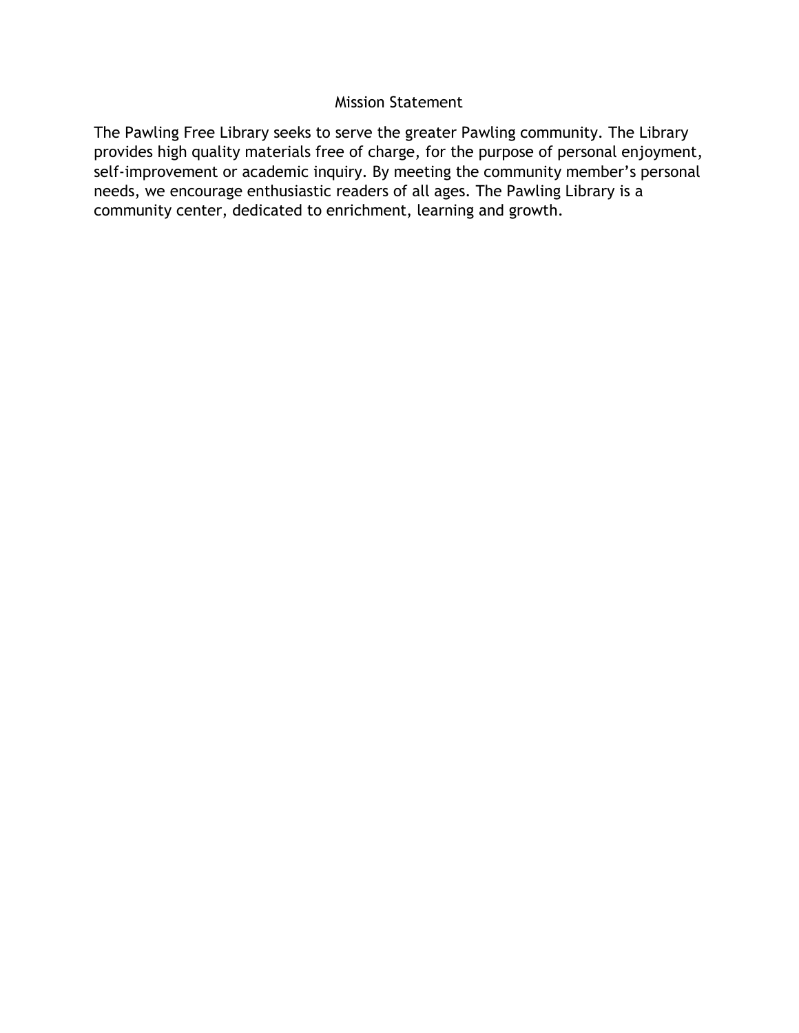## Mission Statement

The Pawling Free Library seeks to serve the greater Pawling community. The Library provides high quality materials free of charge, for the purpose of personal enjoyment, self-improvement or academic inquiry. By meeting the community member's personal needs, we encourage enthusiastic readers of all ages. The Pawling Library is a community center, dedicated to enrichment, learning and growth.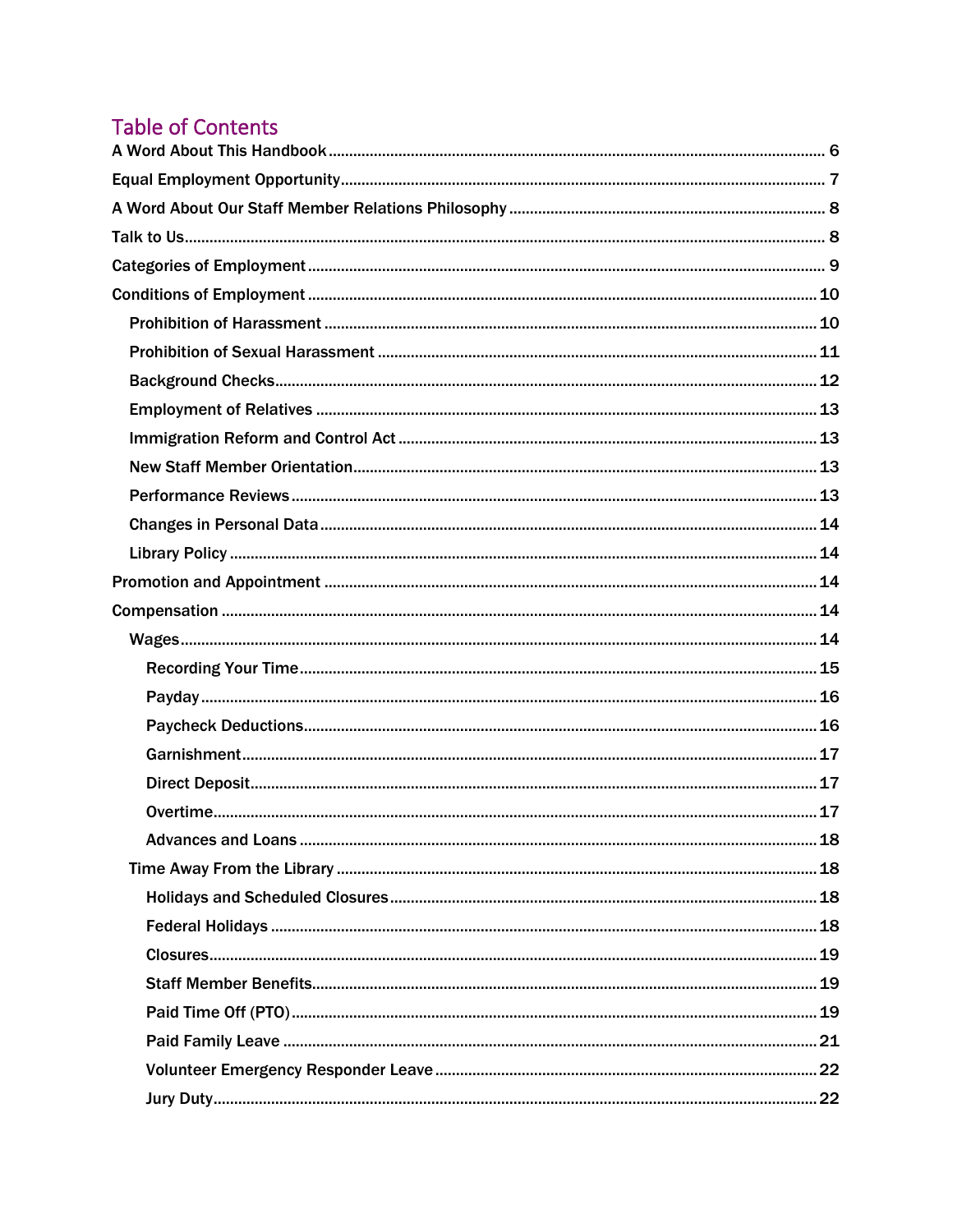# Table of Contents

- A Word About This Handbook ........ 6
- Equal Employment Opportunity ........ 7
- A Word About Our Staff Member Relations Philosophy ........ 8
- Talk to Us ........ 8
- Categories of Employment ........ 9
- Conditions of Employment ........ 10
  - Prohibition of Harassment ........ 10
  - Prohibition of Sexual Harassment ........ 11
  - Background Checks ........ 12
  - Employment of Relatives ........ 13
  - Immigration Reform and Control Act ........ 13
  - New Staff Member Orientation ........ 13
  - Performance Reviews ........ 13
  - Changes in Personal Data ........ 14
  - Library Policy ........ 14
- Promotion and Appointment ........ 14
- Compensation ........ 14
  - Wages ........ 14
    - Recording Your Time ........ 15
    - Payday ........ 16
    - Paycheck Deductions ........ 16
    - Garnishment ........ 17
    - Direct Deposit ........ 17
    - Overtime ........ 17
    - Advances and Loans ........ 18
  - Time Away From the Library ........ 18
    - Holidays and Scheduled Closures ........ 18
    - Federal Holidays ........ 18
    - Closures ........ 19
    - Staff Member Benefits ........ 19
    - Paid Time Off (PTO) ........ 19
    - Paid Family Leave ........ 21
    - Volunteer Emergency Responder Leave ........ 22
    - Jury Duty ........ 22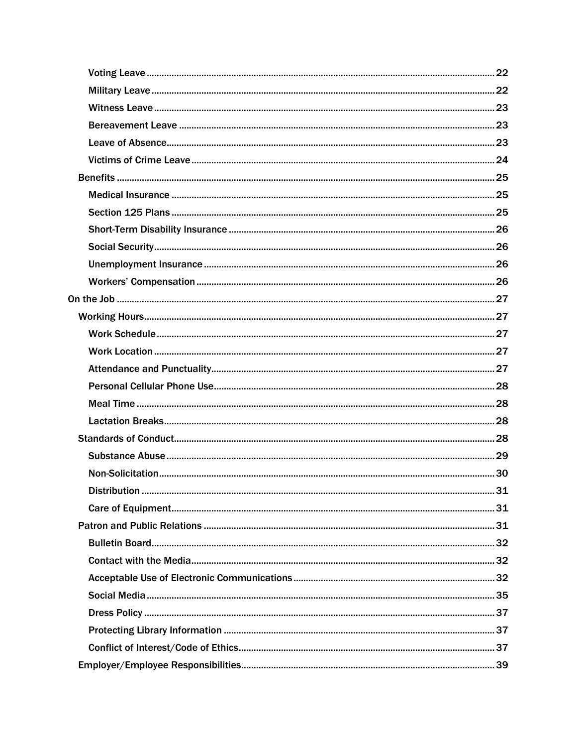- Voting Leave ........ 22
- Military Leave ........ 22
- Witness Leave ........ 23
- Bereavement Leave ........ 23
- Leave of Absence ........ 23
- Victims of Crime Leave ........ 24

Benefits ........ 25

- Medical Insurance ........ 25
- Section 125 Plans ........ 25
- Short-Term Disability Insurance ........ 26
- Social Security ........ 26
- Unemployment Insurance ........ 26
- Workers' Compensation ........ 26

On the Job ........ 27

Working Hours ........ 27

- Work Schedule ........ 27
- Work Location ........ 27
- Attendance and Punctuality ........ 27
- Personal Cellular Phone Use ........ 28
- Meal Time ........ 28
- Lactation Breaks ........ 28

Standards of Conduct ........ 28

- Substance Abuse ........ 29
- Non-Solicitation ........ 30
- Distribution ........ 31
- Care of Equipment ........ 31

Patron and Public Relations ........ 31

- Bulletin Board ........ 32
- Contact with the Media ........ 32
- Acceptable Use of Electronic Communications ........ 32
- Social Media ........ 35
- Dress Policy ........ 37
- Protecting Library Information ........ 37
- Conflict of Interest/Code of Ethics ........ 37

Employer/Employee Responsibilities ........ 39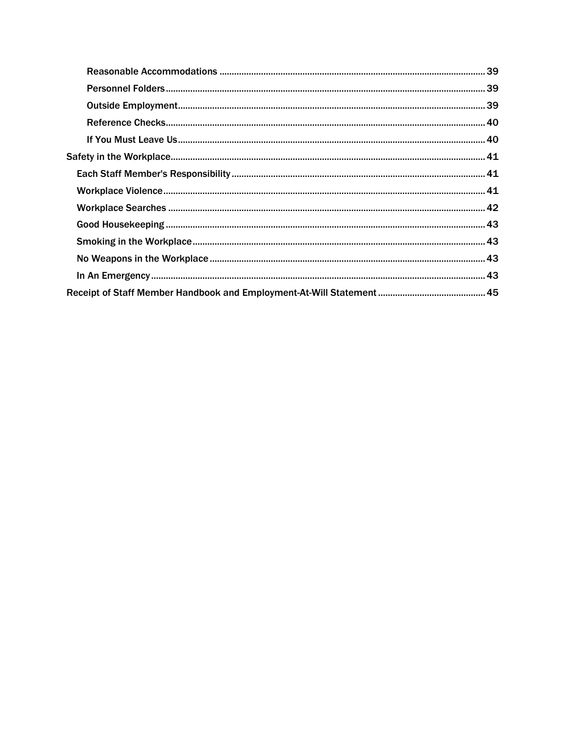- Reasonable Accommodations ..... 39
- Personnel Folders ..... 39
- Outside Employment ..... 39
- Reference Checks ..... 40
- If You Must Leave Us ..... 40

Safety in the Workplace ..... 41

- Each Staff Member's Responsibility ..... 41
- Workplace Violence ..... 41
- Workplace Searches ..... 42
- Good Housekeeping ..... 43
- Smoking in the Workplace ..... 43
- No Weapons in the Workplace ..... 43
- In An Emergency ..... 43

Receipt of Staff Member Handbook and Employment-At-Will Statement ..... 45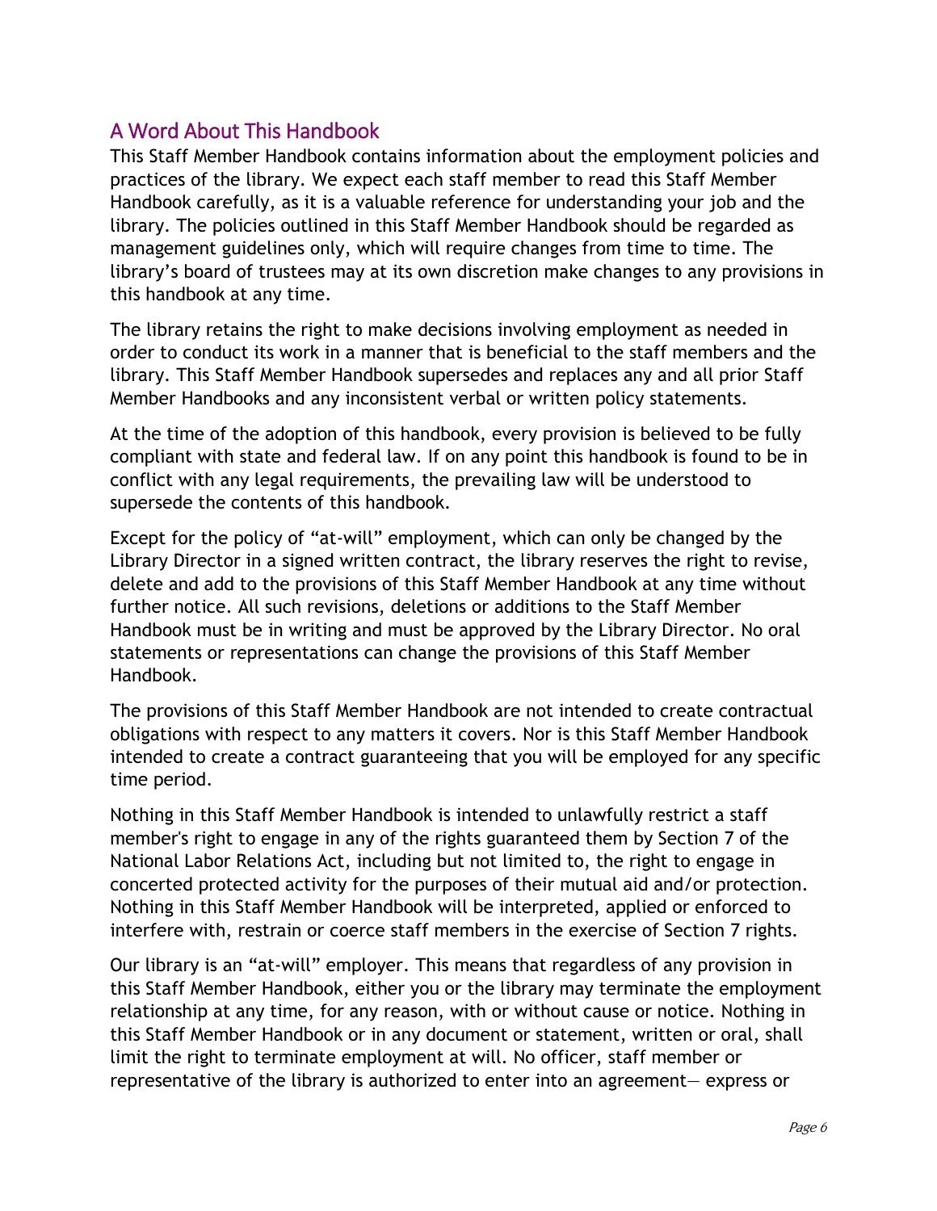## A Word About This Handbook

This Staff Member Handbook contains information about the employment policies and practices of the library. We expect each staff member to read this Staff Member Handbook carefully, as it is a valuable reference for understanding your job and the library. The policies outlined in this Staff Member Handbook should be regarded as management guidelines only, which will require changes from time to time. The library's board of trustees may at its own discretion make changes to any provisions in this handbook at any time.

The library retains the right to make decisions involving employment as needed in order to conduct its work in a manner that is beneficial to the staff members and the library. This Staff Member Handbook supersedes and replaces any and all prior Staff Member Handbooks and any inconsistent verbal or written policy statements.

At the time of the adoption of this handbook, every provision is believed to be fully compliant with state and federal law. If on any point this handbook is found to be in conflict with any legal requirements, the prevailing law will be understood to supersede the contents of this handbook.

Except for the policy of "at-will" employment, which can only be changed by the Library Director in a signed written contract, the library reserves the right to revise, delete and add to the provisions of this Staff Member Handbook at any time without further notice. All such revisions, deletions or additions to the Staff Member Handbook must be in writing and must be approved by the Library Director. No oral statements or representations can change the provisions of this Staff Member Handbook.

The provisions of this Staff Member Handbook are not intended to create contractual obligations with respect to any matters it covers. Nor is this Staff Member Handbook intended to create a contract guaranteeing that you will be employed for any specific time period.

Nothing in this Staff Member Handbook is intended to unlawfully restrict a staff member's right to engage in any of the rights guaranteed them by Section 7 of the National Labor Relations Act, including but not limited to, the right to engage in concerted protected activity for the purposes of their mutual aid and/or protection. Nothing in this Staff Member Handbook will be interpreted, applied or enforced to interfere with, restrain or coerce staff members in the exercise of Section 7 rights.

Our library is an "at-will" employer. This means that regardless of any provision in this Staff Member Handbook, either you or the library may terminate the employment relationship at any time, for any reason, with or without cause or notice. Nothing in this Staff Member Handbook or in any document or statement, written or oral, shall limit the right to terminate employment at will. No officer, staff member or representative of the library is authorized to enter into an agreement— express or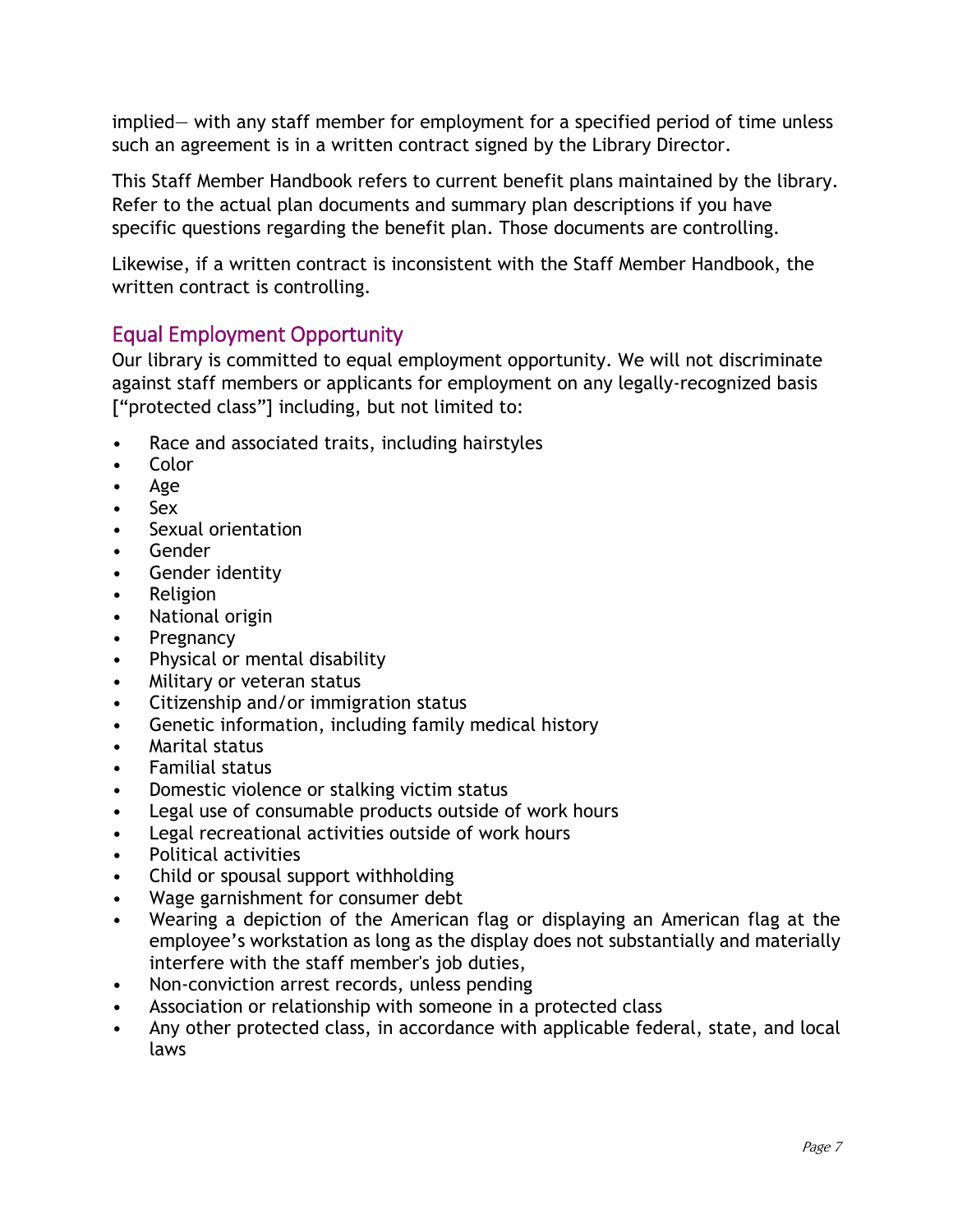implied— with any staff member for employment for a specified period of time unless such an agreement is in a written contract signed by the Library Director.

This Staff Member Handbook refers to current benefit plans maintained by the library. Refer to the actual plan documents and summary plan descriptions if you have specific questions regarding the benefit plan. Those documents are controlling.

Likewise, if a written contract is inconsistent with the Staff Member Handbook, the written contract is controlling.

## Equal Employment Opportunity

Our library is committed to equal employment opportunity. We will not discriminate against staff members or applicants for employment on any legally-recognized basis ["protected class"] including, but not limited to:

- Race and associated traits, including hairstyles
- Color
- Age
- Sex
- Sexual orientation
- Gender
- Gender identity
- Religion
- National origin
- Pregnancy
- Physical or mental disability
- Military or veteran status
- Citizenship and/or immigration status
- Genetic information, including family medical history
- Marital status
- Familial status
- Domestic violence or stalking victim status
- Legal use of consumable products outside of work hours
- Legal recreational activities outside of work hours
- Political activities
- Child or spousal support withholding
- Wage garnishment for consumer debt
- Wearing a depiction of the American flag or displaying an American flag at the employee's workstation as long as the display does not substantially and materially interfere with the staff member's job duties,
- Non-conviction arrest records, unless pending
- Association or relationship with someone in a protected class
- Any other protected class, in accordance with applicable federal, state, and local laws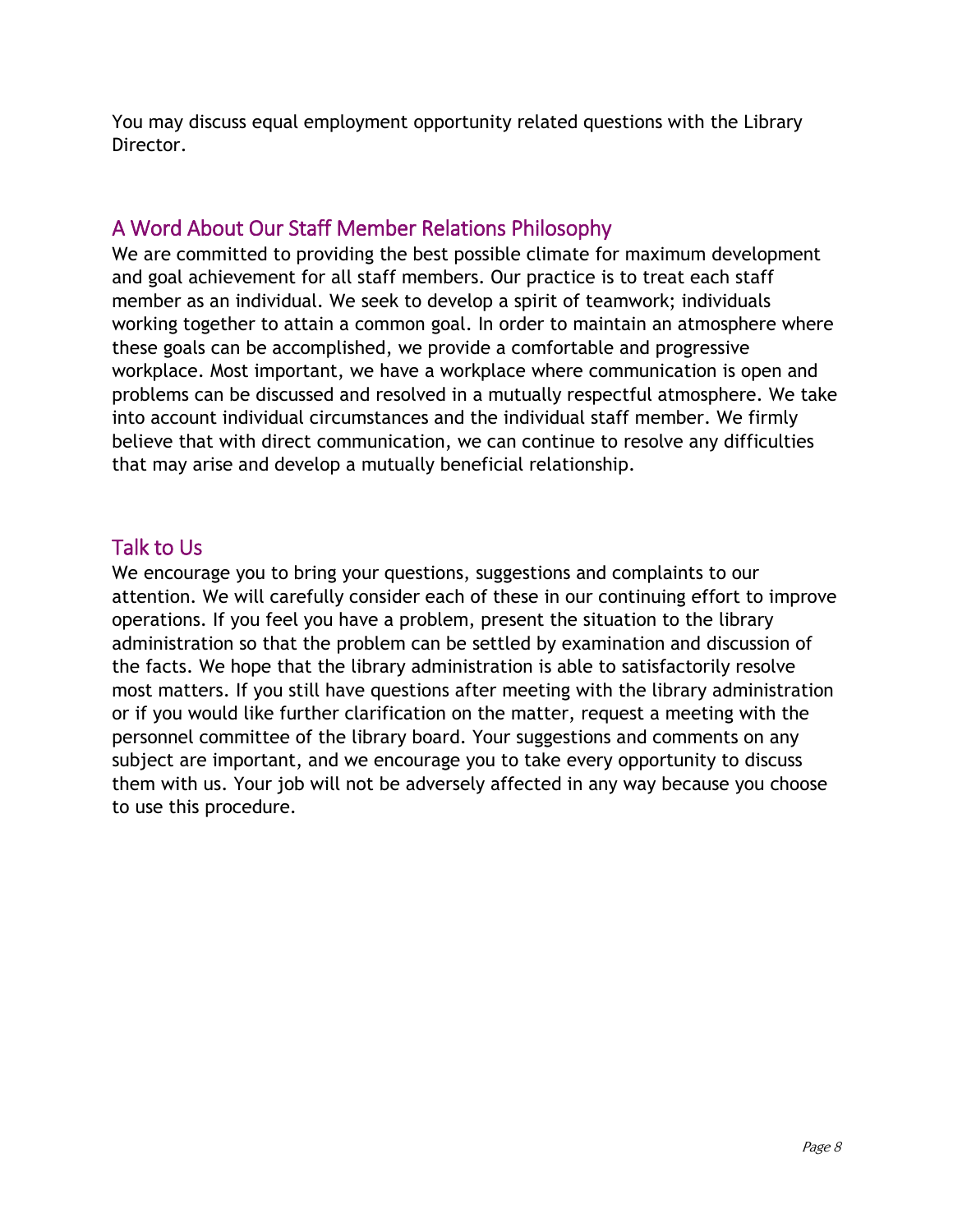You may discuss equal employment opportunity related questions with the Library Director.

## A Word About Our Staff Member Relations Philosophy

We are committed to providing the best possible climate for maximum development and goal achievement for all staff members. Our practice is to treat each staff member as an individual. We seek to develop a spirit of teamwork; individuals working together to attain a common goal. In order to maintain an atmosphere where these goals can be accomplished, we provide a comfortable and progressive workplace. Most important, we have a workplace where communication is open and problems can be discussed and resolved in a mutually respectful atmosphere. We take into account individual circumstances and the individual staff member. We firmly believe that with direct communication, we can continue to resolve any difficulties that may arise and develop a mutually beneficial relationship.

## Talk to Us

We encourage you to bring your questions, suggestions and complaints to our attention. We will carefully consider each of these in our continuing effort to improve operations. If you feel you have a problem, present the situation to the library administration so that the problem can be settled by examination and discussion of the facts. We hope that the library administration is able to satisfactorily resolve most matters. If you still have questions after meeting with the library administration or if you would like further clarification on the matter, request a meeting with the personnel committee of the library board. Your suggestions and comments on any subject are important, and we encourage you to take every opportunity to discuss them with us. Your job will not be adversely affected in any way because you choose to use this procedure.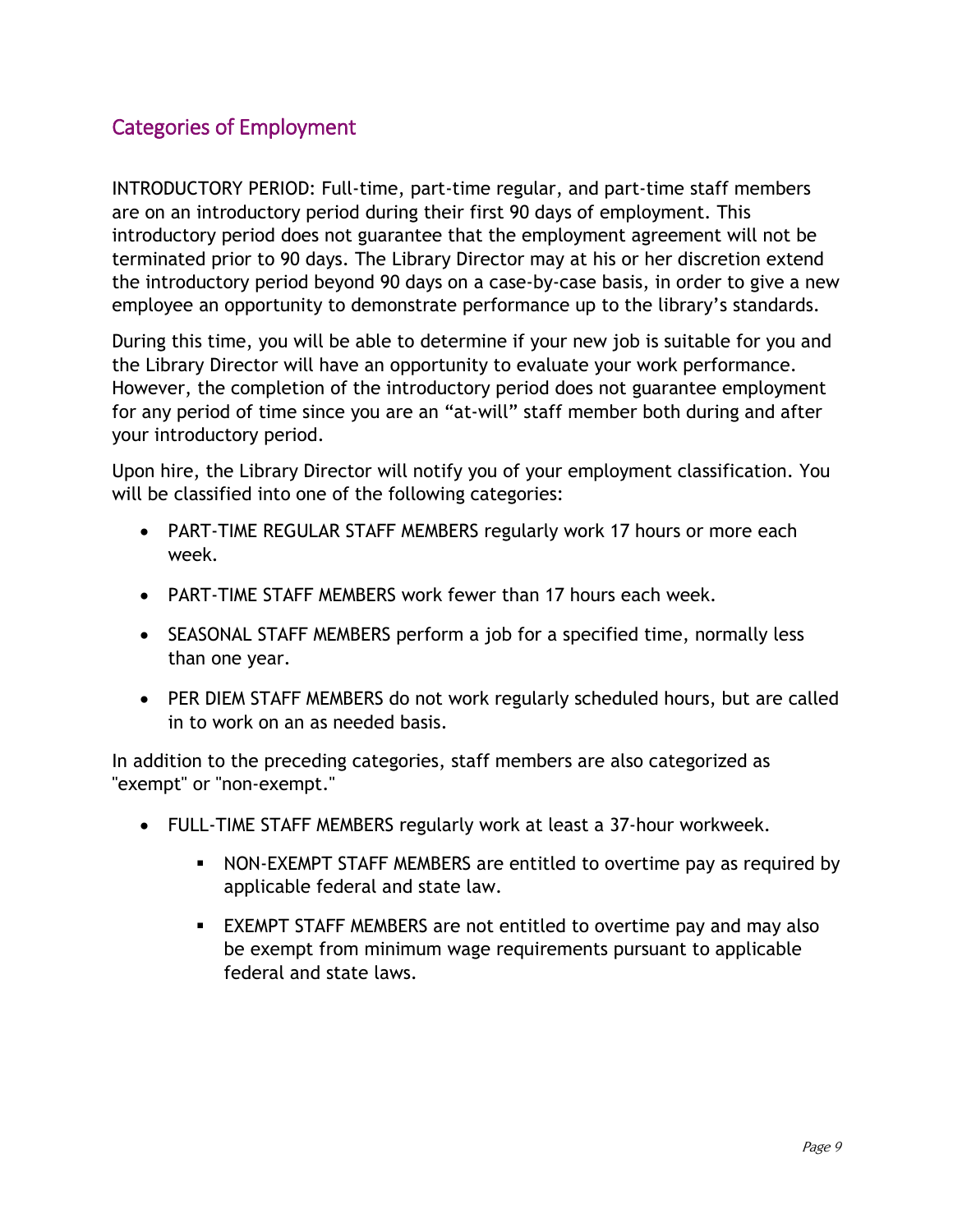## Categories of Employment

INTRODUCTORY PERIOD: Full-time, part-time regular, and part-time staff members are on an introductory period during their first 90 days of employment. This introductory period does not guarantee that the employment agreement will not be terminated prior to 90 days. The Library Director may at his or her discretion extend the introductory period beyond 90 days on a case-by-case basis, in order to give a new employee an opportunity to demonstrate performance up to the library's standards.

During this time, you will be able to determine if your new job is suitable for you and the Library Director will have an opportunity to evaluate your work performance. However, the completion of the introductory period does not guarantee employment for any period of time since you are an "at-will" staff member both during and after your introductory period.

Upon hire, the Library Director will notify you of your employment classification. You will be classified into one of the following categories:

- PART-TIME REGULAR STAFF MEMBERS regularly work 17 hours or more each week.
- PART-TIME STAFF MEMBERS work fewer than 17 hours each week.
- SEASONAL STAFF MEMBERS perform a job for a specified time, normally less than one year.
- PER DIEM STAFF MEMBERS do not work regularly scheduled hours, but are called in to work on an as needed basis.

In addition to the preceding categories, staff members are also categorized as "exempt" or "non-exempt."

- FULL-TIME STAFF MEMBERS regularly work at least a 37-hour workweek.
    - NON-EXEMPT STAFF MEMBERS are entitled to overtime pay as required by applicable federal and state law.
    - EXEMPT STAFF MEMBERS are not entitled to overtime pay and may also be exempt from minimum wage requirements pursuant to applicable federal and state laws.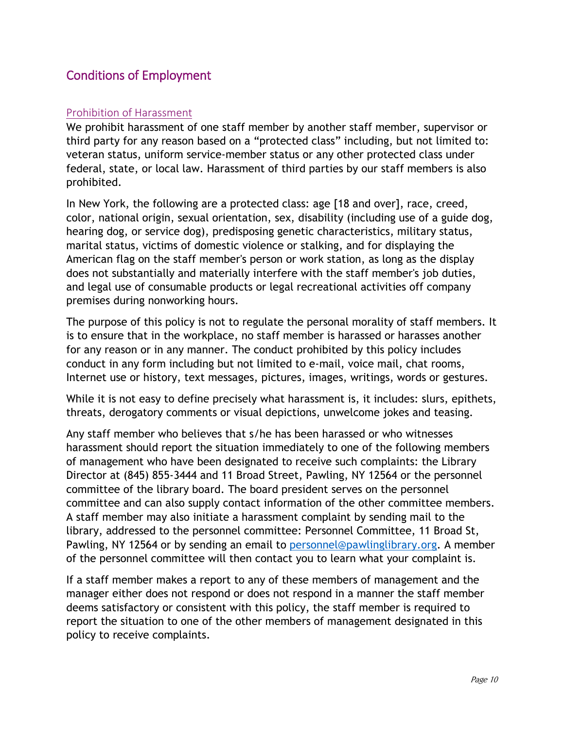# Conditions of Employment

## Prohibition of Harassment

We prohibit harassment of one staff member by another staff member, supervisor or third party for any reason based on a "protected class" including, but not limited to: veteran status, uniform service-member status or any other protected class under federal, state, or local law. Harassment of third parties by our staff members is also prohibited.

In New York, the following are a protected class: age [18 and over], race, creed, color, national origin, sexual orientation, sex, disability (including use of a guide dog, hearing dog, or service dog), predisposing genetic characteristics, military status, marital status, victims of domestic violence or stalking, and for displaying the American flag on the staff member's person or work station, as long as the display does not substantially and materially interfere with the staff member's job duties, and legal use of consumable products or legal recreational activities off company premises during nonworking hours.

The purpose of this policy is not to regulate the personal morality of staff members. It is to ensure that in the workplace, no staff member is harassed or harasses another for any reason or in any manner. The conduct prohibited by this policy includes conduct in any form including but not limited to e-mail, voice mail, chat rooms, Internet use or history, text messages, pictures, images, writings, words or gestures.

While it is not easy to define precisely what harassment is, it includes: slurs, epithets, threats, derogatory comments or visual depictions, unwelcome jokes and teasing.

Any staff member who believes that s/he has been harassed or who witnesses harassment should report the situation immediately to one of the following members of management who have been designated to receive such complaints: the Library Director at (845) 855-3444 and 11 Broad Street, Pawling, NY 12564 or the personnel committee of the library board. The board president serves on the personnel committee and can also supply contact information of the other committee members. A staff member may also initiate a harassment complaint by sending mail to the library, addressed to the personnel committee: Personnel Committee, 11 Broad St, Pawling, NY 12564 or by sending an email to [personnel@pawlinglibrary.org](mailto:personnel@pawlinglibrary.org). A member of the personnel committee will then contact you to learn what your complaint is.

If a staff member makes a report to any of these members of management and the manager either does not respond or does not respond in a manner the staff member deems satisfactory or consistent with this policy, the staff member is required to report the situation to one of the other members of management designated in this policy to receive complaints.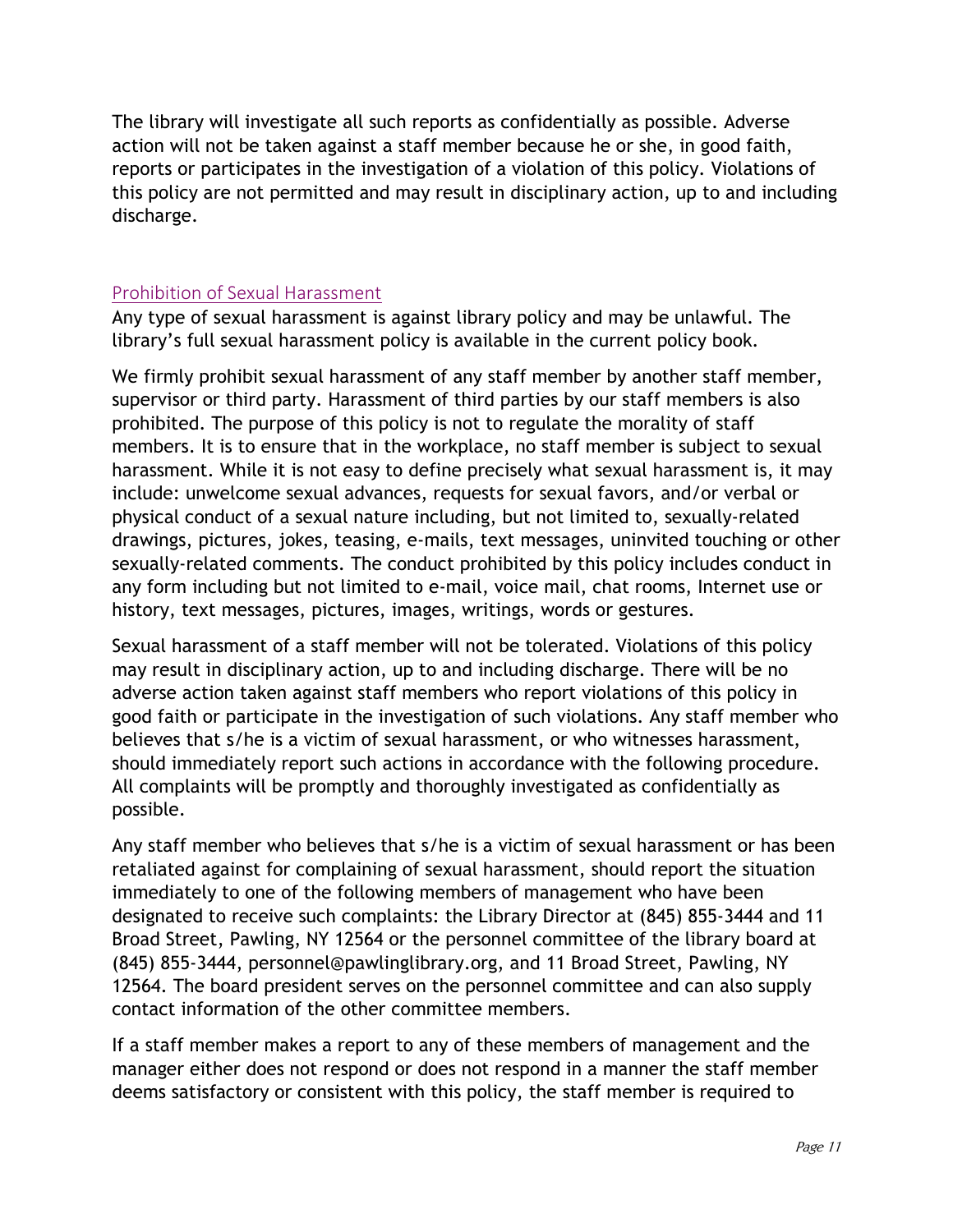The library will investigate all such reports as confidentially as possible. Adverse action will not be taken against a staff member because he or she, in good faith, reports or participates in the investigation of a violation of this policy. Violations of this policy are not permitted and may result in disciplinary action, up to and including discharge.

## Prohibition of Sexual Harassment

Any type of sexual harassment is against library policy and may be unlawful. The library's full sexual harassment policy is available in the current policy book.

We firmly prohibit sexual harassment of any staff member by another staff member, supervisor or third party. Harassment of third parties by our staff members is also prohibited. The purpose of this policy is not to regulate the morality of staff members. It is to ensure that in the workplace, no staff member is subject to sexual harassment. While it is not easy to define precisely what sexual harassment is, it may include: unwelcome sexual advances, requests for sexual favors, and/or verbal or physical conduct of a sexual nature including, but not limited to, sexually-related drawings, pictures, jokes, teasing, e-mails, text messages, uninvited touching or other sexually-related comments. The conduct prohibited by this policy includes conduct in any form including but not limited to e-mail, voice mail, chat rooms, Internet use or history, text messages, pictures, images, writings, words or gestures.

Sexual harassment of a staff member will not be tolerated. Violations of this policy may result in disciplinary action, up to and including discharge. There will be no adverse action taken against staff members who report violations of this policy in good faith or participate in the investigation of such violations. Any staff member who believes that s/he is a victim of sexual harassment, or who witnesses harassment, should immediately report such actions in accordance with the following procedure. All complaints will be promptly and thoroughly investigated as confidentially as possible.

Any staff member who believes that s/he is a victim of sexual harassment or has been retaliated against for complaining of sexual harassment, should report the situation immediately to one of the following members of management who have been designated to receive such complaints: the Library Director at (845) 855-3444 and 11 Broad Street, Pawling, NY 12564 or the personnel committee of the library board at (845) 855-3444, personnel@pawlinglibrary.org, and 11 Broad Street, Pawling, NY 12564. The board president serves on the personnel committee and can also supply contact information of the other committee members.

If a staff member makes a report to any of these members of management and the manager either does not respond or does not respond in a manner the staff member deems satisfactory or consistent with this policy, the staff member is required to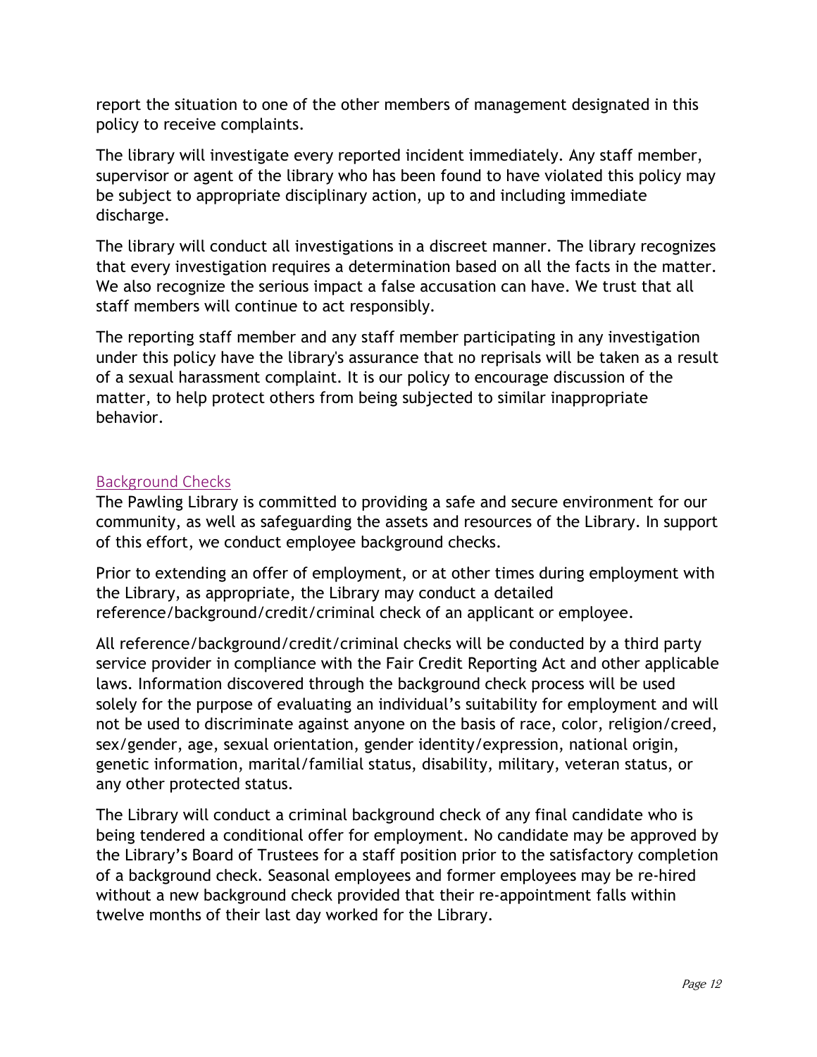report the situation to one of the other members of management designated in this policy to receive complaints.

The library will investigate every reported incident immediately. Any staff member, supervisor or agent of the library who has been found to have violated this policy may be subject to appropriate disciplinary action, up to and including immediate discharge.

The library will conduct all investigations in a discreet manner. The library recognizes that every investigation requires a determination based on all the facts in the matter. We also recognize the serious impact a false accusation can have. We trust that all staff members will continue to act responsibly.

The reporting staff member and any staff member participating in any investigation under this policy have the library's assurance that no reprisals will be taken as a result of a sexual harassment complaint. It is our policy to encourage discussion of the matter, to help protect others from being subjected to similar inappropriate behavior.

## Background Checks

The Pawling Library is committed to providing a safe and secure environment for our community, as well as safeguarding the assets and resources of the Library. In support of this effort, we conduct employee background checks.

Prior to extending an offer of employment, or at other times during employment with the Library, as appropriate, the Library may conduct a detailed reference/background/credit/criminal check of an applicant or employee.

All reference/background/credit/criminal checks will be conducted by a third party service provider in compliance with the Fair Credit Reporting Act and other applicable laws. Information discovered through the background check process will be used solely for the purpose of evaluating an individual's suitability for employment and will not be used to discriminate against anyone on the basis of race, color, religion/creed, sex/gender, age, sexual orientation, gender identity/expression, national origin, genetic information, marital/familial status, disability, military, veteran status, or any other protected status.

The Library will conduct a criminal background check of any final candidate who is being tendered a conditional offer for employment. No candidate may be approved by the Library's Board of Trustees for a staff position prior to the satisfactory completion of a background check. Seasonal employees and former employees may be re-hired without a new background check provided that their re-appointment falls within twelve months of their last day worked for the Library.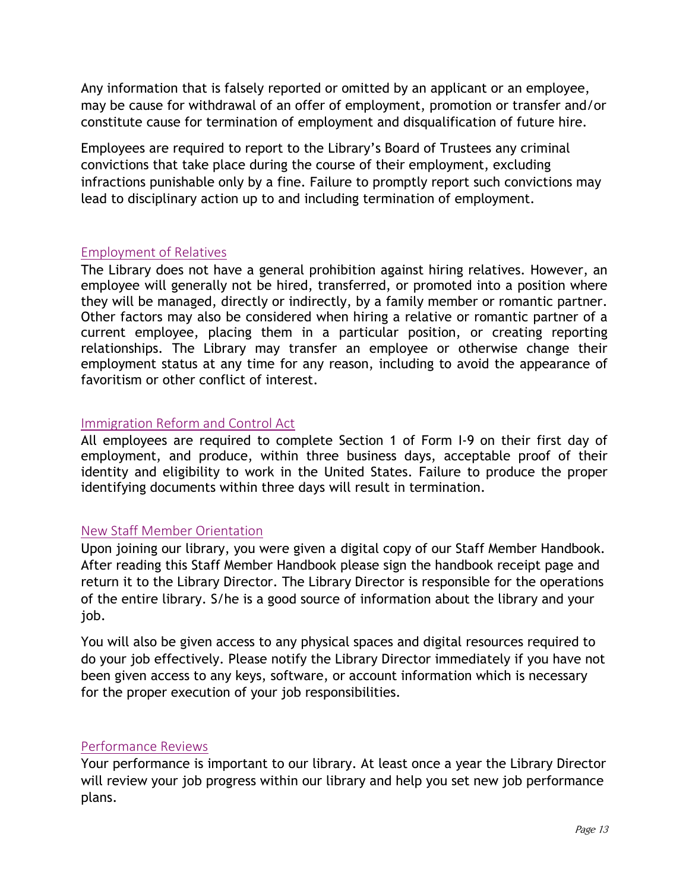Any information that is falsely reported or omitted by an applicant or an employee, may be cause for withdrawal of an offer of employment, promotion or transfer and/or constitute cause for termination of employment and disqualification of future hire.

Employees are required to report to the Library's Board of Trustees any criminal convictions that take place during the course of their employment, excluding infractions punishable only by a fine. Failure to promptly report such convictions may lead to disciplinary action up to and including termination of employment.

## Employment of Relatives

The Library does not have a general prohibition against hiring relatives. However, an employee will generally not be hired, transferred, or promoted into a position where they will be managed, directly or indirectly, by a family member or romantic partner. Other factors may also be considered when hiring a relative or romantic partner of a current employee, placing them in a particular position, or creating reporting relationships. The Library may transfer an employee or otherwise change their employment status at any time for any reason, including to avoid the appearance of favoritism or other conflict of interest.

## Immigration Reform and Control Act

All employees are required to complete Section 1 of Form I-9 on their first day of employment, and produce, within three business days, acceptable proof of their identity and eligibility to work in the United States. Failure to produce the proper identifying documents within three days will result in termination.

## New Staff Member Orientation

Upon joining our library, you were given a digital copy of our Staff Member Handbook. After reading this Staff Member Handbook please sign the handbook receipt page and return it to the Library Director. The Library Director is responsible for the operations of the entire library. S/he is a good source of information about the library and your job.

You will also be given access to any physical spaces and digital resources required to do your job effectively. Please notify the Library Director immediately if you have not been given access to any keys, software, or account information which is necessary for the proper execution of your job responsibilities.

## Performance Reviews

Your performance is important to our library. At least once a year the Library Director will review your job progress within our library and help you set new job performance plans.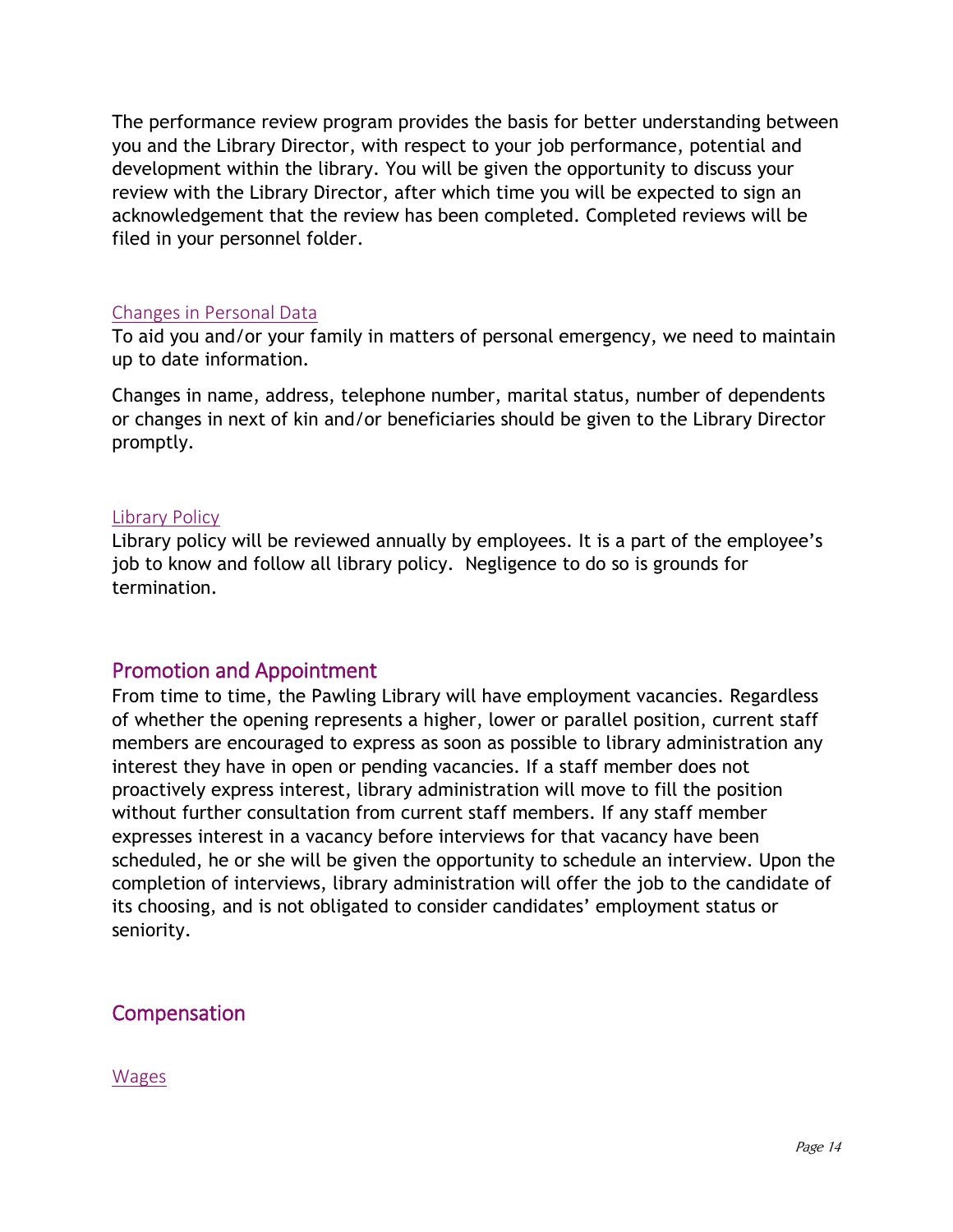The performance review program provides the basis for better understanding between you and the Library Director, with respect to your job performance, potential and development within the library. You will be given the opportunity to discuss your review with the Library Director, after which time you will be expected to sign an acknowledgement that the review has been completed. Completed reviews will be filed in your personnel folder.

### Changes in Personal Data

To aid you and/or your family in matters of personal emergency, we need to maintain up to date information.

Changes in name, address, telephone number, marital status, number of dependents or changes in next of kin and/or beneficiaries should be given to the Library Director promptly.

### Library Policy

Library policy will be reviewed annually by employees. It is a part of the employee's job to know and follow all library policy. Negligence to do so is grounds for termination.

## Promotion and Appointment

From time to time, the Pawling Library will have employment vacancies. Regardless of whether the opening represents a higher, lower or parallel position, current staff members are encouraged to express as soon as possible to library administration any interest they have in open or pending vacancies. If a staff member does not proactively express interest, library administration will move to fill the position without further consultation from current staff members. If any staff member expresses interest in a vacancy before interviews for that vacancy have been scheduled, he or she will be given the opportunity to schedule an interview. Upon the completion of interviews, library administration will offer the job to the candidate of its choosing, and is not obligated to consider candidates' employment status or seniority.

## Compensation

### Wages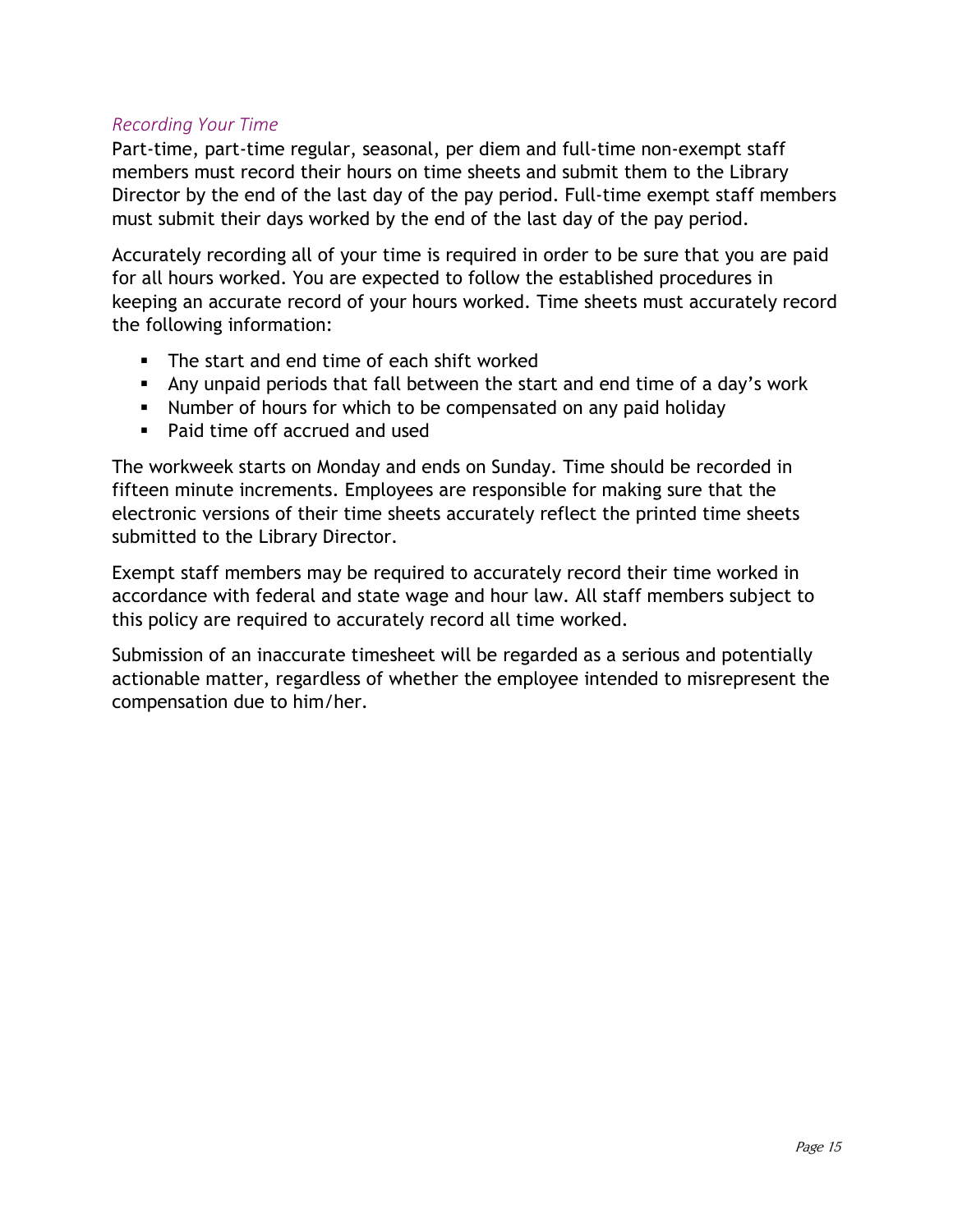### *Recording Your Time*

Part-time, part-time regular, seasonal, per diem and full-time non-exempt staff members must record their hours on time sheets and submit them to the Library Director by the end of the last day of the pay period. Full-time exempt staff members must submit their days worked by the end of the last day of the pay period.

Accurately recording all of your time is required in order to be sure that you are paid for all hours worked. You are expected to follow the established procedures in keeping an accurate record of your hours worked. Time sheets must accurately record the following information:

- The start and end time of each shift worked
- Any unpaid periods that fall between the start and end time of a day's work
- Number of hours for which to be compensated on any paid holiday
- Paid time off accrued and used

The workweek starts on Monday and ends on Sunday. Time should be recorded in fifteen minute increments. Employees are responsible for making sure that the electronic versions of their time sheets accurately reflect the printed time sheets submitted to the Library Director.

Exempt staff members may be required to accurately record their time worked in accordance with federal and state wage and hour law. All staff members subject to this policy are required to accurately record all time worked.

Submission of an inaccurate timesheet will be regarded as a serious and potentially actionable matter, regardless of whether the employee intended to misrepresent the compensation due to him/her.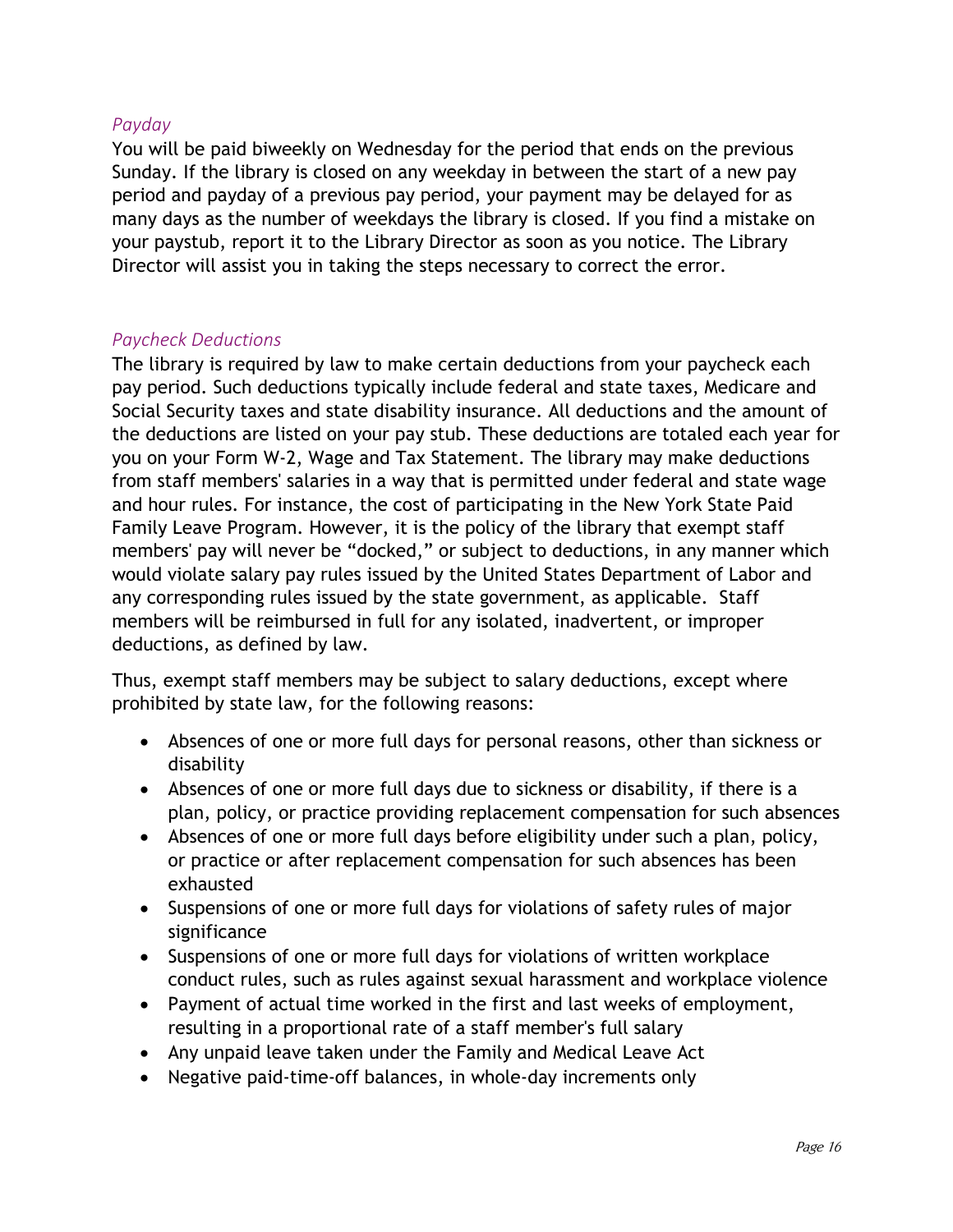### *Payday*

You will be paid biweekly on Wednesday for the period that ends on the previous Sunday. If the library is closed on any weekday in between the start of a new pay period and payday of a previous pay period, your payment may be delayed for as many days as the number of weekdays the library is closed. If you find a mistake on your paystub, report it to the Library Director as soon as you notice. The Library Director will assist you in taking the steps necessary to correct the error.

### *Paycheck Deductions*

The library is required by law to make certain deductions from your paycheck each pay period. Such deductions typically include federal and state taxes, Medicare and Social Security taxes and state disability insurance. All deductions and the amount of the deductions are listed on your pay stub. These deductions are totaled each year for you on your Form W-2, Wage and Tax Statement. The library may make deductions from staff members' salaries in a way that is permitted under federal and state wage and hour rules. For instance, the cost of participating in the New York State Paid Family Leave Program. However, it is the policy of the library that exempt staff members' pay will never be "docked," or subject to deductions, in any manner which would violate salary pay rules issued by the United States Department of Labor and any corresponding rules issued by the state government, as applicable. Staff members will be reimbursed in full for any isolated, inadvertent, or improper deductions, as defined by law.

Thus, exempt staff members may be subject to salary deductions, except where prohibited by state law, for the following reasons:

- Absences of one or more full days for personal reasons, other than sickness or disability
- Absences of one or more full days due to sickness or disability, if there is a plan, policy, or practice providing replacement compensation for such absences
- Absences of one or more full days before eligibility under such a plan, policy, or practice or after replacement compensation for such absences has been exhausted
- Suspensions of one or more full days for violations of safety rules of major significance
- Suspensions of one or more full days for violations of written workplace conduct rules, such as rules against sexual harassment and workplace violence
- Payment of actual time worked in the first and last weeks of employment, resulting in a proportional rate of a staff member's full salary
- Any unpaid leave taken under the Family and Medical Leave Act
- Negative paid-time-off balances, in whole-day increments only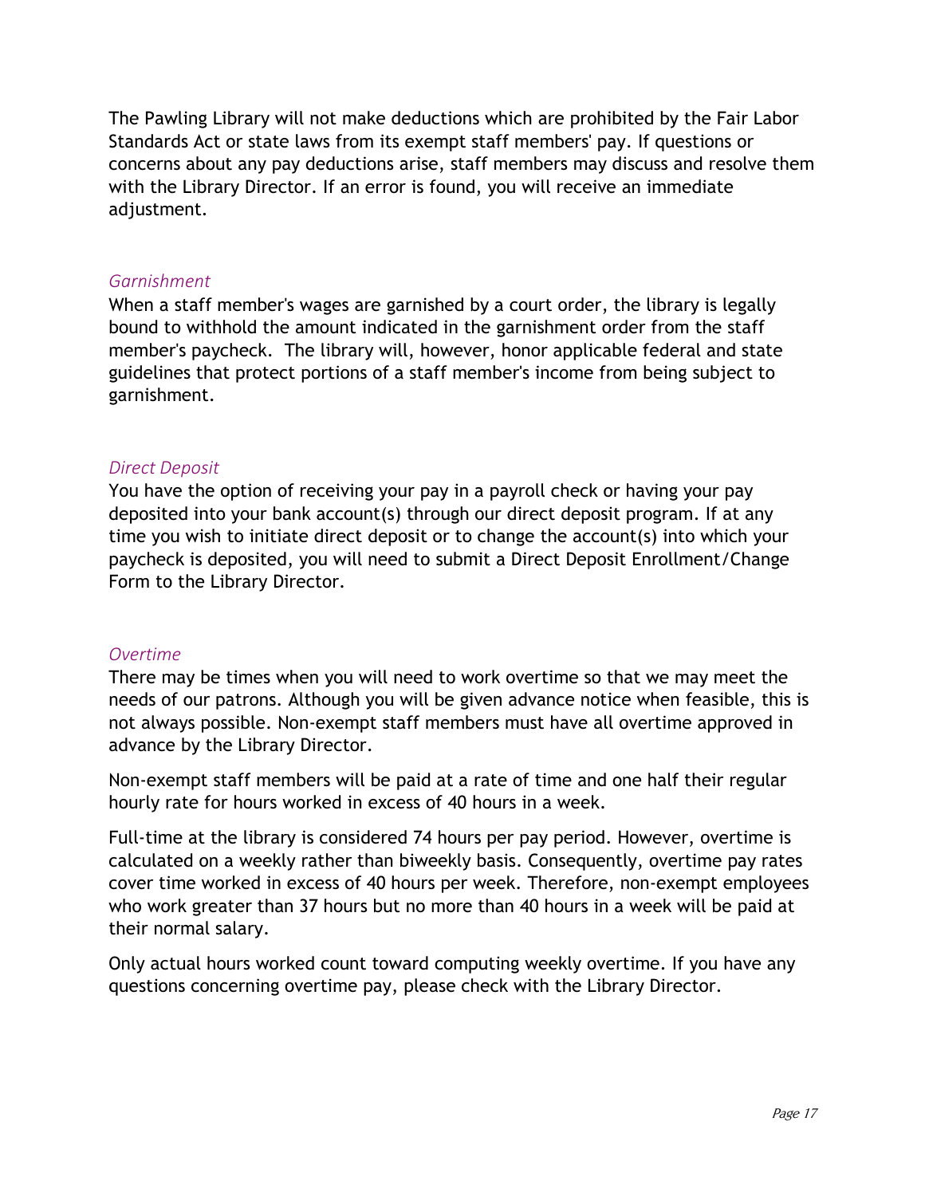The Pawling Library will not make deductions which are prohibited by the Fair Labor Standards Act or state laws from its exempt staff members' pay. If questions or concerns about any pay deductions arise, staff members may discuss and resolve them with the Library Director. If an error is found, you will receive an immediate adjustment.

### *Garnishment*

When a staff member's wages are garnished by a court order, the library is legally bound to withhold the amount indicated in the garnishment order from the staff member's paycheck. The library will, however, honor applicable federal and state guidelines that protect portions of a staff member's income from being subject to garnishment.

### *Direct Deposit*

You have the option of receiving your pay in a payroll check or having your pay deposited into your bank account(s) through our direct deposit program. If at any time you wish to initiate direct deposit or to change the account(s) into which your paycheck is deposited, you will need to submit a Direct Deposit Enrollment/Change Form to the Library Director.

### *Overtime*

There may be times when you will need to work overtime so that we may meet the needs of our patrons. Although you will be given advance notice when feasible, this is not always possible. Non-exempt staff members must have all overtime approved in advance by the Library Director.

Non-exempt staff members will be paid at a rate of time and one half their regular hourly rate for hours worked in excess of 40 hours in a week.

Full-time at the library is considered 74 hours per pay period. However, overtime is calculated on a weekly rather than biweekly basis. Consequently, overtime pay rates cover time worked in excess of 40 hours per week. Therefore, non-exempt employees who work greater than 37 hours but no more than 40 hours in a week will be paid at their normal salary.

Only actual hours worked count toward computing weekly overtime. If you have any questions concerning overtime pay, please check with the Library Director.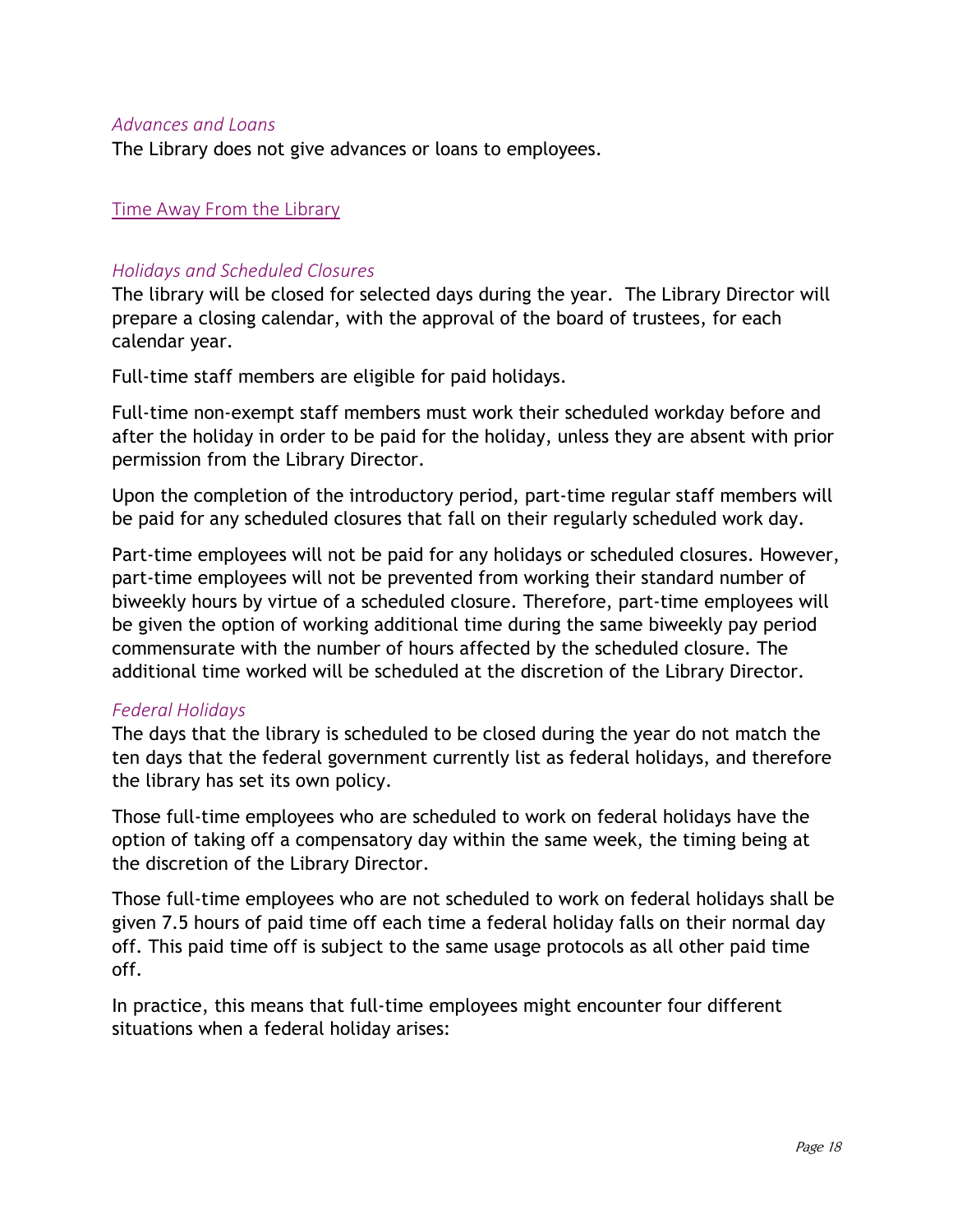### *Advances and Loans*

The Library does not give advances or loans to employees.

## Time Away From the Library

### *Holidays and Scheduled Closures*

The library will be closed for selected days during the year. The Library Director will prepare a closing calendar, with the approval of the board of trustees, for each calendar year.

Full-time staff members are eligible for paid holidays.

Full-time non-exempt staff members must work their scheduled workday before and after the holiday in order to be paid for the holiday, unless they are absent with prior permission from the Library Director.

Upon the completion of the introductory period, part-time regular staff members will be paid for any scheduled closures that fall on their regularly scheduled work day.

Part-time employees will not be paid for any holidays or scheduled closures. However, part-time employees will not be prevented from working their standard number of biweekly hours by virtue of a scheduled closure. Therefore, part-time employees will be given the option of working additional time during the same biweekly pay period commensurate with the number of hours affected by the scheduled closure. The additional time worked will be scheduled at the discretion of the Library Director.

### *Federal Holidays*

The days that the library is scheduled to be closed during the year do not match the ten days that the federal government currently list as federal holidays, and therefore the library has set its own policy.

Those full-time employees who are scheduled to work on federal holidays have the option of taking off a compensatory day within the same week, the timing being at the discretion of the Library Director.

Those full-time employees who are not scheduled to work on federal holidays shall be given 7.5 hours of paid time off each time a federal holiday falls on their normal day off. This paid time off is subject to the same usage protocols as all other paid time off.

In practice, this means that full-time employees might encounter four different situations when a federal holiday arises: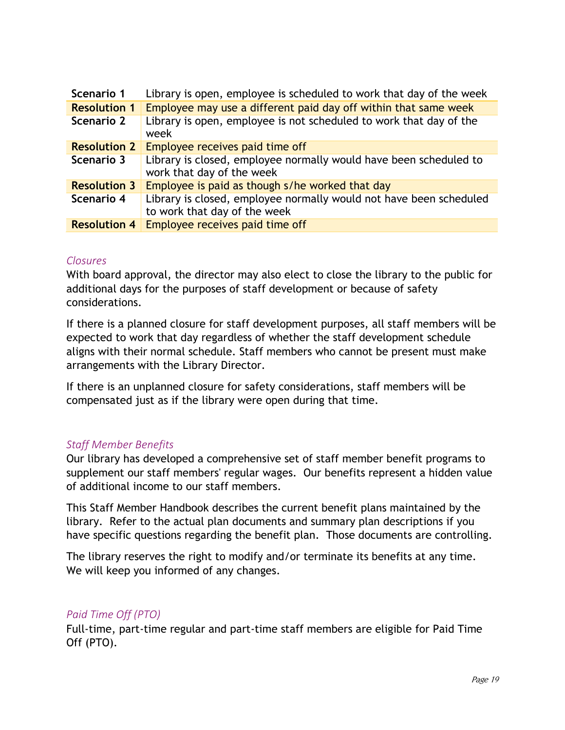| | |
|---|---|
| **Scenario 1** | Library is open, employee is scheduled to work that day of the week |
| **Resolution 1** | Employee may use a different paid day off within that same week |
| **Scenario 2** | Library is open, employee is not scheduled to work that day of the week |
| **Resolution 2** | Employee receives paid time off |
| **Scenario 3** | Library is closed, employee normally would have been scheduled to work that day of the week |
| **Resolution 3** | Employee is paid as though s/he worked that day |
| **Scenario 4** | Library is closed, employee normally would not have been scheduled to work that day of the week |
| **Resolution 4** | Employee receives paid time off |

### *Closures*

With board approval, the director may also elect to close the library to the public for additional days for the purposes of staff development or because of safety considerations.

If there is a planned closure for staff development purposes, all staff members will be expected to work that day regardless of whether the staff development schedule aligns with their normal schedule. Staff members who cannot be present must make arrangements with the Library Director.

If there is an unplanned closure for safety considerations, staff members will be compensated just as if the library were open during that time.

### *Staff Member Benefits*

Our library has developed a comprehensive set of staff member benefit programs to supplement our staff members' regular wages. Our benefits represent a hidden value of additional income to our staff members.

This Staff Member Handbook describes the current benefit plans maintained by the library. Refer to the actual plan documents and summary plan descriptions if you have specific questions regarding the benefit plan. Those documents are controlling.

The library reserves the right to modify and/or terminate its benefits at any time. We will keep you informed of any changes.

### *Paid Time Off (PTO)*

Full-time, part-time regular and part-time staff members are eligible for Paid Time Off (PTO).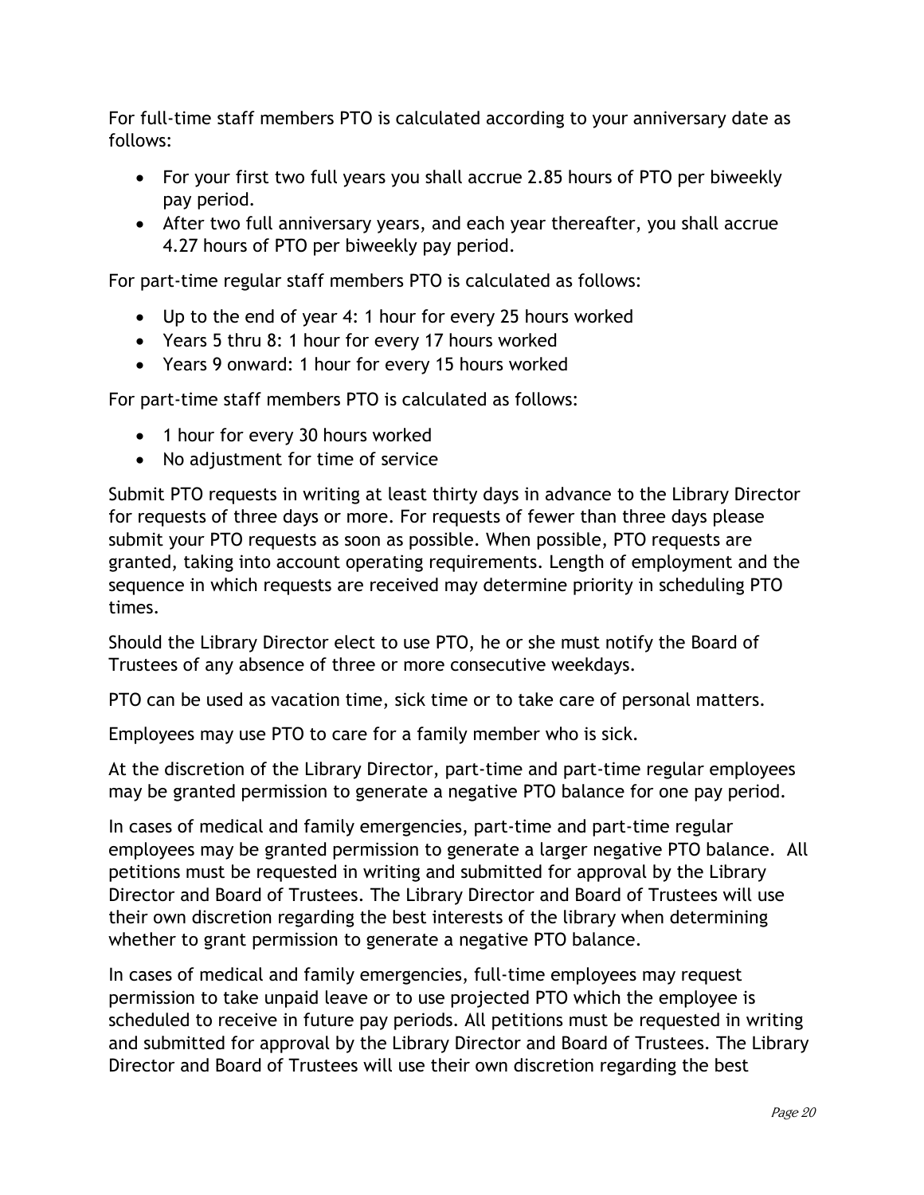For full-time staff members PTO is calculated according to your anniversary date as follows:

- For your first two full years you shall accrue 2.85 hours of PTO per biweekly pay period.
- After two full anniversary years, and each year thereafter, you shall accrue 4.27 hours of PTO per biweekly pay period.

For part-time regular staff members PTO is calculated as follows:

- Up to the end of year 4: 1 hour for every 25 hours worked
- Years 5 thru 8: 1 hour for every 17 hours worked
- Years 9 onward: 1 hour for every 15 hours worked

For part-time staff members PTO is calculated as follows:

- 1 hour for every 30 hours worked
- No adjustment for time of service

Submit PTO requests in writing at least thirty days in advance to the Library Director for requests of three days or more. For requests of fewer than three days please submit your PTO requests as soon as possible. When possible, PTO requests are granted, taking into account operating requirements. Length of employment and the sequence in which requests are received may determine priority in scheduling PTO times.

Should the Library Director elect to use PTO, he or she must notify the Board of Trustees of any absence of three or more consecutive weekdays.

PTO can be used as vacation time, sick time or to take care of personal matters.

Employees may use PTO to care for a family member who is sick.

At the discretion of the Library Director, part-time and part-time regular employees may be granted permission to generate a negative PTO balance for one pay period.

In cases of medical and family emergencies, part-time and part-time regular employees may be granted permission to generate a larger negative PTO balance. All petitions must be requested in writing and submitted for approval by the Library Director and Board of Trustees. The Library Director and Board of Trustees will use their own discretion regarding the best interests of the library when determining whether to grant permission to generate a negative PTO balance.

In cases of medical and family emergencies, full-time employees may request permission to take unpaid leave or to use projected PTO which the employee is scheduled to receive in future pay periods. All petitions must be requested in writing and submitted for approval by the Library Director and Board of Trustees. The Library Director and Board of Trustees will use their own discretion regarding the best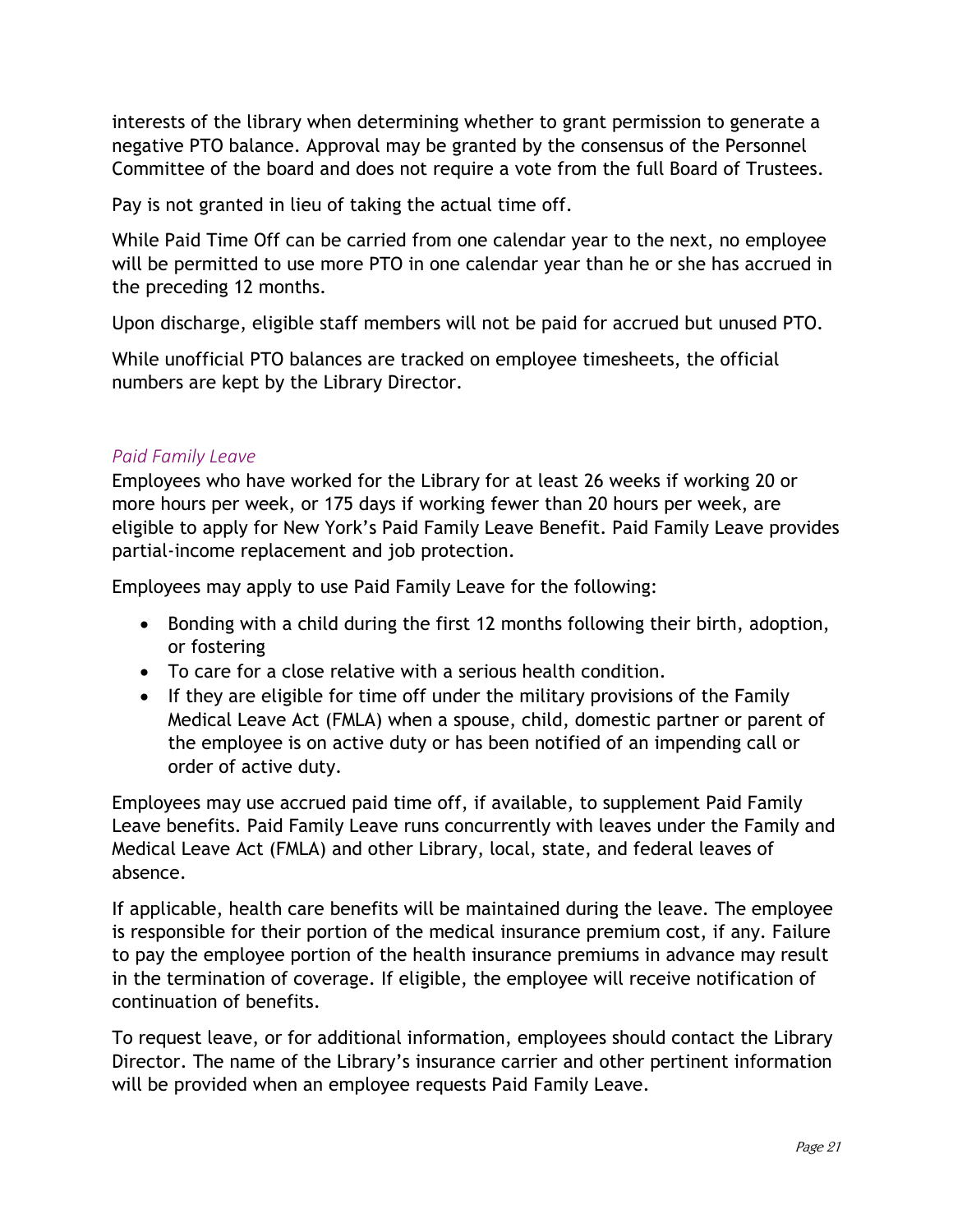interests of the library when determining whether to grant permission to generate a negative PTO balance. Approval may be granted by the consensus of the Personnel Committee of the board and does not require a vote from the full Board of Trustees.

Pay is not granted in lieu of taking the actual time off.

While Paid Time Off can be carried from one calendar year to the next, no employee will be permitted to use more PTO in one calendar year than he or she has accrued in the preceding 12 months.

Upon discharge, eligible staff members will not be paid for accrued but unused PTO.

While unofficial PTO balances are tracked on employee timesheets, the official numbers are kept by the Library Director.

### *Paid Family Leave*

Employees who have worked for the Library for at least 26 weeks if working 20 or more hours per week, or 175 days if working fewer than 20 hours per week, are eligible to apply for New York's Paid Family Leave Benefit. Paid Family Leave provides partial-income replacement and job protection.

Employees may apply to use Paid Family Leave for the following:

- Bonding with a child during the first 12 months following their birth, adoption, or fostering
- To care for a close relative with a serious health condition.
- If they are eligible for time off under the military provisions of the Family Medical Leave Act (FMLA) when a spouse, child, domestic partner or parent of the employee is on active duty or has been notified of an impending call or order of active duty.

Employees may use accrued paid time off, if available, to supplement Paid Family Leave benefits. Paid Family Leave runs concurrently with leaves under the Family and Medical Leave Act (FMLA) and other Library, local, state, and federal leaves of absence.

If applicable, health care benefits will be maintained during the leave. The employee is responsible for their portion of the medical insurance premium cost, if any. Failure to pay the employee portion of the health insurance premiums in advance may result in the termination of coverage. If eligible, the employee will receive notification of continuation of benefits.

To request leave, or for additional information, employees should contact the Library Director. The name of the Library's insurance carrier and other pertinent information will be provided when an employee requests Paid Family Leave.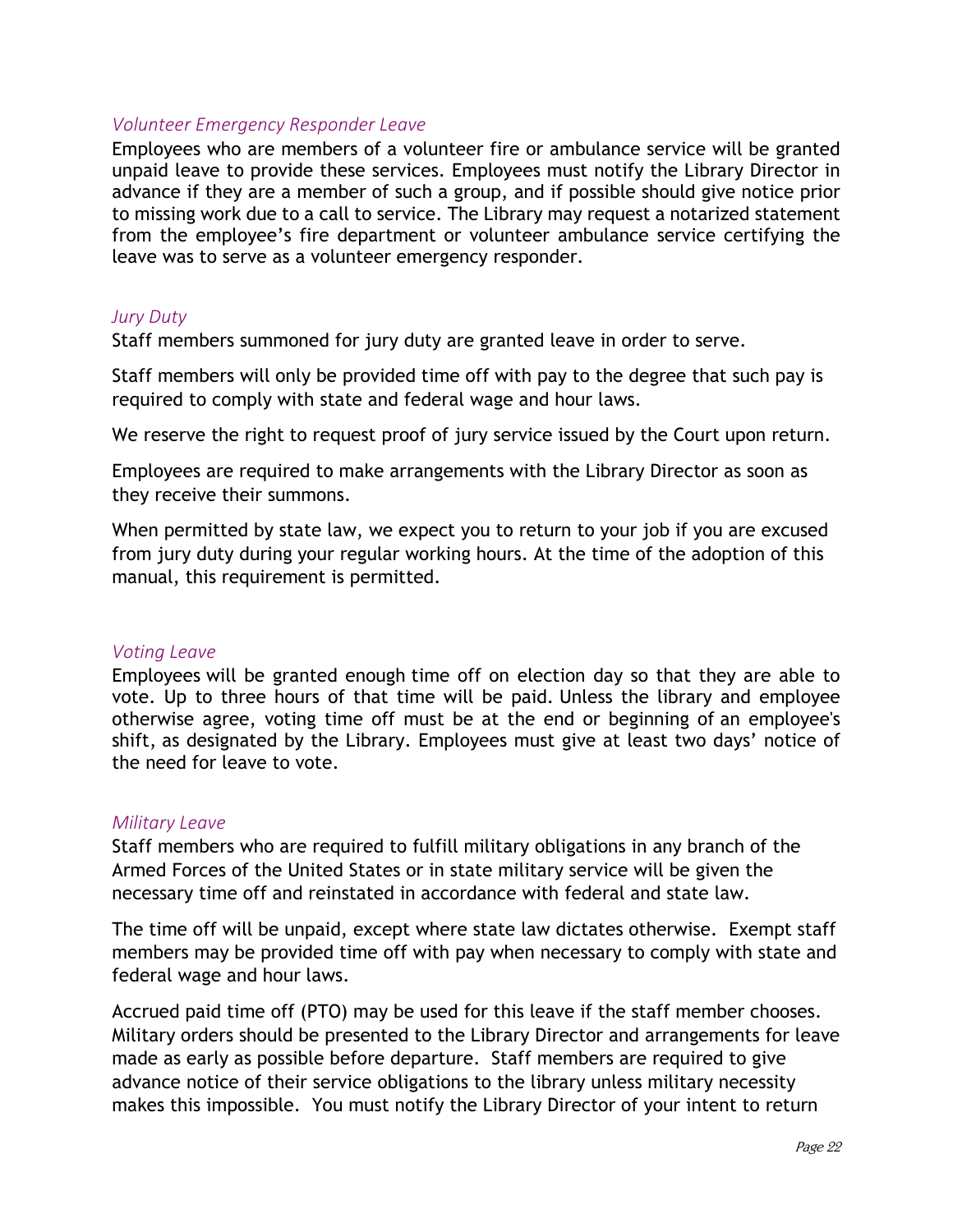### *Volunteer Emergency Responder Leave*

Employees who are members of a volunteer fire or ambulance service will be granted unpaid leave to provide these services. Employees must notify the Library Director in advance if they are a member of such a group, and if possible should give notice prior to missing work due to a call to service. The Library may request a notarized statement from the employee's fire department or volunteer ambulance service certifying the leave was to serve as a volunteer emergency responder.

### *Jury Duty*

Staff members summoned for jury duty are granted leave in order to serve.

Staff members will only be provided time off with pay to the degree that such pay is required to comply with state and federal wage and hour laws.

We reserve the right to request proof of jury service issued by the Court upon return.

Employees are required to make arrangements with the Library Director as soon as they receive their summons.

When permitted by state law, we expect you to return to your job if you are excused from jury duty during your regular working hours. At the time of the adoption of this manual, this requirement is permitted.

### *Voting Leave*

Employees will be granted enough time off on election day so that they are able to vote. Up to three hours of that time will be paid. Unless the library and employee otherwise agree, voting time off must be at the end or beginning of an employee's shift, as designated by the Library. Employees must give at least two days' notice of the need for leave to vote.

### *Military Leave*

Staff members who are required to fulfill military obligations in any branch of the Armed Forces of the United States or in state military service will be given the necessary time off and reinstated in accordance with federal and state law.

The time off will be unpaid, except where state law dictates otherwise. Exempt staff members may be provided time off with pay when necessary to comply with state and federal wage and hour laws.

Accrued paid time off (PTO) may be used for this leave if the staff member chooses. Military orders should be presented to the Library Director and arrangements for leave made as early as possible before departure. Staff members are required to give advance notice of their service obligations to the library unless military necessity makes this impossible. You must notify the Library Director of your intent to return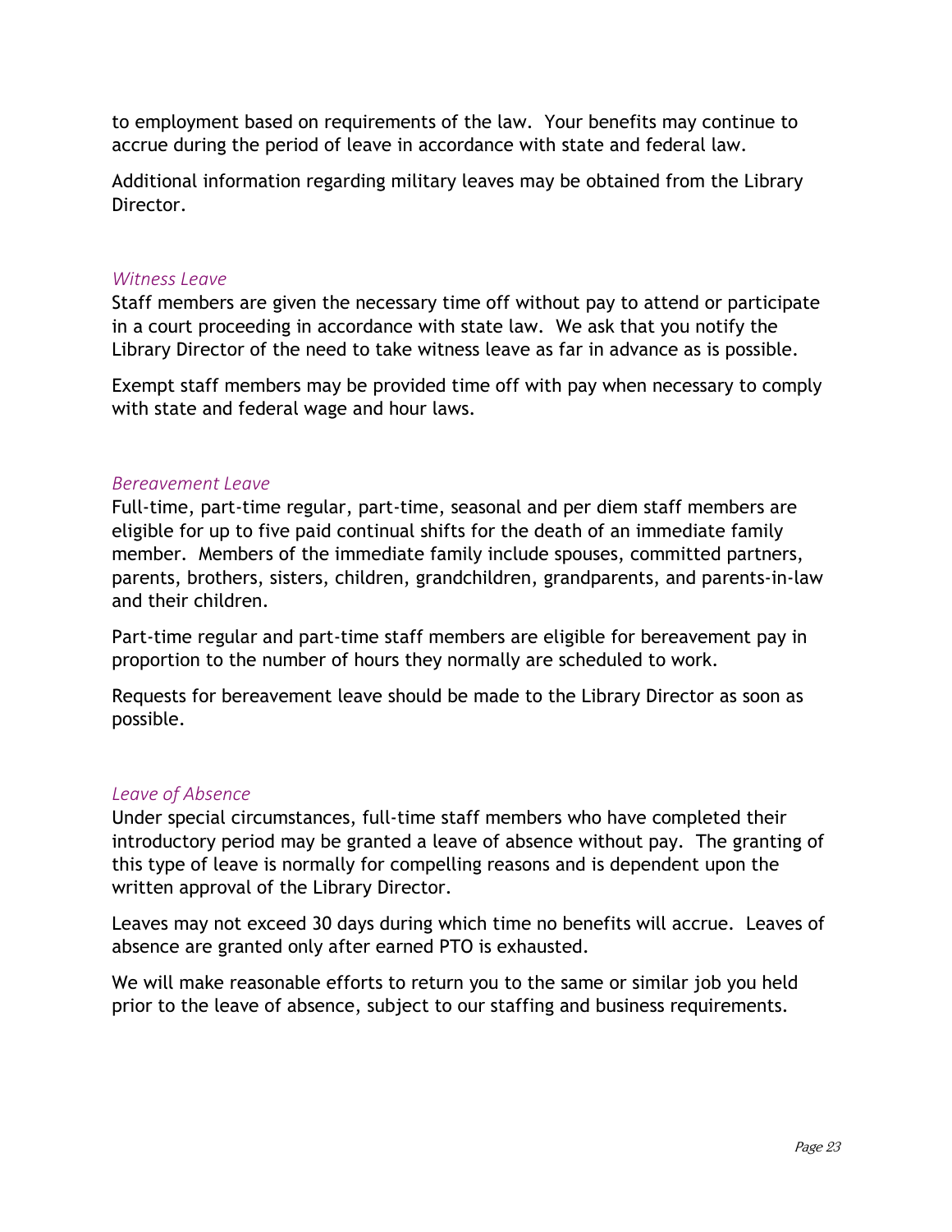to employment based on requirements of the law. Your benefits may continue to accrue during the period of leave in accordance with state and federal law.

Additional information regarding military leaves may be obtained from the Library Director.

### *Witness Leave*

Staff members are given the necessary time off without pay to attend or participate in a court proceeding in accordance with state law. We ask that you notify the Library Director of the need to take witness leave as far in advance as is possible.

Exempt staff members may be provided time off with pay when necessary to comply with state and federal wage and hour laws.

### *Bereavement Leave*

Full-time, part-time regular, part-time, seasonal and per diem staff members are eligible for up to five paid continual shifts for the death of an immediate family member. Members of the immediate family include spouses, committed partners, parents, brothers, sisters, children, grandchildren, grandparents, and parents-in-law and their children.

Part-time regular and part-time staff members are eligible for bereavement pay in proportion to the number of hours they normally are scheduled to work.

Requests for bereavement leave should be made to the Library Director as soon as possible.

### *Leave of Absence*

Under special circumstances, full-time staff members who have completed their introductory period may be granted a leave of absence without pay. The granting of this type of leave is normally for compelling reasons and is dependent upon the written approval of the Library Director.

Leaves may not exceed 30 days during which time no benefits will accrue. Leaves of absence are granted only after earned PTO is exhausted.

We will make reasonable efforts to return you to the same or similar job you held prior to the leave of absence, subject to our staffing and business requirements.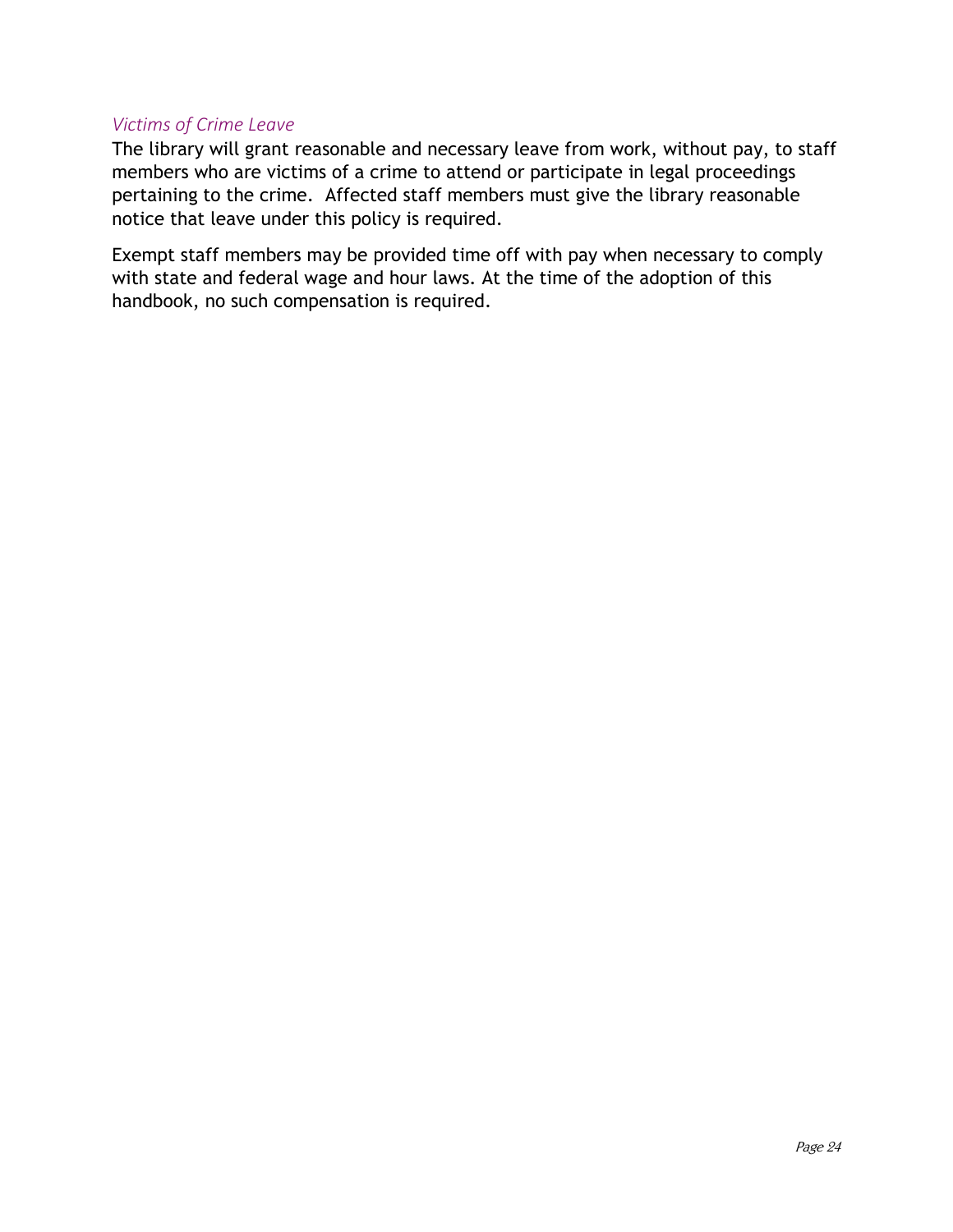### *Victims of Crime Leave*

The library will grant reasonable and necessary leave from work, without pay, to staff members who are victims of a crime to attend or participate in legal proceedings pertaining to the crime.  Affected staff members must give the library reasonable notice that leave under this policy is required.

Exempt staff members may be provided time off with pay when necessary to comply with state and federal wage and hour laws. At the time of the adoption of this handbook, no such compensation is required.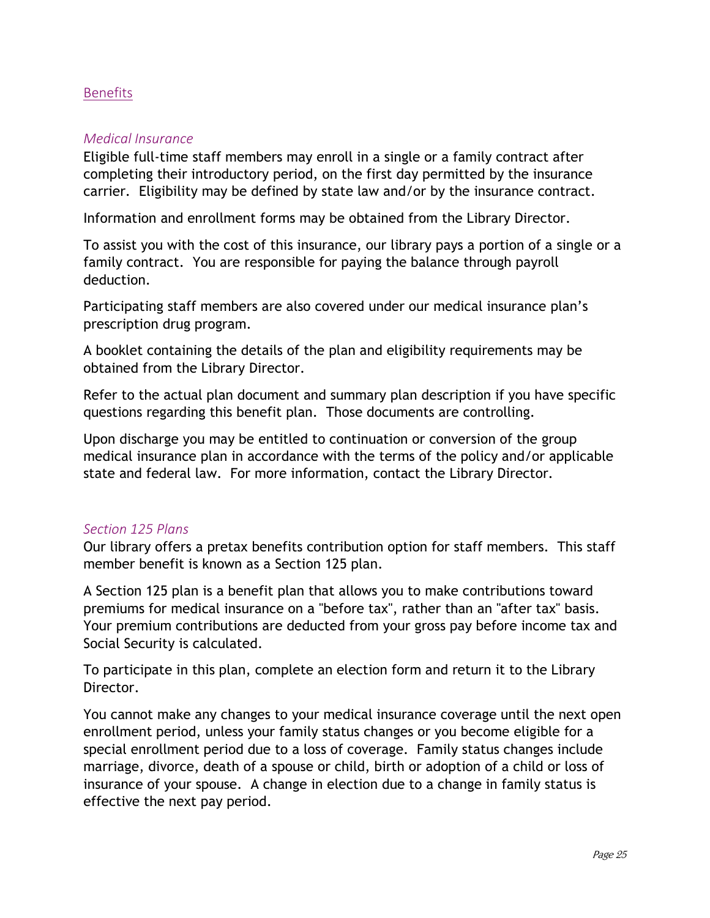## Benefits

### *Medical Insurance*

Eligible full-time staff members may enroll in a single or a family contract after completing their introductory period, on the first day permitted by the insurance carrier. Eligibility may be defined by state law and/or by the insurance contract.

Information and enrollment forms may be obtained from the Library Director.

To assist you with the cost of this insurance, our library pays a portion of a single or a family contract. You are responsible for paying the balance through payroll deduction.

Participating staff members are also covered under our medical insurance plan's prescription drug program.

A booklet containing the details of the plan and eligibility requirements may be obtained from the Library Director.

Refer to the actual plan document and summary plan description if you have specific questions regarding this benefit plan. Those documents are controlling.

Upon discharge you may be entitled to continuation or conversion of the group medical insurance plan in accordance with the terms of the policy and/or applicable state and federal law. For more information, contact the Library Director.

### *Section 125 Plans*

Our library offers a pretax benefits contribution option for staff members. This staff member benefit is known as a Section 125 plan.

A Section 125 plan is a benefit plan that allows you to make contributions toward premiums for medical insurance on a "before tax", rather than an "after tax" basis. Your premium contributions are deducted from your gross pay before income tax and Social Security is calculated.

To participate in this plan, complete an election form and return it to the Library Director.

You cannot make any changes to your medical insurance coverage until the next open enrollment period, unless your family status changes or you become eligible for a special enrollment period due to a loss of coverage. Family status changes include marriage, divorce, death of a spouse or child, birth or adoption of a child or loss of insurance of your spouse. A change in election due to a change in family status is effective the next pay period.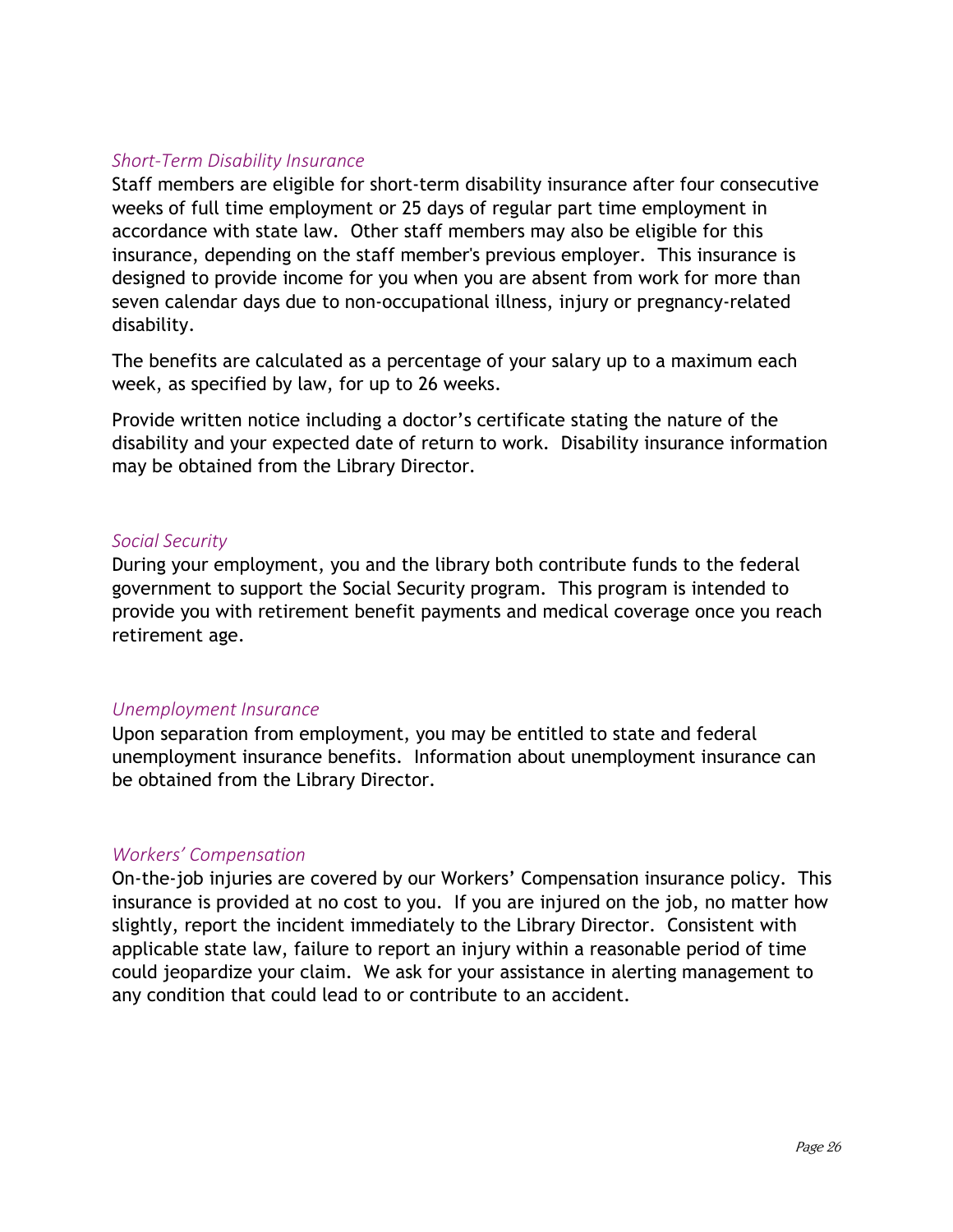### *Short-Term Disability Insurance*

Staff members are eligible for short-term disability insurance after four consecutive weeks of full time employment or 25 days of regular part time employment in accordance with state law. Other staff members may also be eligible for this insurance, depending on the staff member's previous employer. This insurance is designed to provide income for you when you are absent from work for more than seven calendar days due to non-occupational illness, injury or pregnancy-related disability.

The benefits are calculated as a percentage of your salary up to a maximum each week, as specified by law, for up to 26 weeks.

Provide written notice including a doctor's certificate stating the nature of the disability and your expected date of return to work. Disability insurance information may be obtained from the Library Director.

### *Social Security*

During your employment, you and the library both contribute funds to the federal government to support the Social Security program. This program is intended to provide you with retirement benefit payments and medical coverage once you reach retirement age.

### *Unemployment Insurance*

Upon separation from employment, you may be entitled to state and federal unemployment insurance benefits. Information about unemployment insurance can be obtained from the Library Director.

### *Workers' Compensation*

On-the-job injuries are covered by our Workers' Compensation insurance policy. This insurance is provided at no cost to you. If you are injured on the job, no matter how slightly, report the incident immediately to the Library Director. Consistent with applicable state law, failure to report an injury within a reasonable period of time could jeopardize your claim. We ask for your assistance in alerting management to any condition that could lead to or contribute to an accident.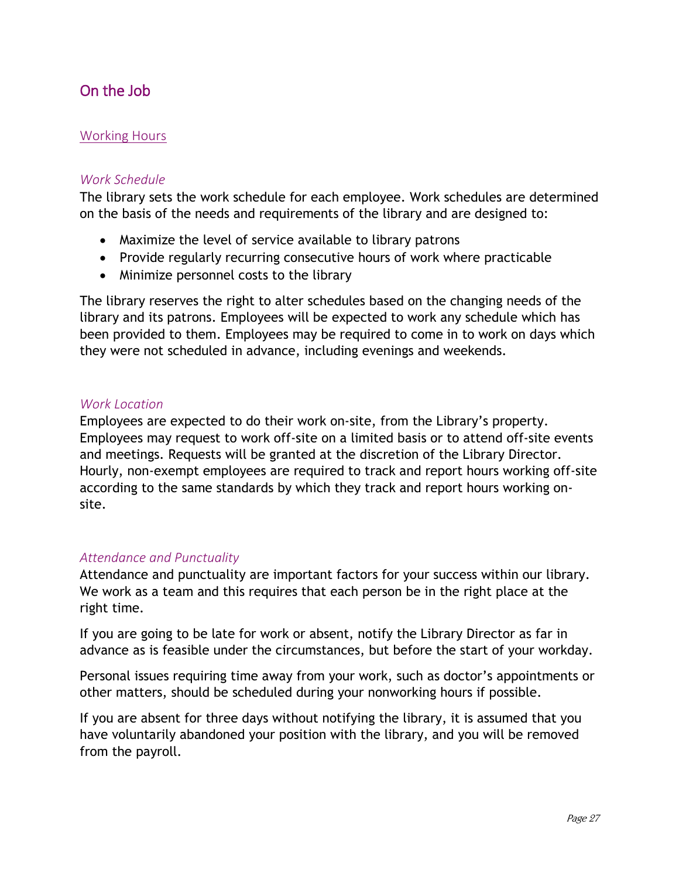# On the Job

## Working Hours

### *Work Schedule*

The library sets the work schedule for each employee. Work schedules are determined on the basis of the needs and requirements of the library and are designed to:

- Maximize the level of service available to library patrons
- Provide regularly recurring consecutive hours of work where practicable
- Minimize personnel costs to the library

The library reserves the right to alter schedules based on the changing needs of the library and its patrons. Employees will be expected to work any schedule which has been provided to them. Employees may be required to come in to work on days which they were not scheduled in advance, including evenings and weekends.

### *Work Location*

Employees are expected to do their work on-site, from the Library's property. Employees may request to work off-site on a limited basis or to attend off-site events and meetings. Requests will be granted at the discretion of the Library Director. Hourly, non-exempt employees are required to track and report hours working off-site according to the same standards by which they track and report hours working on-site.

### *Attendance and Punctuality*

Attendance and punctuality are important factors for your success within our library. We work as a team and this requires that each person be in the right place at the right time.

If you are going to be late for work or absent, notify the Library Director as far in advance as is feasible under the circumstances, but before the start of your workday.

Personal issues requiring time away from your work, such as doctor's appointments or other matters, should be scheduled during your nonworking hours if possible.

If you are absent for three days without notifying the library, it is assumed that you have voluntarily abandoned your position with the library, and you will be removed from the payroll.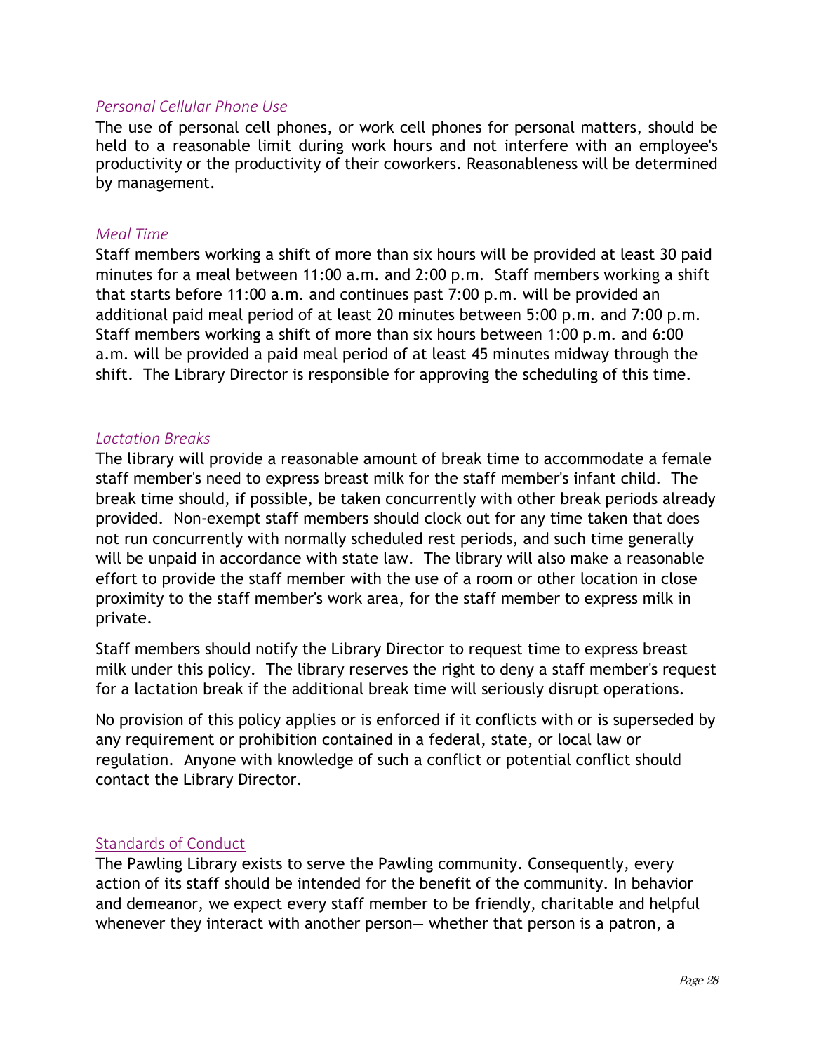### *Personal Cellular Phone Use*

The use of personal cell phones, or work cell phones for personal matters, should be held to a reasonable limit during work hours and not interfere with an employee's productivity or the productivity of their coworkers. Reasonableness will be determined by management.

### *Meal Time*

Staff members working a shift of more than six hours will be provided at least 30 paid minutes for a meal between 11:00 a.m. and 2:00 p.m. Staff members working a shift that starts before 11:00 a.m. and continues past 7:00 p.m. will be provided an additional paid meal period of at least 20 minutes between 5:00 p.m. and 7:00 p.m. Staff members working a shift of more than six hours between 1:00 p.m. and 6:00 a.m. will be provided a paid meal period of at least 45 minutes midway through the shift. The Library Director is responsible for approving the scheduling of this time.

### *Lactation Breaks*

The library will provide a reasonable amount of break time to accommodate a female staff member's need to express breast milk for the staff member's infant child. The break time should, if possible, be taken concurrently with other break periods already provided. Non-exempt staff members should clock out for any time taken that does not run concurrently with normally scheduled rest periods, and such time generally will be unpaid in accordance with state law. The library will also make a reasonable effort to provide the staff member with the use of a room or other location in close proximity to the staff member's work area, for the staff member to express milk in private.

Staff members should notify the Library Director to request time to express breast milk under this policy. The library reserves the right to deny a staff member's request for a lactation break if the additional break time will seriously disrupt operations.

No provision of this policy applies or is enforced if it conflicts with or is superseded by any requirement or prohibition contained in a federal, state, or local law or regulation. Anyone with knowledge of such a conflict or potential conflict should contact the Library Director.

## Standards of Conduct

The Pawling Library exists to serve the Pawling community. Consequently, every action of its staff should be intended for the benefit of the community. In behavior and demeanor, we expect every staff member to be friendly, charitable and helpful whenever they interact with another person— whether that person is a patron, a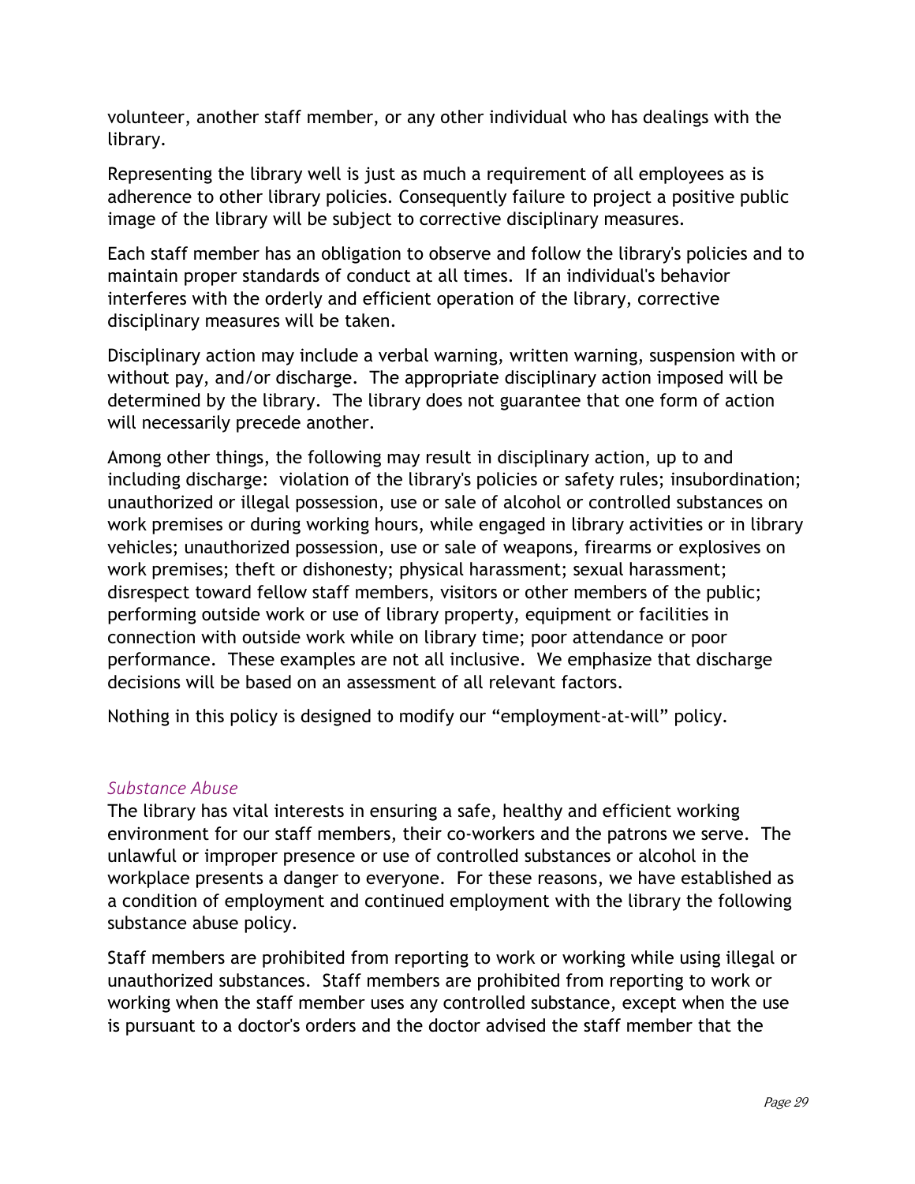volunteer, another staff member, or any other individual who has dealings with the library.

Representing the library well is just as much a requirement of all employees as is adherence to other library policies. Consequently failure to project a positive public image of the library will be subject to corrective disciplinary measures.

Each staff member has an obligation to observe and follow the library's policies and to maintain proper standards of conduct at all times. If an individual's behavior interferes with the orderly and efficient operation of the library, corrective disciplinary measures will be taken.

Disciplinary action may include a verbal warning, written warning, suspension with or without pay, and/or discharge. The appropriate disciplinary action imposed will be determined by the library. The library does not guarantee that one form of action will necessarily precede another.

Among other things, the following may result in disciplinary action, up to and including discharge: violation of the library's policies or safety rules; insubordination; unauthorized or illegal possession, use or sale of alcohol or controlled substances on work premises or during working hours, while engaged in library activities or in library vehicles; unauthorized possession, use or sale of weapons, firearms or explosives on work premises; theft or dishonesty; physical harassment; sexual harassment; disrespect toward fellow staff members, visitors or other members of the public; performing outside work or use of library property, equipment or facilities in connection with outside work while on library time; poor attendance or poor performance. These examples are not all inclusive. We emphasize that discharge decisions will be based on an assessment of all relevant factors.

Nothing in this policy is designed to modify our “employment-at-will” policy.

### *Substance Abuse*

The library has vital interests in ensuring a safe, healthy and efficient working environment for our staff members, their co-workers and the patrons we serve. The unlawful or improper presence or use of controlled substances or alcohol in the workplace presents a danger to everyone. For these reasons, we have established as a condition of employment and continued employment with the library the following substance abuse policy.

Staff members are prohibited from reporting to work or working while using illegal or unauthorized substances. Staff members are prohibited from reporting to work or working when the staff member uses any controlled substance, except when the use is pursuant to a doctor's orders and the doctor advised the staff member that the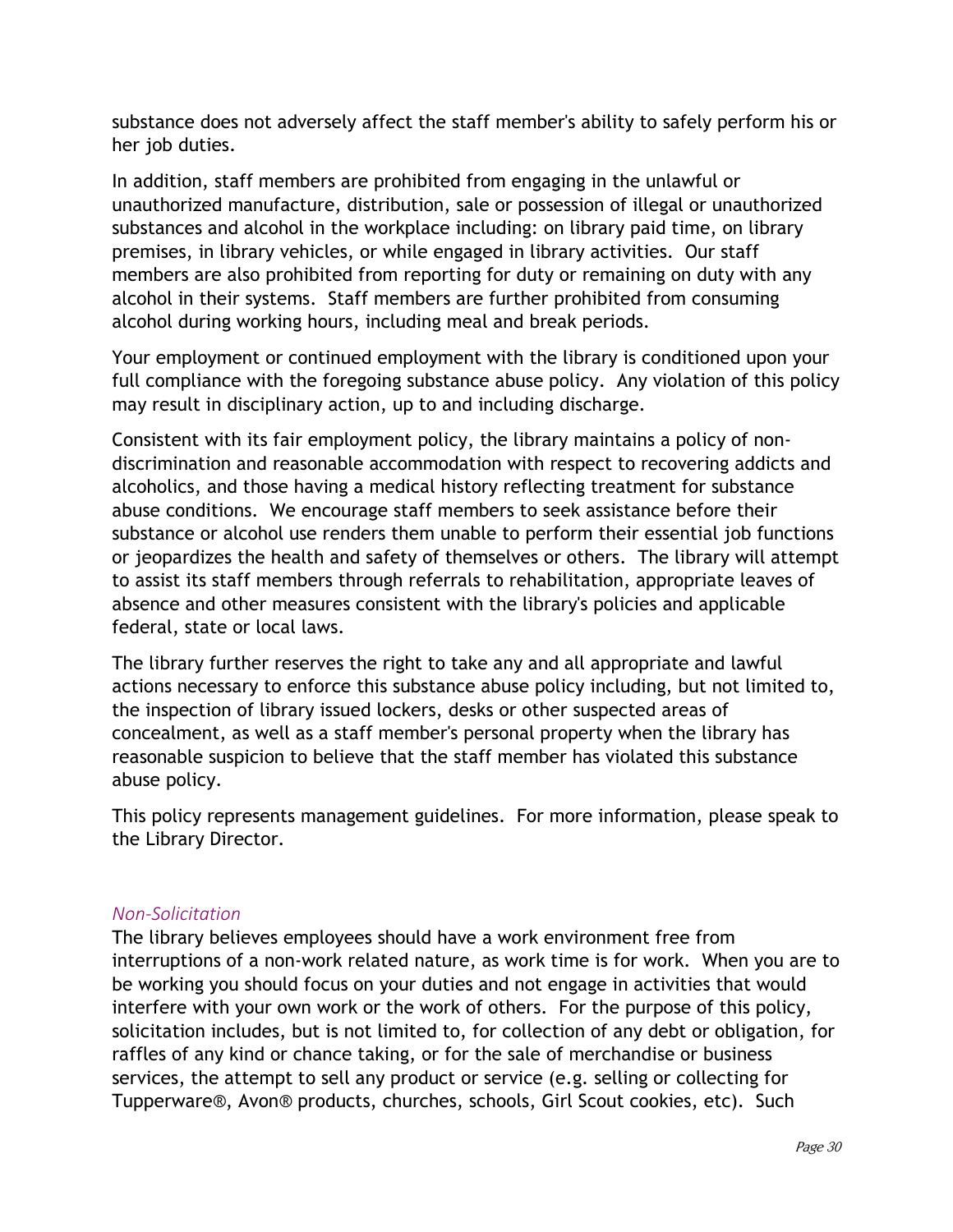substance does not adversely affect the staff member's ability to safely perform his or her job duties.

In addition, staff members are prohibited from engaging in the unlawful or unauthorized manufacture, distribution, sale or possession of illegal or unauthorized substances and alcohol in the workplace including: on library paid time, on library premises, in library vehicles, or while engaged in library activities. Our staff members are also prohibited from reporting for duty or remaining on duty with any alcohol in their systems. Staff members are further prohibited from consuming alcohol during working hours, including meal and break periods.

Your employment or continued employment with the library is conditioned upon your full compliance with the foregoing substance abuse policy. Any violation of this policy may result in disciplinary action, up to and including discharge.

Consistent with its fair employment policy, the library maintains a policy of non-discrimination and reasonable accommodation with respect to recovering addicts and alcoholics, and those having a medical history reflecting treatment for substance abuse conditions. We encourage staff members to seek assistance before their substance or alcohol use renders them unable to perform their essential job functions or jeopardizes the health and safety of themselves or others. The library will attempt to assist its staff members through referrals to rehabilitation, appropriate leaves of absence and other measures consistent with the library's policies and applicable federal, state or local laws.

The library further reserves the right to take any and all appropriate and lawful actions necessary to enforce this substance abuse policy including, but not limited to, the inspection of library issued lockers, desks or other suspected areas of concealment, as well as a staff member's personal property when the library has reasonable suspicion to believe that the staff member has violated this substance abuse policy.

This policy represents management guidelines. For more information, please speak to the Library Director.

### *Non-Solicitation*

The library believes employees should have a work environment free from interruptions of a non-work related nature, as work time is for work. When you are to be working you should focus on your duties and not engage in activities that would interfere with your own work or the work of others. For the purpose of this policy, solicitation includes, but is not limited to, for collection of any debt or obligation, for raffles of any kind or chance taking, or for the sale of merchandise or business services, the attempt to sell any product or service (e.g. selling or collecting for Tupperware®, Avon® products, churches, schools, Girl Scout cookies, etc). Such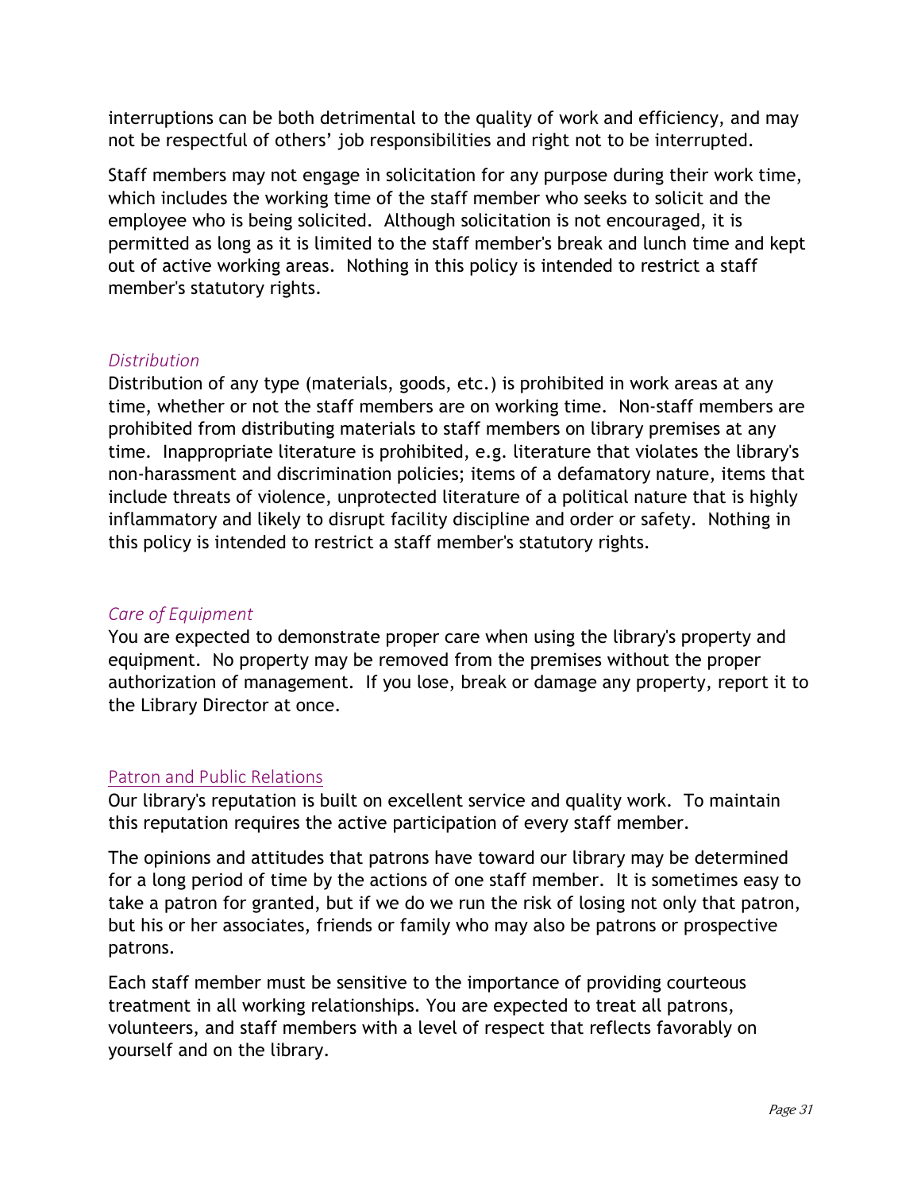interruptions can be both detrimental to the quality of work and efficiency, and may not be respectful of others' job responsibilities and right not to be interrupted.

Staff members may not engage in solicitation for any purpose during their work time, which includes the working time of the staff member who seeks to solicit and the employee who is being solicited. Although solicitation is not encouraged, it is permitted as long as it is limited to the staff member's break and lunch time and kept out of active working areas. Nothing in this policy is intended to restrict a staff member's statutory rights.

### *Distribution*

Distribution of any type (materials, goods, etc.) is prohibited in work areas at any time, whether or not the staff members are on working time. Non-staff members are prohibited from distributing materials to staff members on library premises at any time. Inappropriate literature is prohibited, e.g. literature that violates the library's non-harassment and discrimination policies; items of a defamatory nature, items that include threats of violence, unprotected literature of a political nature that is highly inflammatory and likely to disrupt facility discipline and order or safety. Nothing in this policy is intended to restrict a staff member's statutory rights.

### *Care of Equipment*

You are expected to demonstrate proper care when using the library's property and equipment. No property may be removed from the premises without the proper authorization of management. If you lose, break or damage any property, report it to the Library Director at once.

## Patron and Public Relations

Our library's reputation is built on excellent service and quality work. To maintain this reputation requires the active participation of every staff member.

The opinions and attitudes that patrons have toward our library may be determined for a long period of time by the actions of one staff member. It is sometimes easy to take a patron for granted, but if we do we run the risk of losing not only that patron, but his or her associates, friends or family who may also be patrons or prospective patrons.

Each staff member must be sensitive to the importance of providing courteous treatment in all working relationships. You are expected to treat all patrons, volunteers, and staff members with a level of respect that reflects favorably on yourself and on the library.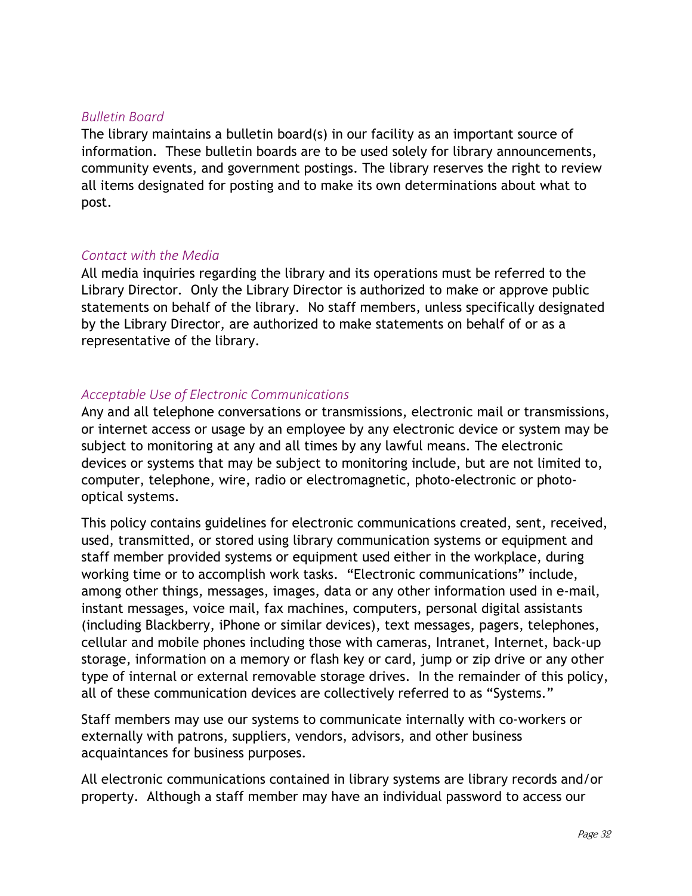*Bulletin Board*

The library maintains a bulletin board(s) in our facility as an important source of information. These bulletin boards are to be used solely for library announcements, community events, and government postings. The library reserves the right to review all items designated for posting and to make its own determinations about what to post.

*Contact with the Media*

All media inquiries regarding the library and its operations must be referred to the Library Director. Only the Library Director is authorized to make or approve public statements on behalf of the library. No staff members, unless specifically designated by the Library Director, are authorized to make statements on behalf of or as a representative of the library.

*Acceptable Use of Electronic Communications*

Any and all telephone conversations or transmissions, electronic mail or transmissions, or internet access or usage by an employee by any electronic device or system may be subject to monitoring at any and all times by any lawful means. The electronic devices or systems that may be subject to monitoring include, but are not limited to, computer, telephone, wire, radio or electromagnetic, photo-electronic or photo-optical systems.

This policy contains guidelines for electronic communications created, sent, received, used, transmitted, or stored using library communication systems or equipment and staff member provided systems or equipment used either in the workplace, during working time or to accomplish work tasks. "Electronic communications" include, among other things, messages, images, data or any other information used in e-mail, instant messages, voice mail, fax machines, computers, personal digital assistants (including Blackberry, iPhone or similar devices), text messages, pagers, telephones, cellular and mobile phones including those with cameras, Intranet, Internet, back-up storage, information on a memory or flash key or card, jump or zip drive or any other type of internal or external removable storage drives. In the remainder of this policy, all of these communication devices are collectively referred to as "Systems."

Staff members may use our systems to communicate internally with co-workers or externally with patrons, suppliers, vendors, advisors, and other business acquaintances for business purposes.

All electronic communications contained in library systems are library records and/or property. Although a staff member may have an individual password to access our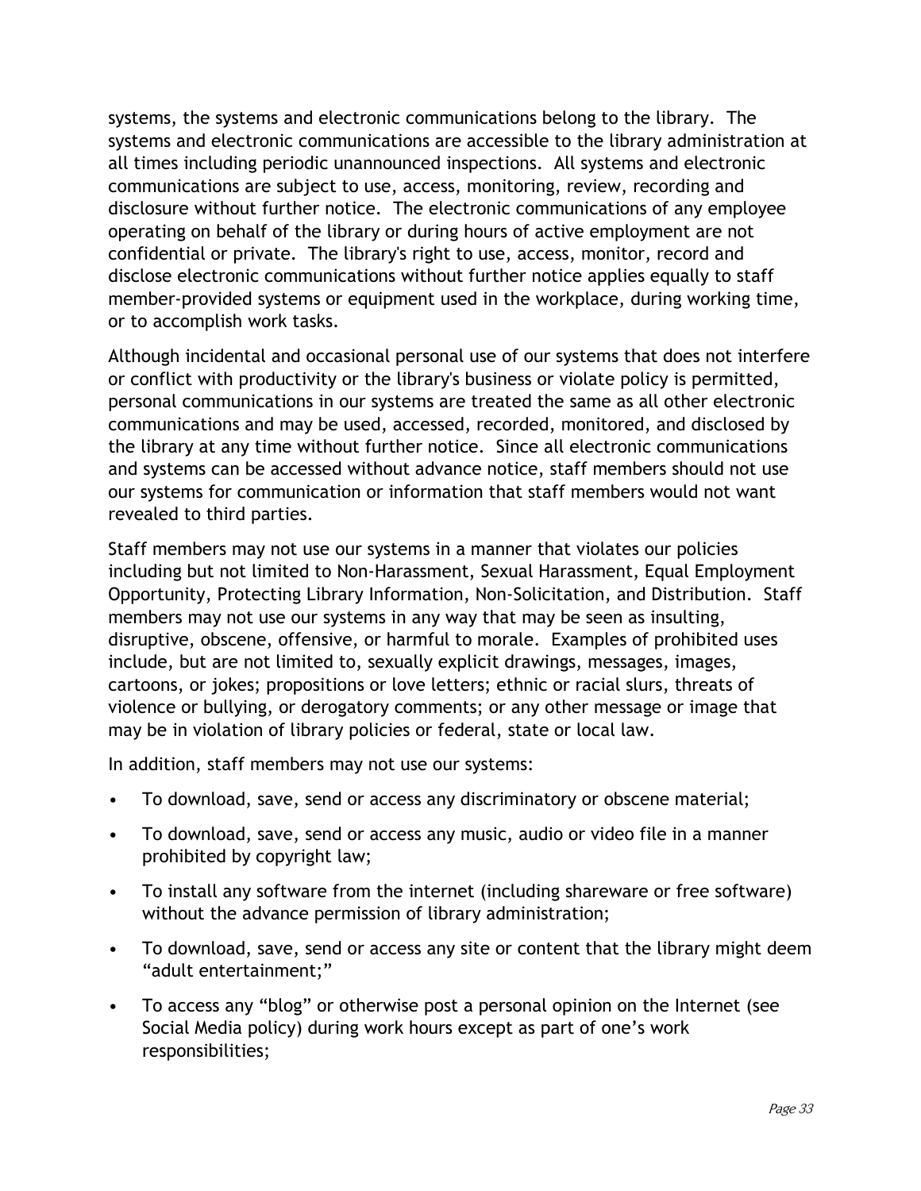systems, the systems and electronic communications belong to the library. The systems and electronic communications are accessible to the library administration at all times including periodic unannounced inspections. All systems and electronic communications are subject to use, access, monitoring, review, recording and disclosure without further notice. The electronic communications of any employee operating on behalf of the library or during hours of active employment are not confidential or private. The library's right to use, access, monitor, record and disclose electronic communications without further notice applies equally to staff member-provided systems or equipment used in the workplace, during working time, or to accomplish work tasks.

Although incidental and occasional personal use of our systems that does not interfere or conflict with productivity or the library's business or violate policy is permitted, personal communications in our systems are treated the same as all other electronic communications and may be used, accessed, recorded, monitored, and disclosed by the library at any time without further notice. Since all electronic communications and systems can be accessed without advance notice, staff members should not use our systems for communication or information that staff members would not want revealed to third parties.

Staff members may not use our systems in a manner that violates our policies including but not limited to Non-Harassment, Sexual Harassment, Equal Employment Opportunity, Protecting Library Information, Non-Solicitation, and Distribution. Staff members may not use our systems in any way that may be seen as insulting, disruptive, obscene, offensive, or harmful to morale. Examples of prohibited uses include, but are not limited to, sexually explicit drawings, messages, images, cartoons, or jokes; propositions or love letters; ethnic or racial slurs, threats of violence or bullying, or derogatory comments; or any other message or image that may be in violation of library policies or federal, state or local law.

In addition, staff members may not use our systems:

- To download, save, send or access any discriminatory or obscene material;
- To download, save, send or access any music, audio or video file in a manner prohibited by copyright law;
- To install any software from the internet (including shareware or free software) without the advance permission of library administration;
- To download, save, send or access any site or content that the library might deem "adult entertainment;"
- To access any "blog" or otherwise post a personal opinion on the Internet (see Social Media policy) during work hours except as part of one's work responsibilities;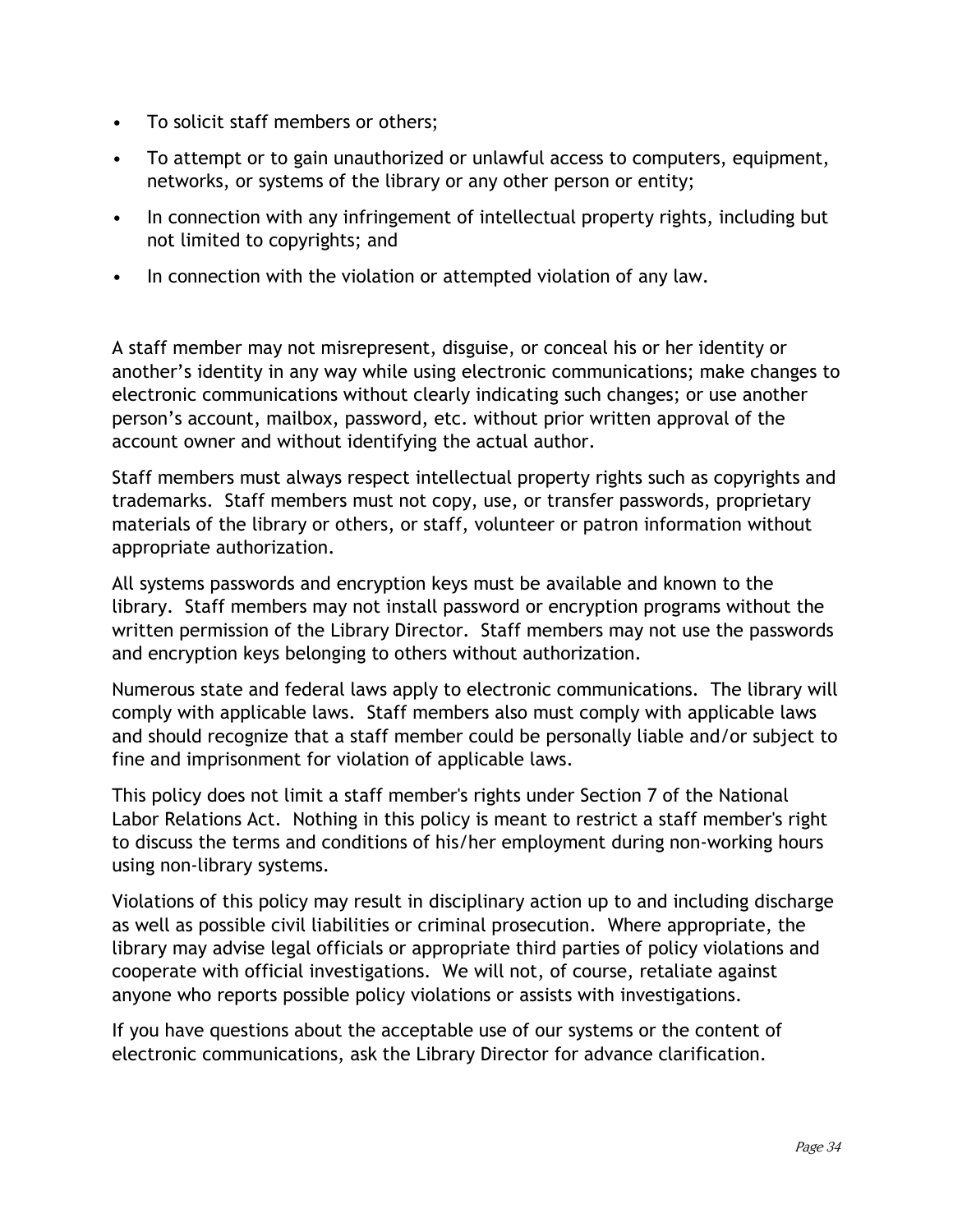- To solicit staff members or others;
- To attempt or to gain unauthorized or unlawful access to computers, equipment, networks, or systems of the library or any other person or entity;
- In connection with any infringement of intellectual property rights, including but not limited to copyrights; and
- In connection with the violation or attempted violation of any law.

A staff member may not misrepresent, disguise, or conceal his or her identity or another's identity in any way while using electronic communications; make changes to electronic communications without clearly indicating such changes; or use another person's account, mailbox, password, etc. without prior written approval of the account owner and without identifying the actual author.

Staff members must always respect intellectual property rights such as copyrights and trademarks. Staff members must not copy, use, or transfer passwords, proprietary materials of the library or others, or staff, volunteer or patron information without appropriate authorization.

All systems passwords and encryption keys must be available and known to the library. Staff members may not install password or encryption programs without the written permission of the Library Director. Staff members may not use the passwords and encryption keys belonging to others without authorization.

Numerous state and federal laws apply to electronic communications. The library will comply with applicable laws. Staff members also must comply with applicable laws and should recognize that a staff member could be personally liable and/or subject to fine and imprisonment for violation of applicable laws.

This policy does not limit a staff member's rights under Section 7 of the National Labor Relations Act. Nothing in this policy is meant to restrict a staff member's right to discuss the terms and conditions of his/her employment during non-working hours using non-library systems.

Violations of this policy may result in disciplinary action up to and including discharge as well as possible civil liabilities or criminal prosecution. Where appropriate, the library may advise legal officials or appropriate third parties of policy violations and cooperate with official investigations. We will not, of course, retaliate against anyone who reports possible policy violations or assists with investigations.

If you have questions about the acceptable use of our systems or the content of electronic communications, ask the Library Director for advance clarification.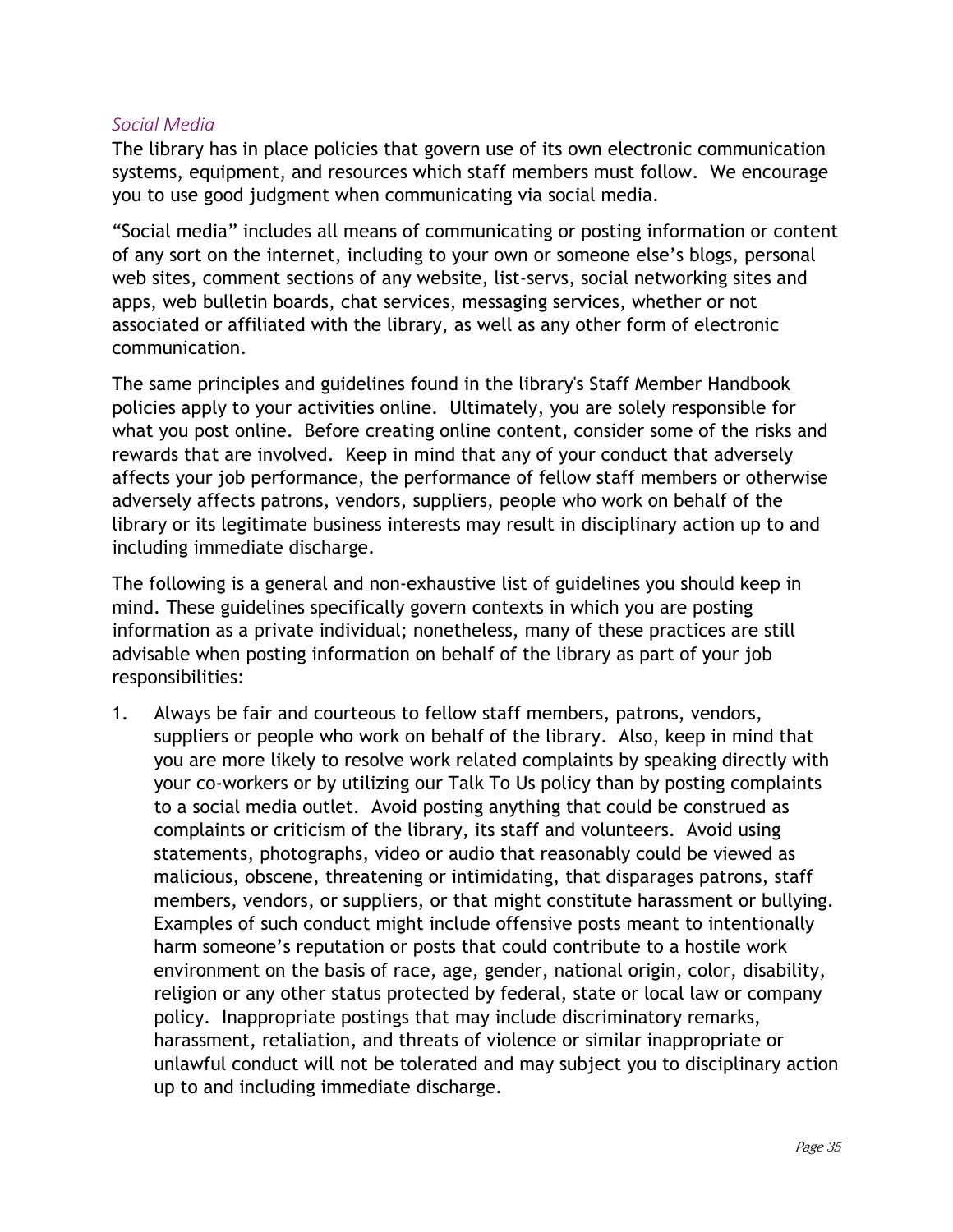### *Social Media*

The library has in place policies that govern use of its own electronic communication systems, equipment, and resources which staff members must follow. We encourage you to use good judgment when communicating via social media.

"Social media" includes all means of communicating or posting information or content of any sort on the internet, including to your own or someone else's blogs, personal web sites, comment sections of any website, list-servs, social networking sites and apps, web bulletin boards, chat services, messaging services, whether or not associated or affiliated with the library, as well as any other form of electronic communication.

The same principles and guidelines found in the library's Staff Member Handbook policies apply to your activities online. Ultimately, you are solely responsible for what you post online. Before creating online content, consider some of the risks and rewards that are involved. Keep in mind that any of your conduct that adversely affects your job performance, the performance of fellow staff members or otherwise adversely affects patrons, vendors, suppliers, people who work on behalf of the library or its legitimate business interests may result in disciplinary action up to and including immediate discharge.

The following is a general and non-exhaustive list of guidelines you should keep in mind. These guidelines specifically govern contexts in which you are posting information as a private individual; nonetheless, many of these practices are still advisable when posting information on behalf of the library as part of your job responsibilities:

1. Always be fair and courteous to fellow staff members, patrons, vendors, suppliers or people who work on behalf of the library. Also, keep in mind that you are more likely to resolve work related complaints by speaking directly with your co-workers or by utilizing our Talk To Us policy than by posting complaints to a social media outlet. Avoid posting anything that could be construed as complaints or criticism of the library, its staff and volunteers. Avoid using statements, photographs, video or audio that reasonably could be viewed as malicious, obscene, threatening or intimidating, that disparages patrons, staff members, vendors, or suppliers, or that might constitute harassment or bullying. Examples of such conduct might include offensive posts meant to intentionally harm someone's reputation or posts that could contribute to a hostile work environment on the basis of race, age, gender, national origin, color, disability, religion or any other status protected by federal, state or local law or company policy. Inappropriate postings that may include discriminatory remarks, harassment, retaliation, and threats of violence or similar inappropriate or unlawful conduct will not be tolerated and may subject you to disciplinary action up to and including immediate discharge.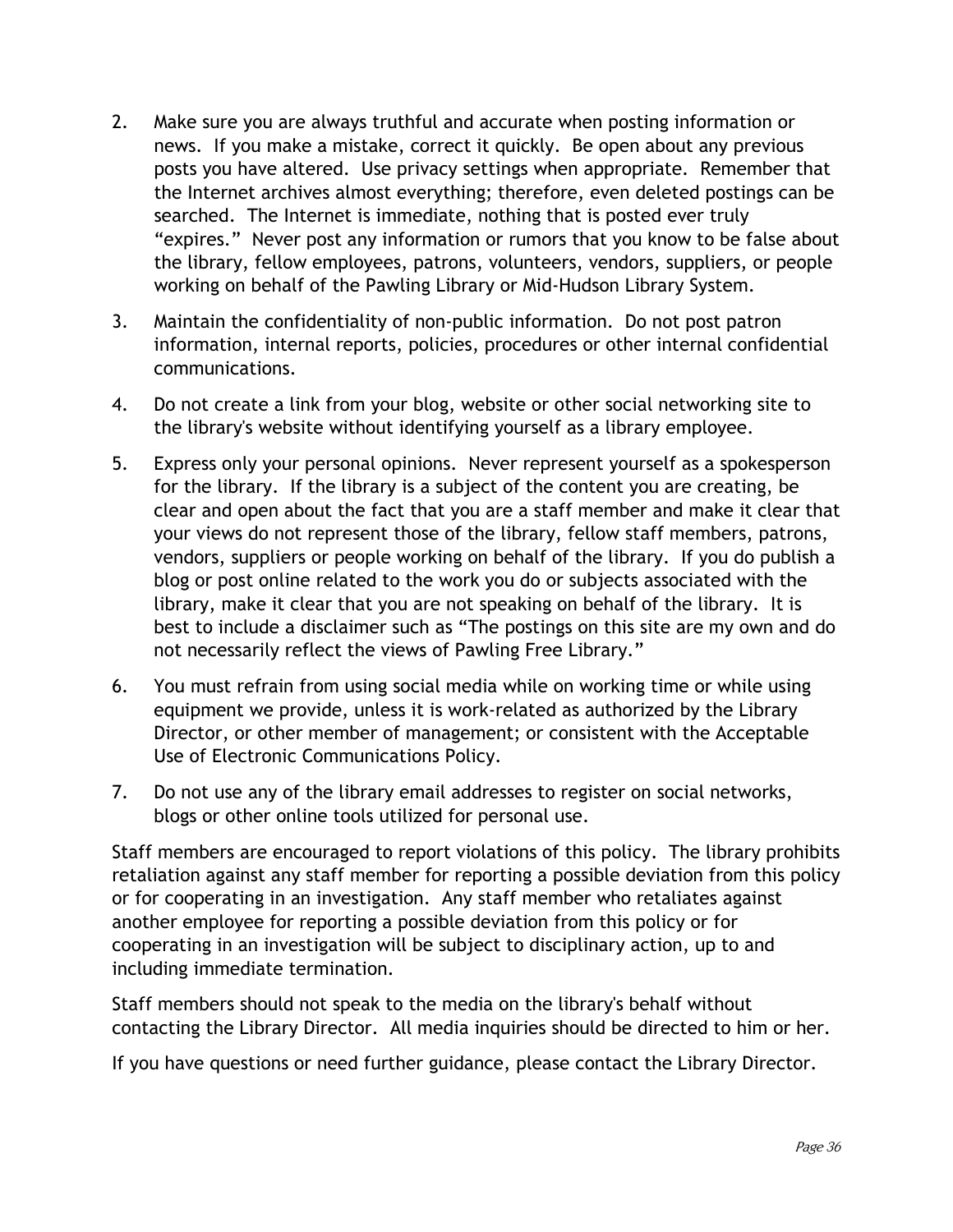2. Make sure you are always truthful and accurate when posting information or news. If you make a mistake, correct it quickly. Be open about any previous posts you have altered. Use privacy settings when appropriate. Remember that the Internet archives almost everything; therefore, even deleted postings can be searched. The Internet is immediate, nothing that is posted ever truly "expires." Never post any information or rumors that you know to be false about the library, fellow employees, patrons, volunteers, vendors, suppliers, or people working on behalf of the Pawling Library or Mid-Hudson Library System.

3. Maintain the confidentiality of non-public information. Do not post patron information, internal reports, policies, procedures or other internal confidential communications.

4. Do not create a link from your blog, website or other social networking site to the library's website without identifying yourself as a library employee.

5. Express only your personal opinions. Never represent yourself as a spokesperson for the library. If the library is a subject of the content you are creating, be clear and open about the fact that you are a staff member and make it clear that your views do not represent those of the library, fellow staff members, patrons, vendors, suppliers or people working on behalf of the library. If you do publish a blog or post online related to the work you do or subjects associated with the library, make it clear that you are not speaking on behalf of the library. It is best to include a disclaimer such as "The postings on this site are my own and do not necessarily reflect the views of Pawling Free Library."

6. You must refrain from using social media while on working time or while using equipment we provide, unless it is work-related as authorized by the Library Director, or other member of management; or consistent with the Acceptable Use of Electronic Communications Policy.

7. Do not use any of the library email addresses to register on social networks, blogs or other online tools utilized for personal use.

Staff members are encouraged to report violations of this policy. The library prohibits retaliation against any staff member for reporting a possible deviation from this policy or for cooperating in an investigation. Any staff member who retaliates against another employee for reporting a possible deviation from this policy or for cooperating in an investigation will be subject to disciplinary action, up to and including immediate termination.

Staff members should not speak to the media on the library's behalf without contacting the Library Director. All media inquiries should be directed to him or her.

If you have questions or need further guidance, please contact the Library Director.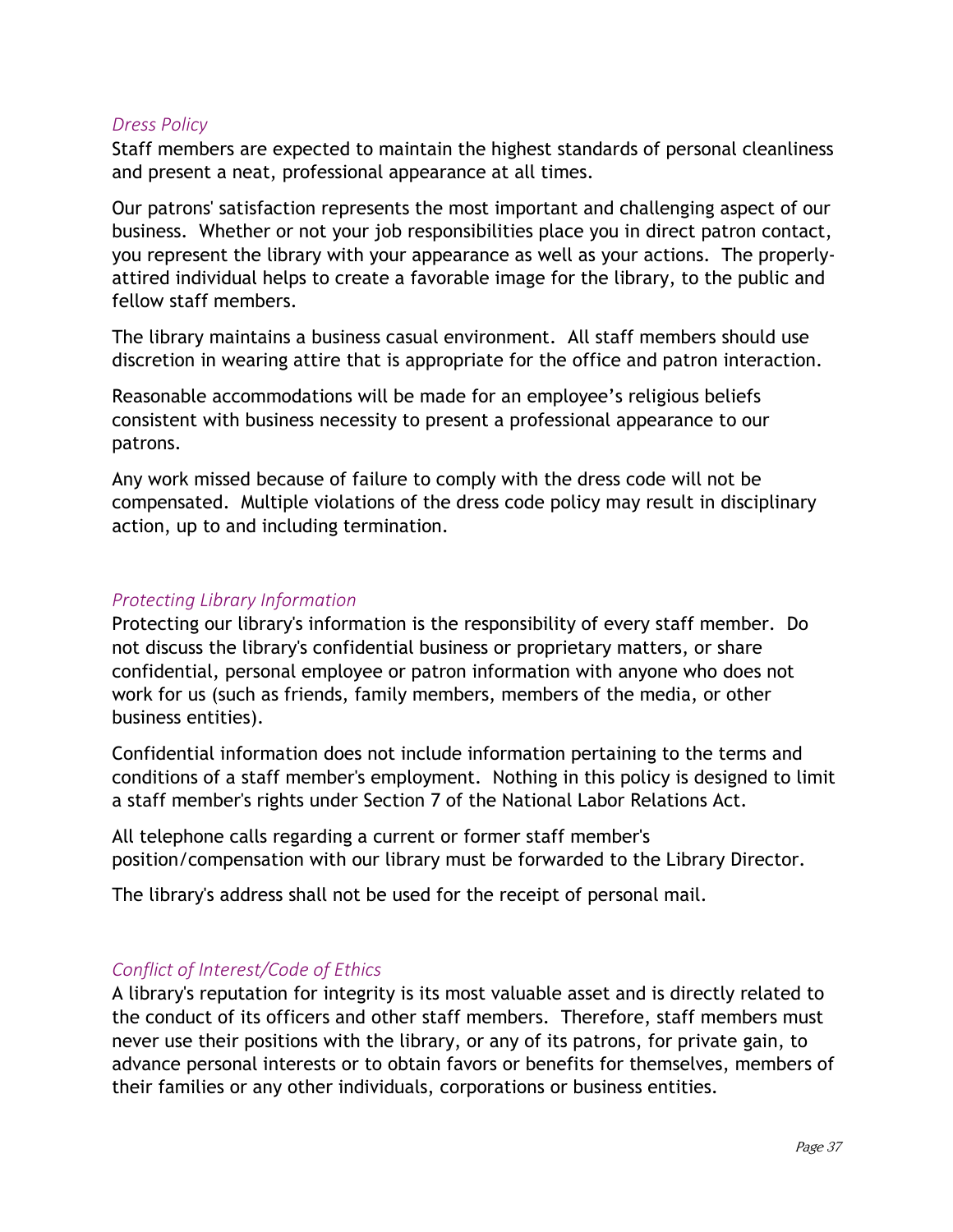### *Dress Policy*

Staff members are expected to maintain the highest standards of personal cleanliness and present a neat, professional appearance at all times.

Our patrons' satisfaction represents the most important and challenging aspect of our business. Whether or not your job responsibilities place you in direct patron contact, you represent the library with your appearance as well as your actions. The properly-attired individual helps to create a favorable image for the library, to the public and fellow staff members.

The library maintains a business casual environment. All staff members should use discretion in wearing attire that is appropriate for the office and patron interaction.

Reasonable accommodations will be made for an employee's religious beliefs consistent with business necessity to present a professional appearance to our patrons.

Any work missed because of failure to comply with the dress code will not be compensated. Multiple violations of the dress code policy may result in disciplinary action, up to and including termination.

### *Protecting Library Information*

Protecting our library's information is the responsibility of every staff member. Do not discuss the library's confidential business or proprietary matters, or share confidential, personal employee or patron information with anyone who does not work for us (such as friends, family members, members of the media, or other business entities).

Confidential information does not include information pertaining to the terms and conditions of a staff member's employment. Nothing in this policy is designed to limit a staff member's rights under Section 7 of the National Labor Relations Act.

All telephone calls regarding a current or former staff member's position/compensation with our library must be forwarded to the Library Director.

The library's address shall not be used for the receipt of personal mail.

### *Conflict of Interest/Code of Ethics*

A library's reputation for integrity is its most valuable asset and is directly related to the conduct of its officers and other staff members. Therefore, staff members must never use their positions with the library, or any of its patrons, for private gain, to advance personal interests or to obtain favors or benefits for themselves, members of their families or any other individuals, corporations or business entities.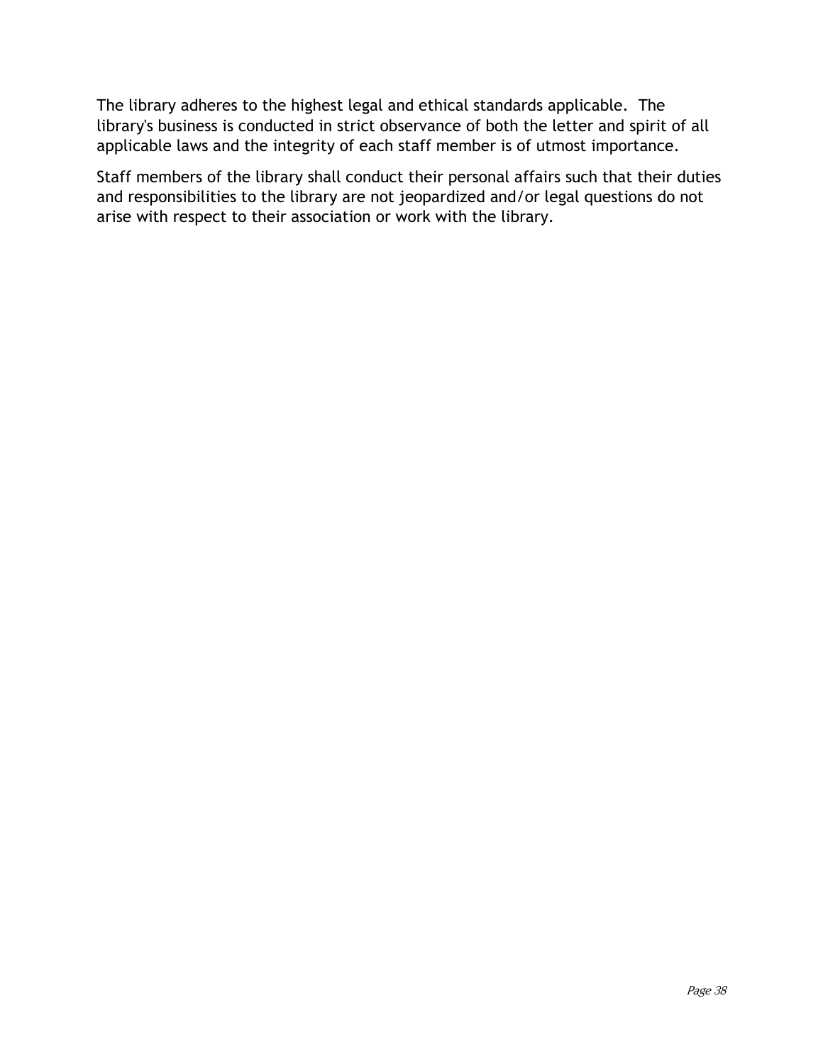The library adheres to the highest legal and ethical standards applicable. The library's business is conducted in strict observance of both the letter and spirit of all applicable laws and the integrity of each staff member is of utmost importance.

Staff members of the library shall conduct their personal affairs such that their duties and responsibilities to the library are not jeopardized and/or legal questions do not arise with respect to their association or work with the library.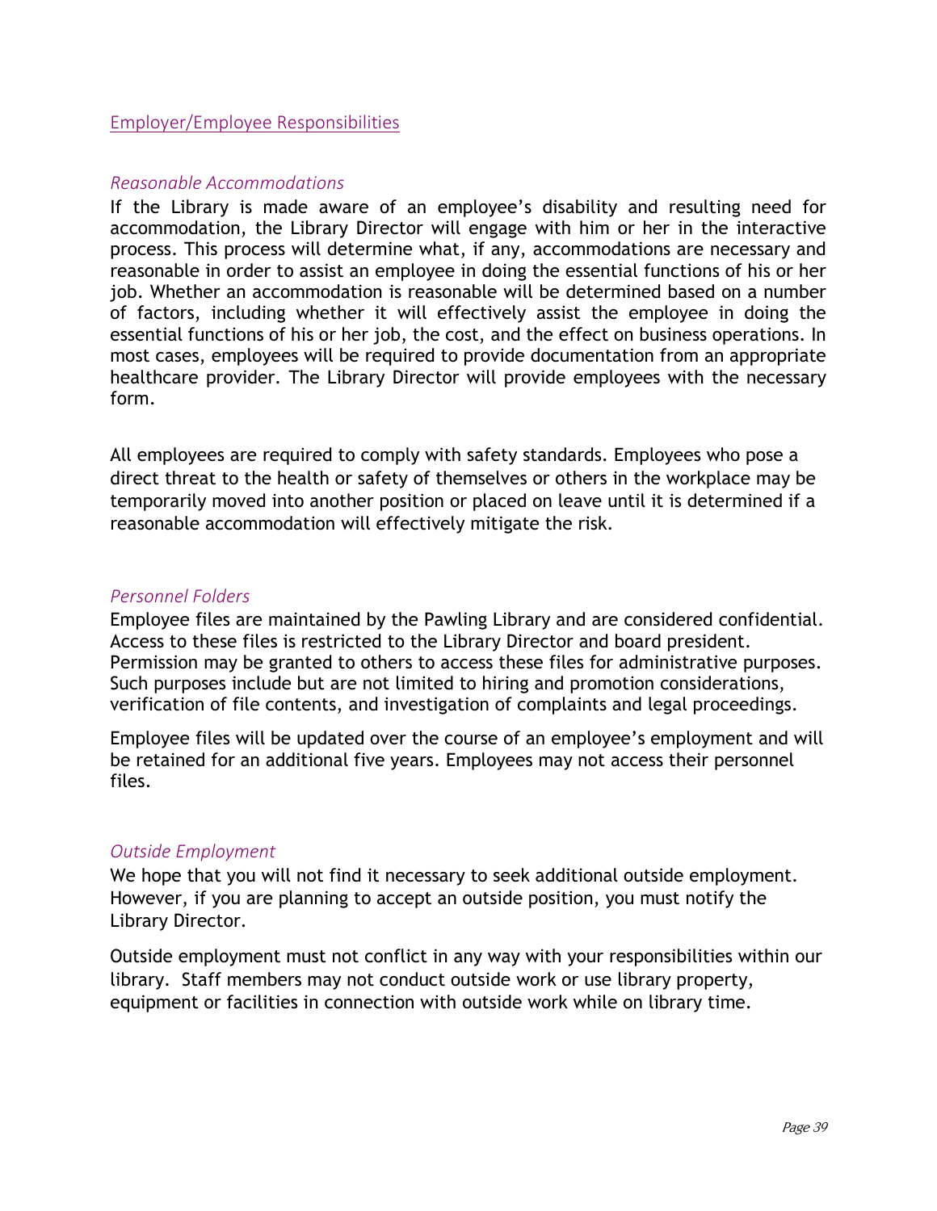## Employer/Employee Responsibilities

### *Reasonable Accommodations*

If the Library is made aware of an employee's disability and resulting need for accommodation, the Library Director will engage with him or her in the interactive process. This process will determine what, if any, accommodations are necessary and reasonable in order to assist an employee in doing the essential functions of his or her job. Whether an accommodation is reasonable will be determined based on a number of factors, including whether it will effectively assist the employee in doing the essential functions of his or her job, the cost, and the effect on business operations. In most cases, employees will be required to provide documentation from an appropriate healthcare provider. The Library Director will provide employees with the necessary form.

All employees are required to comply with safety standards. Employees who pose a direct threat to the health or safety of themselves or others in the workplace may be temporarily moved into another position or placed on leave until it is determined if a reasonable accommodation will effectively mitigate the risk.

### *Personnel Folders*

Employee files are maintained by the Pawling Library and are considered confidential. Access to these files is restricted to the Library Director and board president. Permission may be granted to others to access these files for administrative purposes. Such purposes include but are not limited to hiring and promotion considerations, verification of file contents, and investigation of complaints and legal proceedings.

Employee files will be updated over the course of an employee's employment and will be retained for an additional five years. Employees may not access their personnel files.

### *Outside Employment*

We hope that you will not find it necessary to seek additional outside employment. However, if you are planning to accept an outside position, you must notify the Library Director.

Outside employment must not conflict in any way with your responsibilities within our library. Staff members may not conduct outside work or use library property, equipment or facilities in connection with outside work while on library time.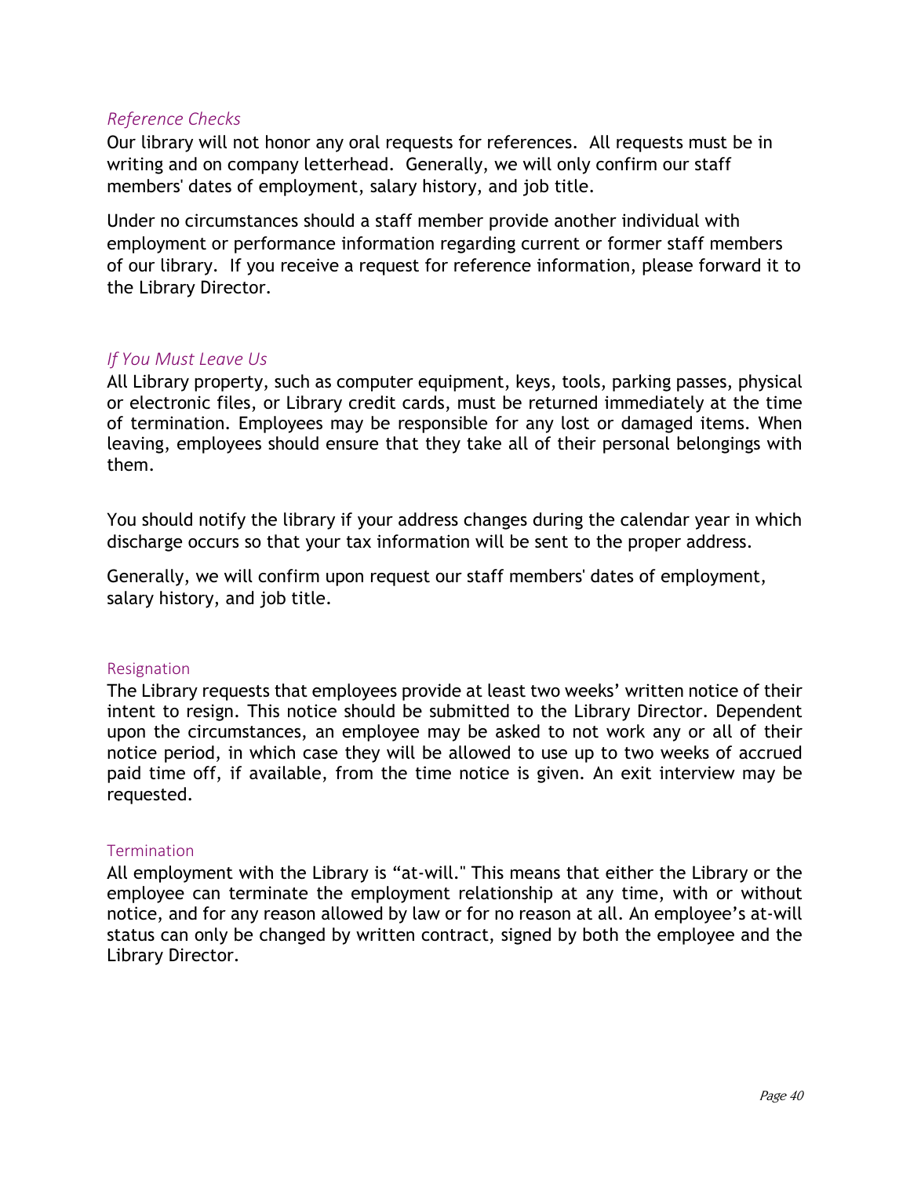### *Reference Checks*

Our library will not honor any oral requests for references. All requests must be in writing and on company letterhead. Generally, we will only confirm our staff members' dates of employment, salary history, and job title.

Under no circumstances should a staff member provide another individual with employment or performance information regarding current or former staff members of our library. If you receive a request for reference information, please forward it to the Library Director.

### *If You Must Leave Us*

All Library property, such as computer equipment, keys, tools, parking passes, physical or electronic files, or Library credit cards, must be returned immediately at the time of termination. Employees may be responsible for any lost or damaged items. When leaving, employees should ensure that they take all of their personal belongings with them.

You should notify the library if your address changes during the calendar year in which discharge occurs so that your tax information will be sent to the proper address.

Generally, we will confirm upon request our staff members' dates of employment, salary history, and job title.

#### Resignation

The Library requests that employees provide at least two weeks' written notice of their intent to resign. This notice should be submitted to the Library Director. Dependent upon the circumstances, an employee may be asked to not work any or all of their notice period, in which case they will be allowed to use up to two weeks of accrued paid time off, if available, from the time notice is given. An exit interview may be requested.

#### Termination

All employment with the Library is "at-will." This means that either the Library or the employee can terminate the employment relationship at any time, with or without notice, and for any reason allowed by law or for no reason at all. An employee's at-will status can only be changed by written contract, signed by both the employee and the Library Director.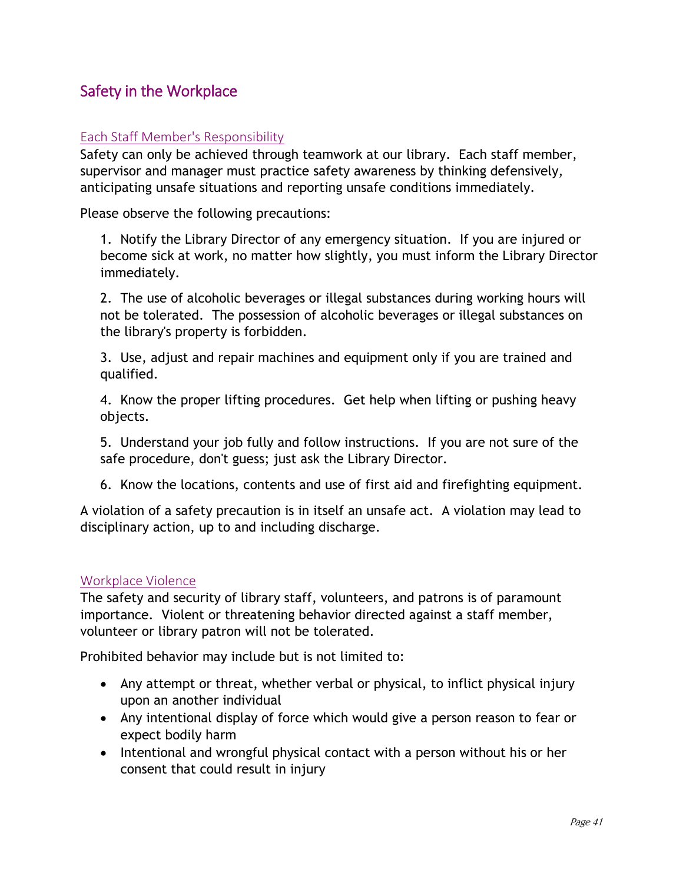## Safety in the Workplace

### Each Staff Member's Responsibility

Safety can only be achieved through teamwork at our library. Each staff member, supervisor and manager must practice safety awareness by thinking defensively, anticipating unsafe situations and reporting unsafe conditions immediately.

Please observe the following precautions:

1. Notify the Library Director of any emergency situation. If you are injured or become sick at work, no matter how slightly, you must inform the Library Director immediately.

2. The use of alcoholic beverages or illegal substances during working hours will not be tolerated. The possession of alcoholic beverages or illegal substances on the library's property is forbidden.

3. Use, adjust and repair machines and equipment only if you are trained and qualified.

4. Know the proper lifting procedures. Get help when lifting or pushing heavy objects.

5. Understand your job fully and follow instructions. If you are not sure of the safe procedure, don't guess; just ask the Library Director.

6. Know the locations, contents and use of first aid and firefighting equipment.

A violation of a safety precaution is in itself an unsafe act. A violation may lead to disciplinary action, up to and including discharge.

### Workplace Violence

The safety and security of library staff, volunteers, and patrons is of paramount importance. Violent or threatening behavior directed against a staff member, volunteer or library patron will not be tolerated.

Prohibited behavior may include but is not limited to:

- Any attempt or threat, whether verbal or physical, to inflict physical injury upon an another individual
- Any intentional display of force which would give a person reason to fear or expect bodily harm
- Intentional and wrongful physical contact with a person without his or her consent that could result in injury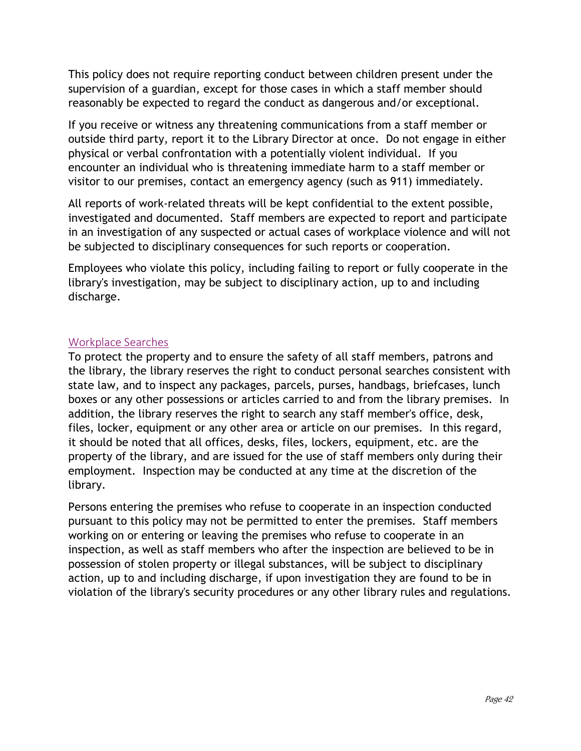This policy does not require reporting conduct between children present under the supervision of a guardian, except for those cases in which a staff member should reasonably be expected to regard the conduct as dangerous and/or exceptional.

If you receive or witness any threatening communications from a staff member or outside third party, report it to the Library Director at once. Do not engage in either physical or verbal confrontation with a potentially violent individual. If you encounter an individual who is threatening immediate harm to a staff member or visitor to our premises, contact an emergency agency (such as 911) immediately.

All reports of work-related threats will be kept confidential to the extent possible, investigated and documented. Staff members are expected to report and participate in an investigation of any suspected or actual cases of workplace violence and will not be subjected to disciplinary consequences for such reports or cooperation.

Employees who violate this policy, including failing to report or fully cooperate in the library's investigation, may be subject to disciplinary action, up to and including discharge.

## Workplace Searches

To protect the property and to ensure the safety of all staff members, patrons and the library, the library reserves the right to conduct personal searches consistent with state law, and to inspect any packages, parcels, purses, handbags, briefcases, lunch boxes or any other possessions or articles carried to and from the library premises. In addition, the library reserves the right to search any staff member's office, desk, files, locker, equipment or any other area or article on our premises. In this regard, it should be noted that all offices, desks, files, lockers, equipment, etc. are the property of the library, and are issued for the use of staff members only during their employment. Inspection may be conducted at any time at the discretion of the library.

Persons entering the premises who refuse to cooperate in an inspection conducted pursuant to this policy may not be permitted to enter the premises. Staff members working on or entering or leaving the premises who refuse to cooperate in an inspection, as well as staff members who after the inspection are believed to be in possession of stolen property or illegal substances, will be subject to disciplinary action, up to and including discharge, if upon investigation they are found to be in violation of the library's security procedures or any other library rules and regulations.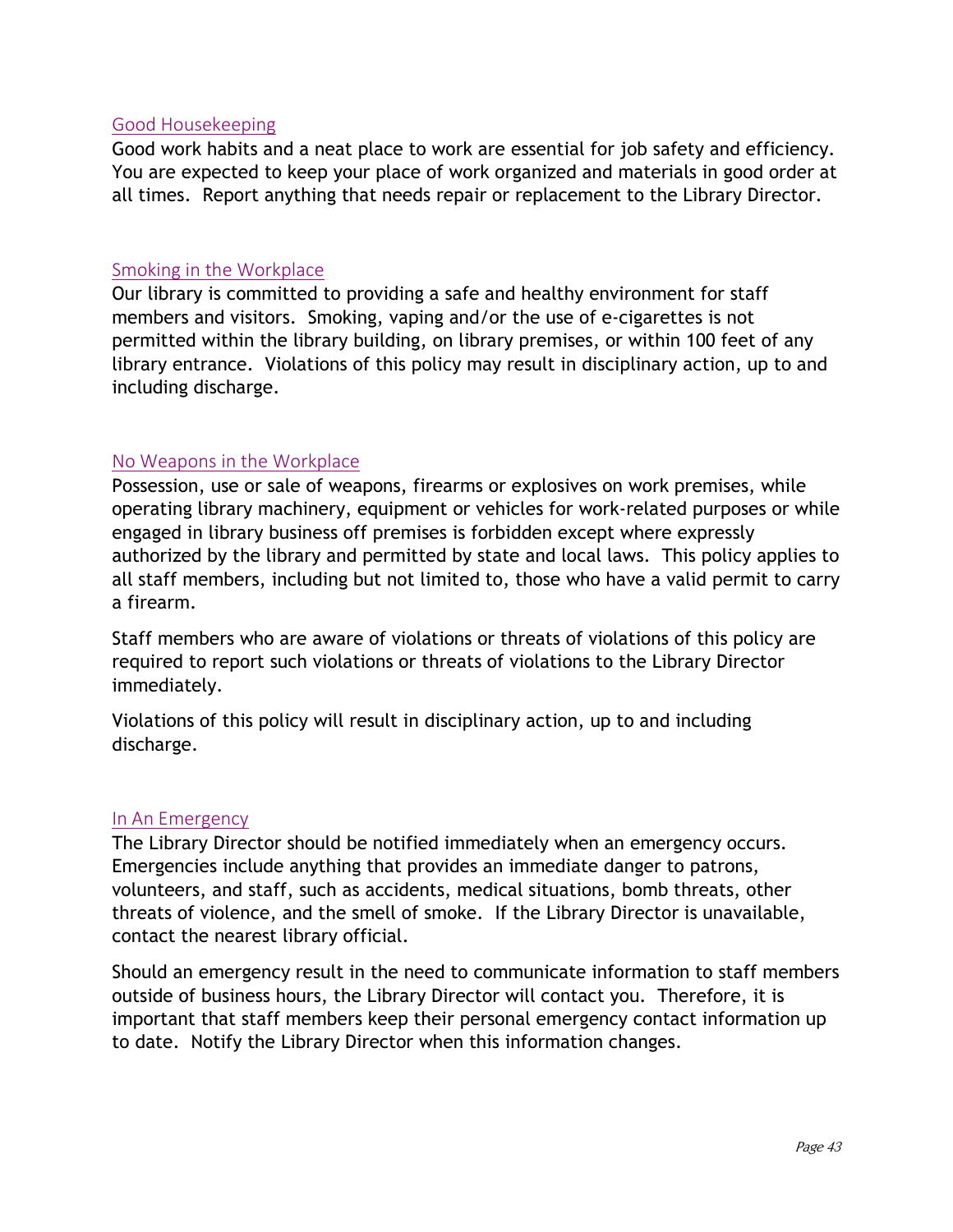## Good Housekeeping

Good work habits and a neat place to work are essential for job safety and efficiency. You are expected to keep your place of work organized and materials in good order at all times. Report anything that needs repair or replacement to the Library Director.

## Smoking in the Workplace

Our library is committed to providing a safe and healthy environment for staff members and visitors. Smoking, vaping and/or the use of e-cigarettes is not permitted within the library building, on library premises, or within 100 feet of any library entrance. Violations of this policy may result in disciplinary action, up to and including discharge.

## No Weapons in the Workplace

Possession, use or sale of weapons, firearms or explosives on work premises, while operating library machinery, equipment or vehicles for work-related purposes or while engaged in library business off premises is forbidden except where expressly authorized by the library and permitted by state and local laws. This policy applies to all staff members, including but not limited to, those who have a valid permit to carry a firearm.

Staff members who are aware of violations or threats of violations of this policy are required to report such violations or threats of violations to the Library Director immediately.

Violations of this policy will result in disciplinary action, up to and including discharge.

## In An Emergency

The Library Director should be notified immediately when an emergency occurs. Emergencies include anything that provides an immediate danger to patrons, volunteers, and staff, such as accidents, medical situations, bomb threats, other threats of violence, and the smell of smoke. If the Library Director is unavailable, contact the nearest library official.

Should an emergency result in the need to communicate information to staff members outside of business hours, the Library Director will contact you. Therefore, it is important that staff members keep their personal emergency contact information up to date. Notify the Library Director when this information changes.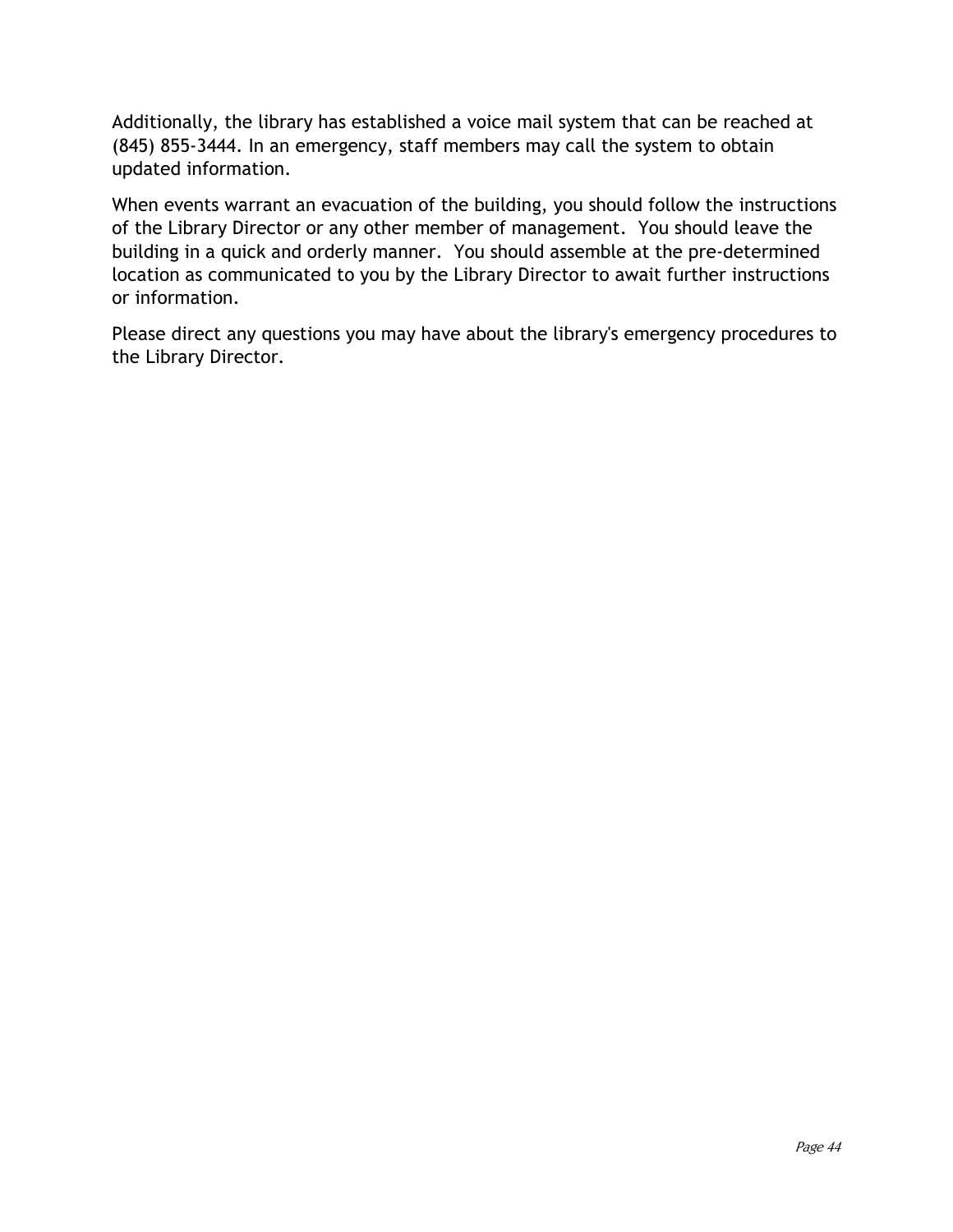Additionally, the library has established a voice mail system that can be reached at (845) 855-3444. In an emergency, staff members may call the system to obtain updated information.

When events warrant an evacuation of the building, you should follow the instructions of the Library Director or any other member of management. You should leave the building in a quick and orderly manner. You should assemble at the pre-determined location as communicated to you by the Library Director to await further instructions or information.

Please direct any questions you may have about the library's emergency procedures to the Library Director.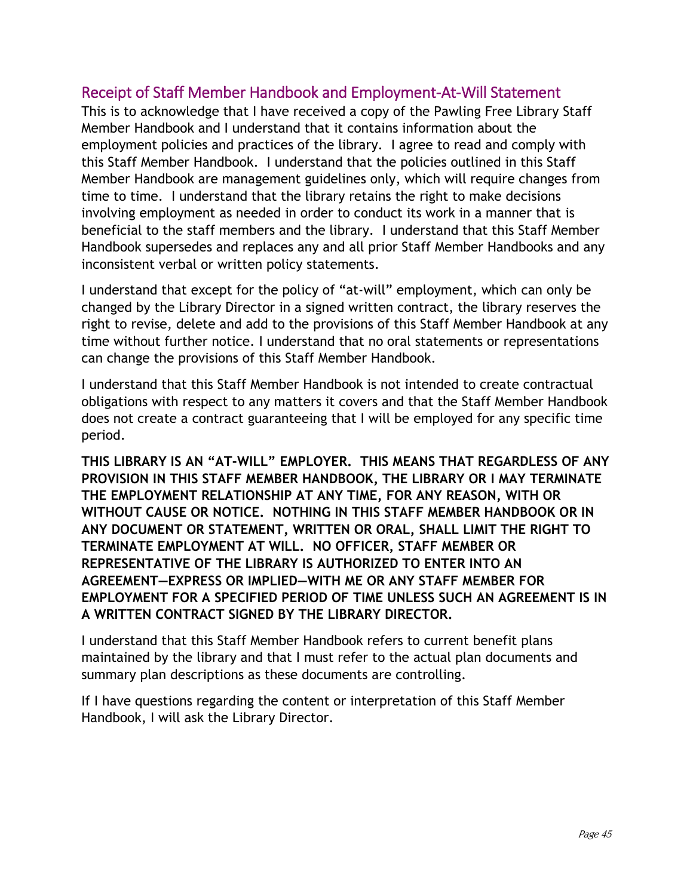## Receipt of Staff Member Handbook and Employment-At-Will Statement

This is to acknowledge that I have received a copy of the Pawling Free Library Staff Member Handbook and I understand that it contains information about the employment policies and practices of the library. I agree to read and comply with this Staff Member Handbook. I understand that the policies outlined in this Staff Member Handbook are management guidelines only, which will require changes from time to time. I understand that the library retains the right to make decisions involving employment as needed in order to conduct its work in a manner that is beneficial to the staff members and the library. I understand that this Staff Member Handbook supersedes and replaces any and all prior Staff Member Handbooks and any inconsistent verbal or written policy statements.

I understand that except for the policy of "at-will" employment, which can only be changed by the Library Director in a signed written contract, the library reserves the right to revise, delete and add to the provisions of this Staff Member Handbook at any time without further notice. I understand that no oral statements or representations can change the provisions of this Staff Member Handbook.

I understand that this Staff Member Handbook is not intended to create contractual obligations with respect to any matters it covers and that the Staff Member Handbook does not create a contract guaranteeing that I will be employed for any specific time period.

**THIS LIBRARY IS AN "AT-WILL" EMPLOYER. THIS MEANS THAT REGARDLESS OF ANY PROVISION IN THIS STAFF MEMBER HANDBOOK, THE LIBRARY OR I MAY TERMINATE THE EMPLOYMENT RELATIONSHIP AT ANY TIME, FOR ANY REASON, WITH OR WITHOUT CAUSE OR NOTICE. NOTHING IN THIS STAFF MEMBER HANDBOOK OR IN ANY DOCUMENT OR STATEMENT, WRITTEN OR ORAL, SHALL LIMIT THE RIGHT TO TERMINATE EMPLOYMENT AT WILL. NO OFFICER, STAFF MEMBER OR REPRESENTATIVE OF THE LIBRARY IS AUTHORIZED TO ENTER INTO AN AGREEMENT—EXPRESS OR IMPLIED—WITH ME OR ANY STAFF MEMBER FOR EMPLOYMENT FOR A SPECIFIED PERIOD OF TIME UNLESS SUCH AN AGREEMENT IS IN A WRITTEN CONTRACT SIGNED BY THE LIBRARY DIRECTOR.**

I understand that this Staff Member Handbook refers to current benefit plans maintained by the library and that I must refer to the actual plan documents and summary plan descriptions as these documents are controlling.

If I have questions regarding the content or interpretation of this Staff Member Handbook, I will ask the Library Director.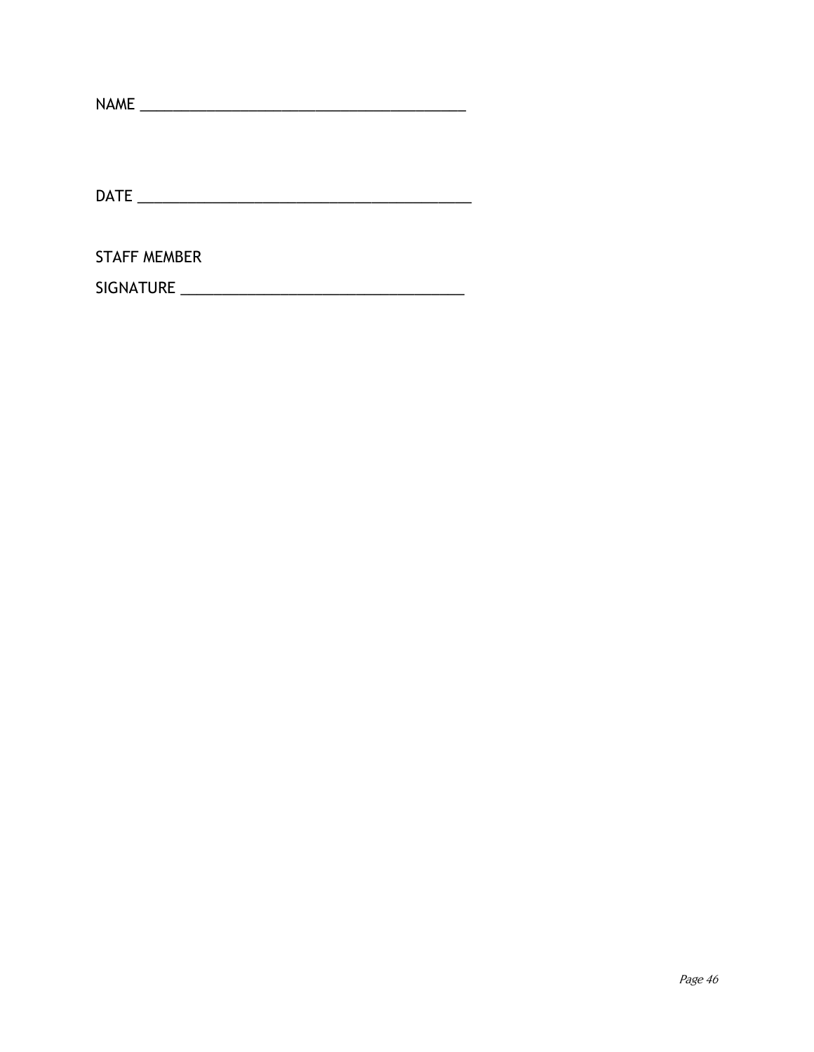NAME ________________________________________

DATE ________________________________________

STAFF MEMBER

SIGNATURE ___________________________________